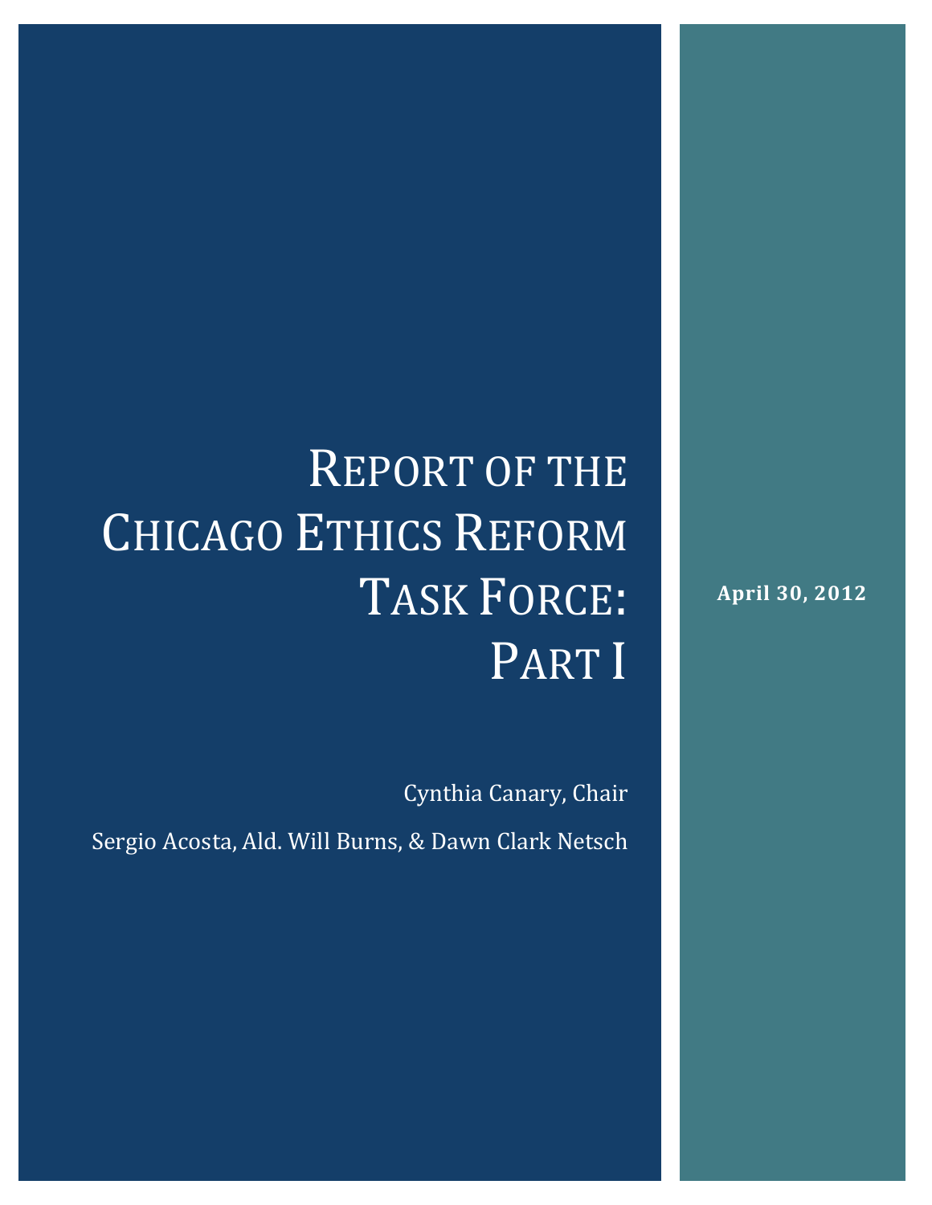# Report of the Chicago Ethics Reform Task Force: Part I

Cynthia Canary, Chair

Sergio Acosta, Ald. Will Burns, & Dawn Clark Netsch

**April 30, 2012**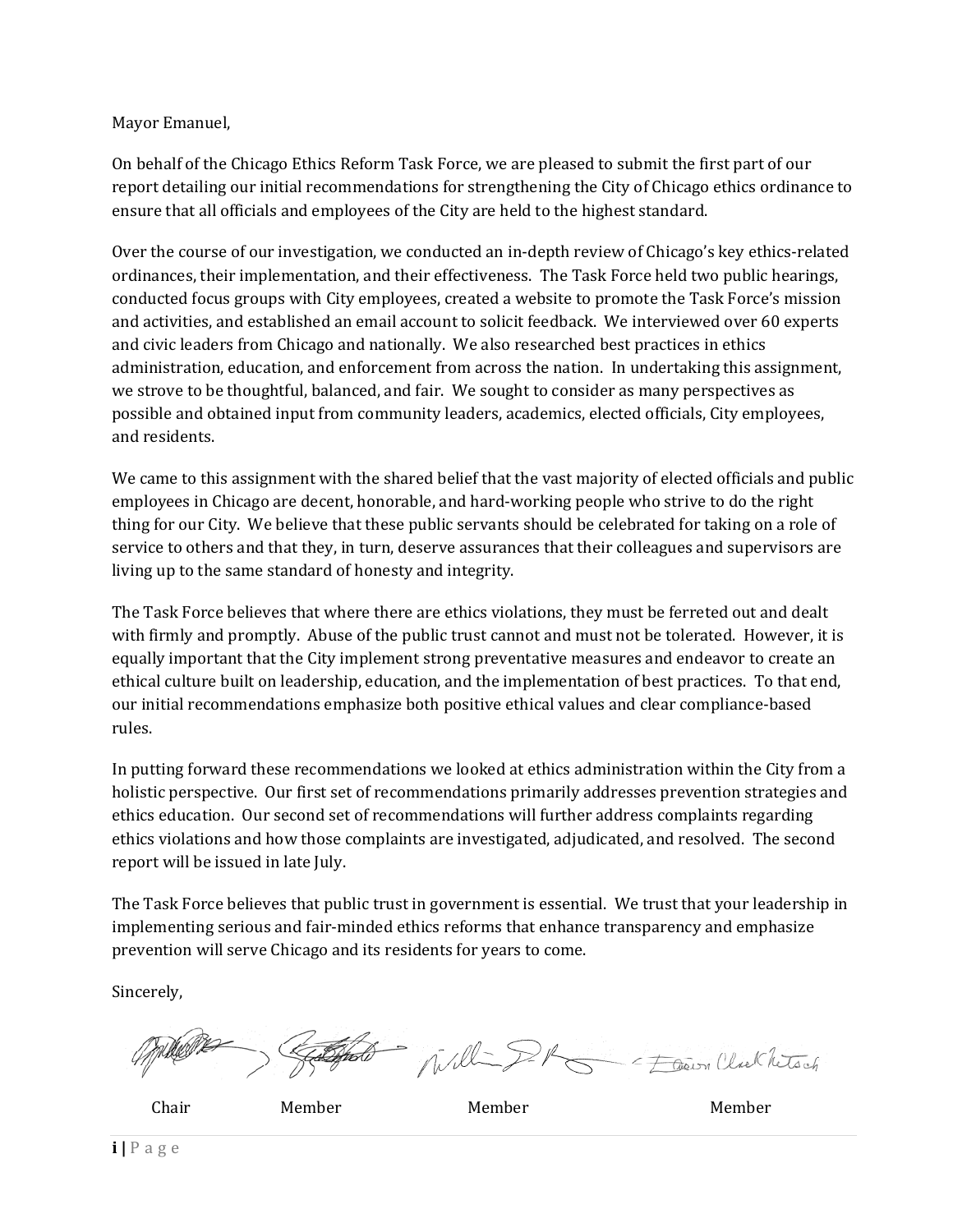Mayor Emanuel,

On behalf of the Chicago Ethics Reform Task Force, we are pleased to submit the first part of our report detailing our initial recommendations for strengthening the City of Chicago ethics ordinance to ensure that all officials and employees of the City are held to the highest standard.

Over the course of our investigation, we conducted an in-depth review of Chicago's key ethics-related ordinances, their implementation, and their effectiveness. The Task Force held two public hearings, conducted focus groups with City employees, created a website to promote the Task Force's mission and activities, and established an email account to solicit feedback. We interviewed over 60 experts and civic leaders from Chicago and nationally. We also researched best practices in ethics administration, education, and enforcement from across the nation. In undertaking this assignment, we strove to be thoughtful, balanced, and fair. We sought to consider as many perspectives as possible and obtained input from community leaders, academics, elected officials, City employees, and residents.

We came to this assignment with the shared belief that the vast majority of elected officials and public employees in Chicago are decent, honorable, and hard-working people who strive to do the right thing for our City. We believe that these public servants should be celebrated for taking on a role of service to others and that they, in turn, deserve assurances that their colleagues and supervisors are living up to the same standard of honesty and integrity.

The Task Force believes that where there are ethics violations, they must be ferreted out and dealt with firmly and promptly. Abuse of the public trust cannot and must not be tolerated. However, it is equally important that the City implement strong preventative measures and endeavor to create an ethical culture built on leadership, education, and the implementation of best practices. To that end, our initial recommendations emphasize both positive ethical values and clear compliance-based rules.

In putting forward these recommendations we looked at ethics administration within the City from a holistic perspective. Our first set of recommendations primarily addresses prevention strategies and ethics education. Our second set of recommendations will further address complaints regarding ethics violations and how those complaints are investigated, adjudicated, and resolved. The second report will be issued in late July.

The Task Force believes that public trust in government is essential. We trust that your leadership in implementing serious and fair-minded ethics reforms that enhance transparency and emphasize prevention will serve Chicago and its residents for years to come.

Sincerely,

| Chair | Member | Member | Member |
|---|---|---|---|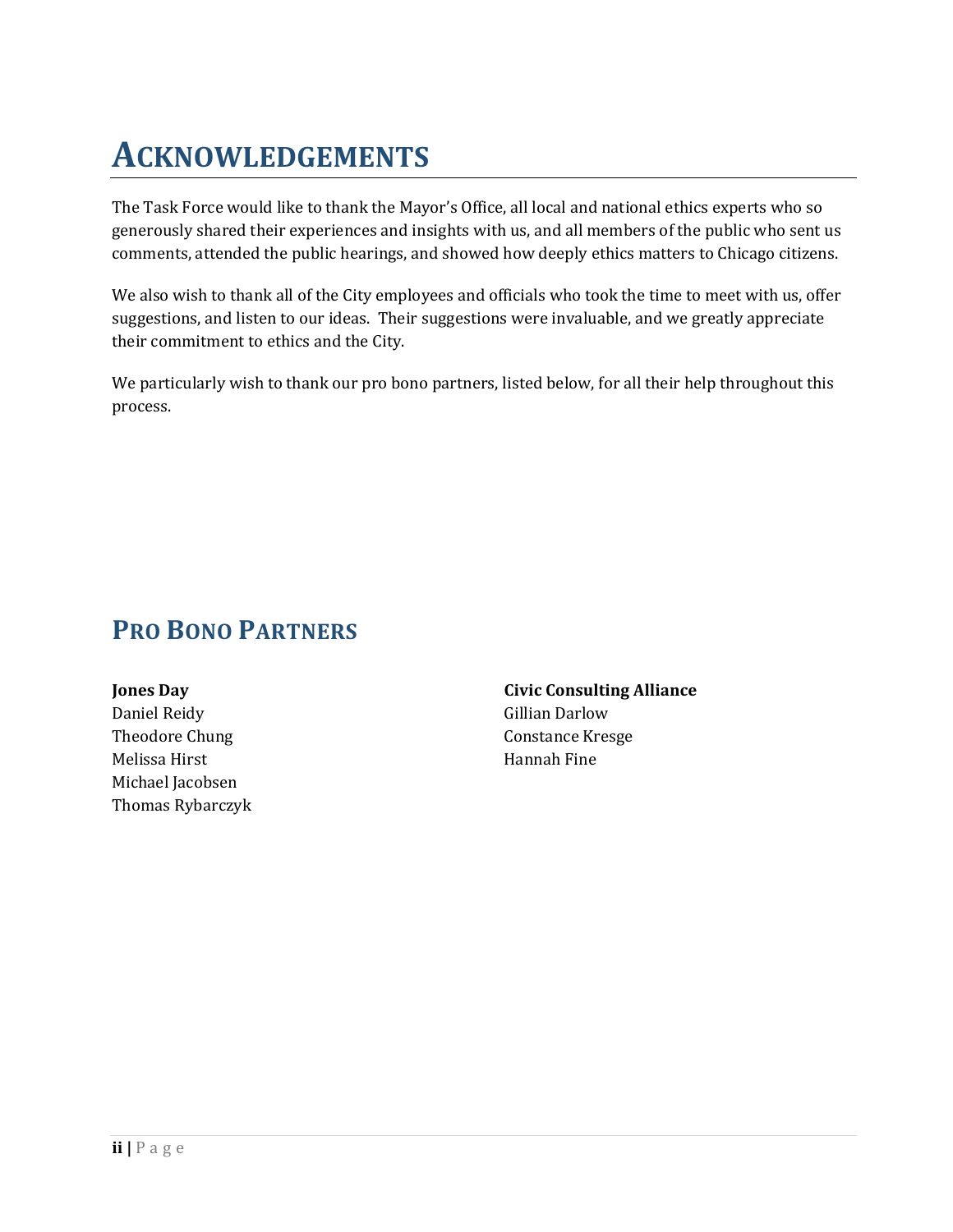# ACKNOWLEDGEMENTS

The Task Force would like to thank the Mayor's Office, all local and national ethics experts who so generously shared their experiences and insights with us, and all members of the public who sent us comments, attended the public hearings, and showed how deeply ethics matters to Chicago citizens.

We also wish to thank all of the City employees and officials who took the time to meet with us, offer suggestions, and listen to our ideas. Their suggestions were invaluable, and we greatly appreciate their commitment to ethics and the City.

We particularly wish to thank our pro bono partners, listed below, for all their help throughout this process.

## PRO BONO PARTNERS

**Jones Day**
Daniel Reidy
Theodore Chung
Melissa Hirst
Michael Jacobsen
Thomas Rybarczyk

**Civic Consulting Alliance**
Gillian Darlow
Constance Kresge
Hannah Fine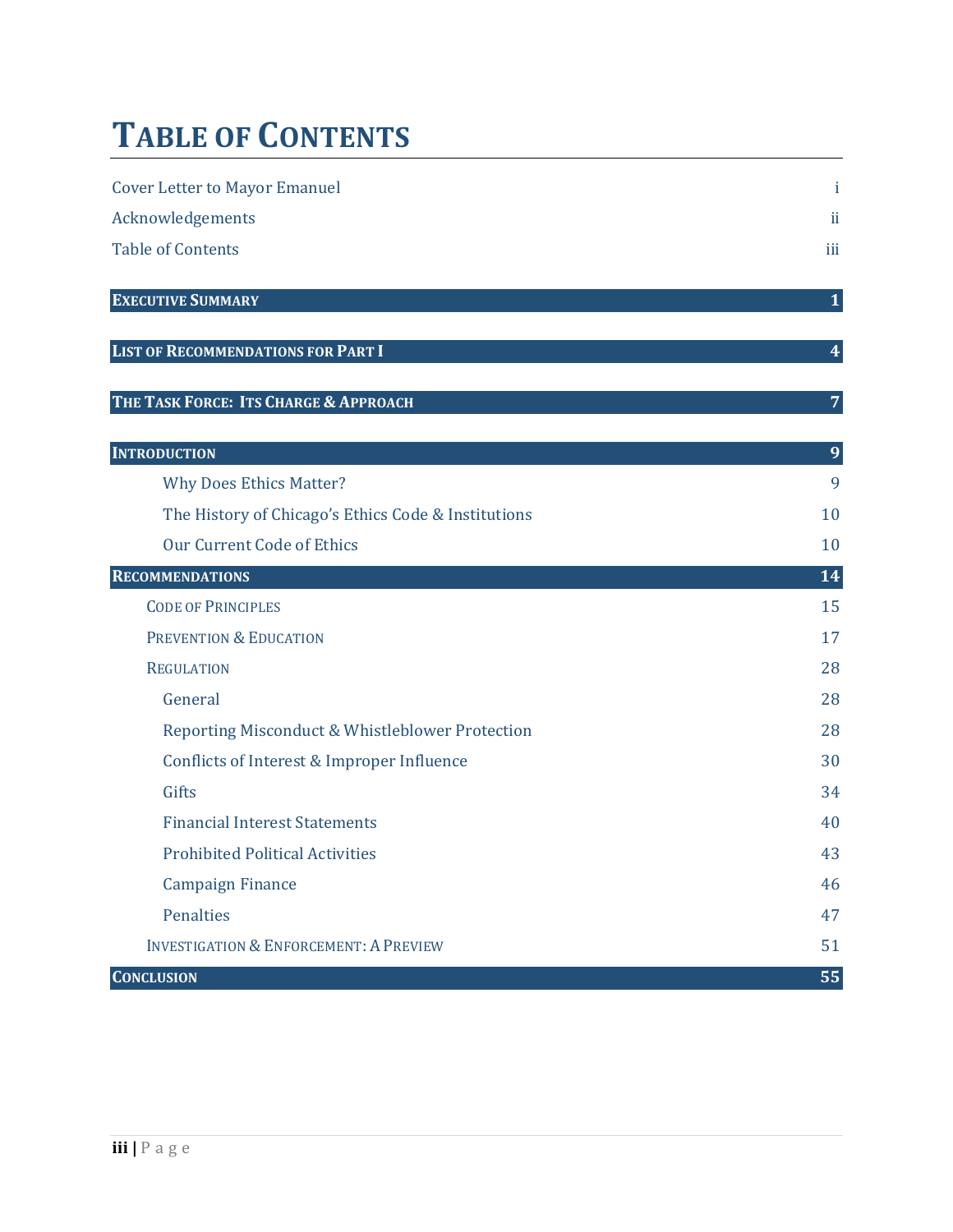# TABLE OF CONTENTS

| | |
|---|---|
| Cover Letter to Mayor Emanuel | i |
| Acknowledgements | ii |
| Table of Contents | iii |
| **EXECUTIVE SUMMARY** | **1** |
| **LIST OF RECOMMENDATIONS FOR PART I** | **4** |
| **THE TASK FORCE: ITS CHARGE & APPROACH** | **7** |
| **INTRODUCTION** | **9** |
| Why Does Ethics Matter? | 9 |
| The History of Chicago's Ethics Code & Institutions | 10 |
| Our Current Code of Ethics | 10 |
| **RECOMMENDATIONS** | **14** |
| CODE OF PRINCIPLES | 15 |
| PREVENTION & EDUCATION | 17 |
| REGULATION | 28 |
| General | 28 |
| Reporting Misconduct & Whistleblower Protection | 28 |
| Conflicts of Interest & Improper Influence | 30 |
| Gifts | 34 |
| Financial Interest Statements | 40 |
| Prohibited Political Activities | 43 |
| Campaign Finance | 46 |
| Penalties | 47 |
| INVESTIGATION & ENFORCEMENT: A PREVIEW | 51 |
| **CONCLUSION** | **55** |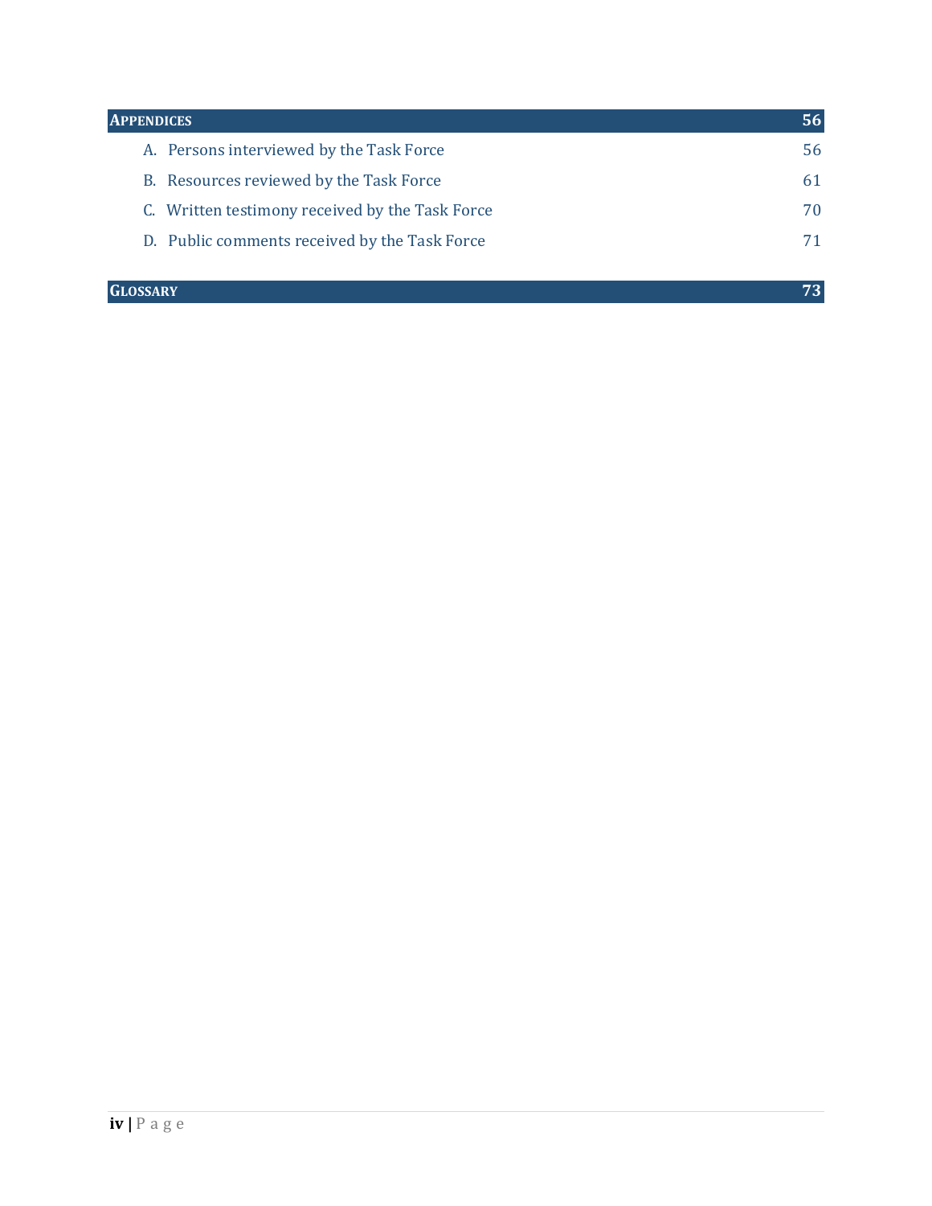| **APPENDICES** | **56** |
|---|---|
| A. Persons interviewed by the Task Force | 56 |
| B. Resources reviewed by the Task Force | 61 |
| C. Written testimony received by the Task Force | 70 |
| D. Public comments received by the Task Force | 71 |
| **GLOSSARY** | **73** |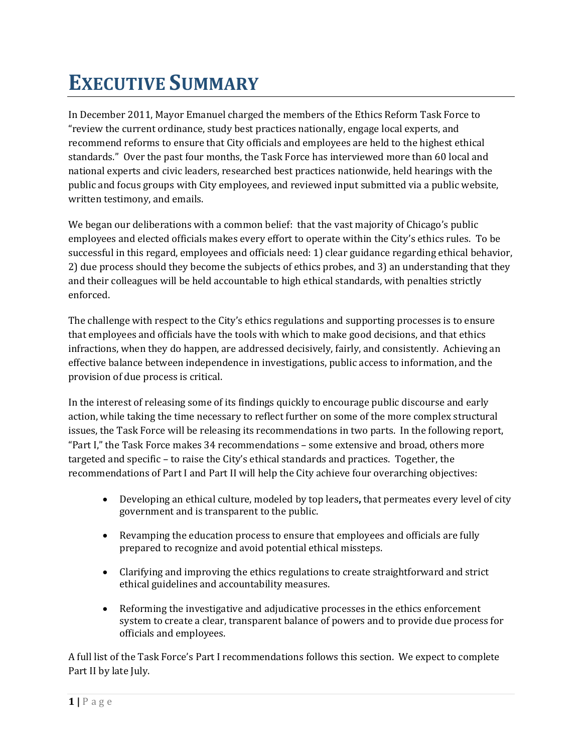# EXECUTIVE SUMMARY

In December 2011, Mayor Emanuel charged the members of the Ethics Reform Task Force to "review the current ordinance, study best practices nationally, engage local experts, and recommend reforms to ensure that City officials and employees are held to the highest ethical standards." Over the past four months, the Task Force has interviewed more than 60 local and national experts and civic leaders, researched best practices nationwide, held hearings with the public and focus groups with City employees, and reviewed input submitted via a public website, written testimony, and emails.

We began our deliberations with a common belief: that the vast majority of Chicago's public employees and elected officials makes every effort to operate within the City's ethics rules. To be successful in this regard, employees and officials need: 1) clear guidance regarding ethical behavior, 2) due process should they become the subjects of ethics probes, and 3) an understanding that they and their colleagues will be held accountable to high ethical standards, with penalties strictly enforced.

The challenge with respect to the City's ethics regulations and supporting processes is to ensure that employees and officials have the tools with which to make good decisions, and that ethics infractions, when they do happen, are addressed decisively, fairly, and consistently. Achieving an effective balance between independence in investigations, public access to information, and the provision of due process is critical.

In the interest of releasing some of its findings quickly to encourage public discourse and early action, while taking the time necessary to reflect further on some of the more complex structural issues, the Task Force will be releasing its recommendations in two parts. In the following report, "Part I," the Task Force makes 34 recommendations – some extensive and broad, others more targeted and specific – to raise the City's ethical standards and practices. Together, the recommendations of Part I and Part II will help the City achieve four overarching objectives:

- Developing an ethical culture, modeled by top leaders**,** that permeates every level of city government and is transparent to the public.
- Revamping the education process to ensure that employees and officials are fully prepared to recognize and avoid potential ethical missteps.
- Clarifying and improving the ethics regulations to create straightforward and strict ethical guidelines and accountability measures.
- Reforming the investigative and adjudicative processes in the ethics enforcement system to create a clear, transparent balance of powers and to provide due process for officials and employees.

A full list of the Task Force's Part I recommendations follows this section. We expect to complete Part II by late July.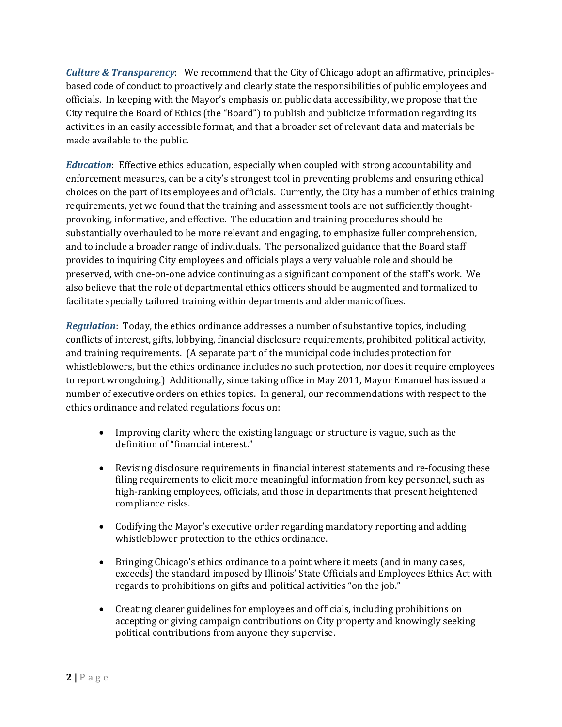***Culture & Transparency***: We recommend that the City of Chicago adopt an affirmative, principles-based code of conduct to proactively and clearly state the responsibilities of public employees and officials. In keeping with the Mayor's emphasis on public data accessibility, we propose that the City require the Board of Ethics (the "Board") to publish and publicize information regarding its activities in an easily accessible format, and that a broader set of relevant data and materials be made available to the public.

***Education***: Effective ethics education, especially when coupled with strong accountability and enforcement measures, can be a city's strongest tool in preventing problems and ensuring ethical choices on the part of its employees and officials. Currently, the City has a number of ethics training requirements, yet we found that the training and assessment tools are not sufficiently thought-provoking, informative, and effective. The education and training procedures should be substantially overhauled to be more relevant and engaging, to emphasize fuller comprehension, and to include a broader range of individuals. The personalized guidance that the Board staff provides to inquiring City employees and officials plays a very valuable role and should be preserved, with one-on-one advice continuing as a significant component of the staff's work. We also believe that the role of departmental ethics officers should be augmented and formalized to facilitate specially tailored training within departments and aldermanic offices.

***Regulation***: Today, the ethics ordinance addresses a number of substantive topics, including conflicts of interest, gifts, lobbying, financial disclosure requirements, prohibited political activity, and training requirements. (A separate part of the municipal code includes protection for whistleblowers, but the ethics ordinance includes no such protection, nor does it require employees to report wrongdoing.) Additionally, since taking office in May 2011, Mayor Emanuel has issued a number of executive orders on ethics topics. In general, our recommendations with respect to the ethics ordinance and related regulations focus on:

- Improving clarity where the existing language or structure is vague, such as the definition of "financial interest."
- Revising disclosure requirements in financial interest statements and re-focusing these filing requirements to elicit more meaningful information from key personnel, such as high-ranking employees, officials, and those in departments that present heightened compliance risks.
- Codifying the Mayor's executive order regarding mandatory reporting and adding whistleblower protection to the ethics ordinance.
- Bringing Chicago's ethics ordinance to a point where it meets (and in many cases, exceeds) the standard imposed by Illinois' State Officials and Employees Ethics Act with regards to prohibitions on gifts and political activities "on the job."
- Creating clearer guidelines for employees and officials, including prohibitions on accepting or giving campaign contributions on City property and knowingly seeking political contributions from anyone they supervise.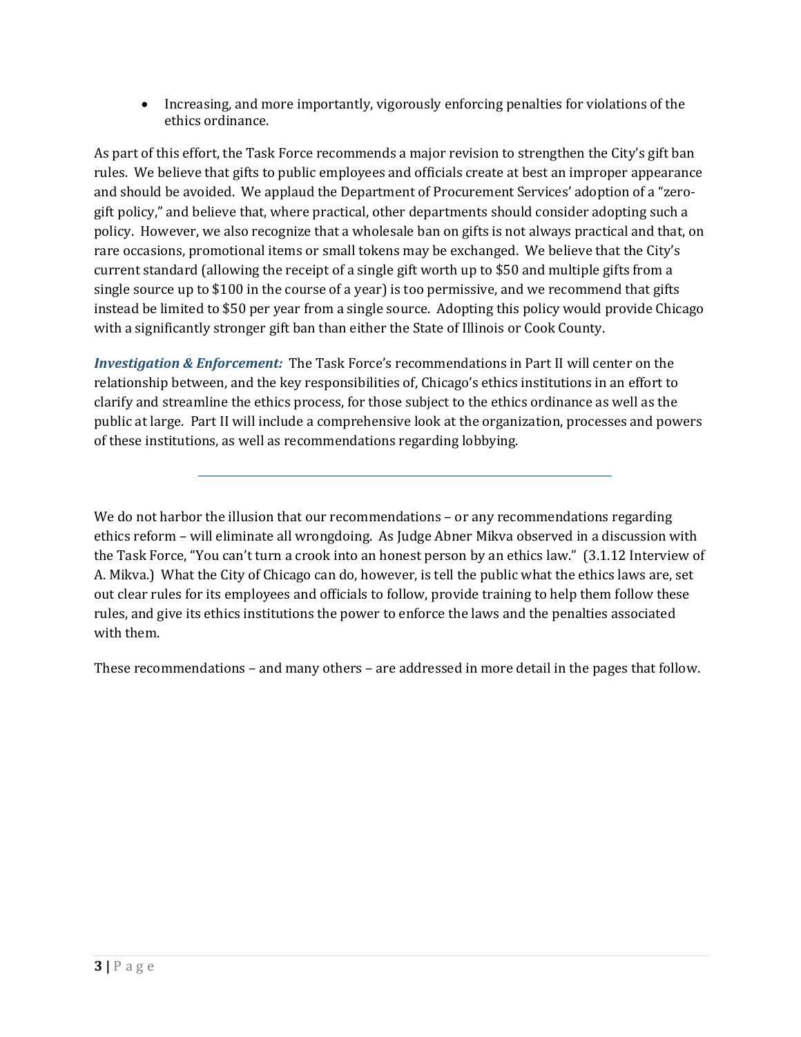- Increasing, and more importantly, vigorously enforcing penalties for violations of the ethics ordinance.

As part of this effort, the Task Force recommends a major revision to strengthen the City's gift ban rules. We believe that gifts to public employees and officials create at best an improper appearance and should be avoided. We applaud the Department of Procurement Services' adoption of a "zero-gift policy," and believe that, where practical, other departments should consider adopting such a policy. However, we also recognize that a wholesale ban on gifts is not always practical and that, on rare occasions, promotional items or small tokens may be exchanged. We believe that the City's current standard (allowing the receipt of a single gift worth up to $50 and multiple gifts from a single source up to $100 in the course of a year) is too permissive, and we recommend that gifts instead be limited to $50 per year from a single source. Adopting this policy would provide Chicago with a significantly stronger gift ban than either the State of Illinois or Cook County.

***Investigation & Enforcement:*** The Task Force's recommendations in Part II will center on the relationship between, and the key responsibilities of, Chicago's ethics institutions in an effort to clarify and streamline the ethics process, for those subject to the ethics ordinance as well as the public at large. Part II will include a comprehensive look at the organization, processes and powers of these institutions, as well as recommendations regarding lobbying.

---

We do not harbor the illusion that our recommendations – or any recommendations regarding ethics reform – will eliminate all wrongdoing. As Judge Abner Mikva observed in a discussion with the Task Force, "You can't turn a crook into an honest person by an ethics law." (3.1.12 Interview of A. Mikva.) What the City of Chicago can do, however, is tell the public what the ethics laws are, set out clear rules for its employees and officials to follow, provide training to help them follow these rules, and give its ethics institutions the power to enforce the laws and the penalties associated with them.

These recommendations – and many others – are addressed in more detail in the pages that follow.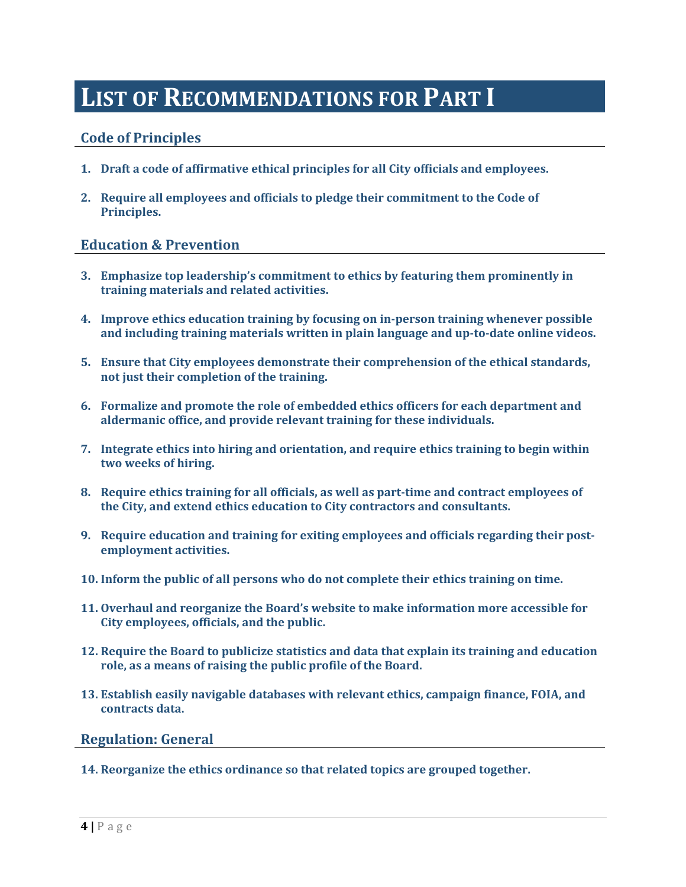# List of Recommendations for Part I

## Code of Principles

1. **Draft a code of affirmative ethical principles for all City officials and employees.**

2. **Require all employees and officials to pledge their commitment to the Code of Principles.**

## Education & Prevention

3. **Emphasize top leadership's commitment to ethics by featuring them prominently in training materials and related activities.**

4. **Improve ethics education training by focusing on in-person training whenever possible and including training materials written in plain language and up-to-date online videos.**

5. **Ensure that City employees demonstrate their comprehension of the ethical standards, not just their completion of the training.**

6. **Formalize and promote the role of embedded ethics officers for each department and aldermanic office, and provide relevant training for these individuals.**

7. **Integrate ethics into hiring and orientation, and require ethics training to begin within two weeks of hiring.**

8. **Require ethics training for all officials, as well as part-time and contract employees of the City, and extend ethics education to City contractors and consultants.**

9. **Require education and training for exiting employees and officials regarding their post-employment activities.**

10. **Inform the public of all persons who do not complete their ethics training on time.**

11. **Overhaul and reorganize the Board's website to make information more accessible for City employees, officials, and the public.**

12. **Require the Board to publicize statistics and data that explain its training and education role, as a means of raising the public profile of the Board.**

13. **Establish easily navigable databases with relevant ethics, campaign finance, FOIA, and contracts data.**

## Regulation: General

14. **Reorganize the ethics ordinance so that related topics are grouped together.**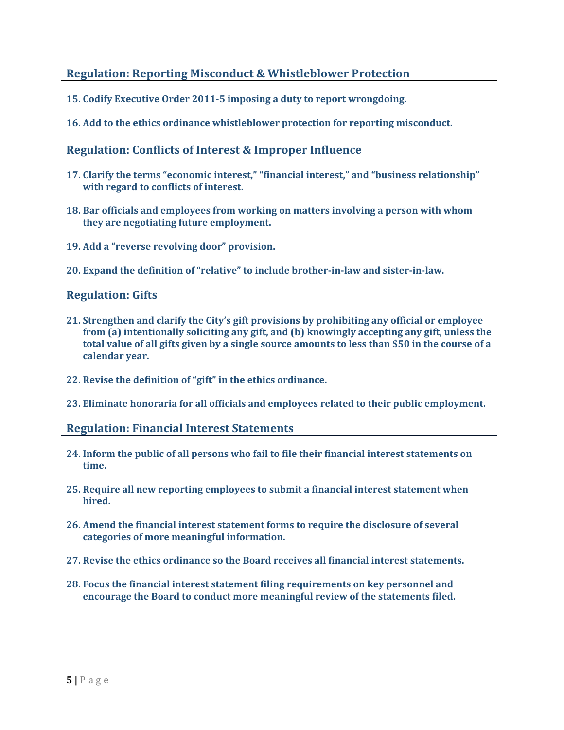## Regulation: Reporting Misconduct & Whistleblower Protection

**15. Codify Executive Order 2011-5 imposing a duty to report wrongdoing.**

**16. Add to the ethics ordinance whistleblower protection for reporting misconduct.**

## Regulation: Conflicts of Interest & Improper Influence

**17. Clarify the terms "economic interest," "financial interest," and "business relationship" with regard to conflicts of interest.**

**18. Bar officials and employees from working on matters involving a person with whom they are negotiating future employment.**

**19. Add a "reverse revolving door" provision.**

**20. Expand the definition of "relative" to include brother-in-law and sister-in-law.**

## Regulation: Gifts

**21. Strengthen and clarify the City's gift provisions by prohibiting any official or employee from (a) intentionally soliciting any gift, and (b) knowingly accepting any gift, unless the total value of all gifts given by a single source amounts to less than $50 in the course of a calendar year.**

**22. Revise the definition of "gift" in the ethics ordinance.**

**23. Eliminate honoraria for all officials and employees related to their public employment.**

## Regulation: Financial Interest Statements

**24. Inform the public of all persons who fail to file their financial interest statements on time.**

**25. Require all new reporting employees to submit a financial interest statement when hired.**

**26. Amend the financial interest statement forms to require the disclosure of several categories of more meaningful information.**

**27. Revise the ethics ordinance so the Board receives all financial interest statements.**

**28. Focus the financial interest statement filing requirements on key personnel and encourage the Board to conduct more meaningful review of the statements filed.**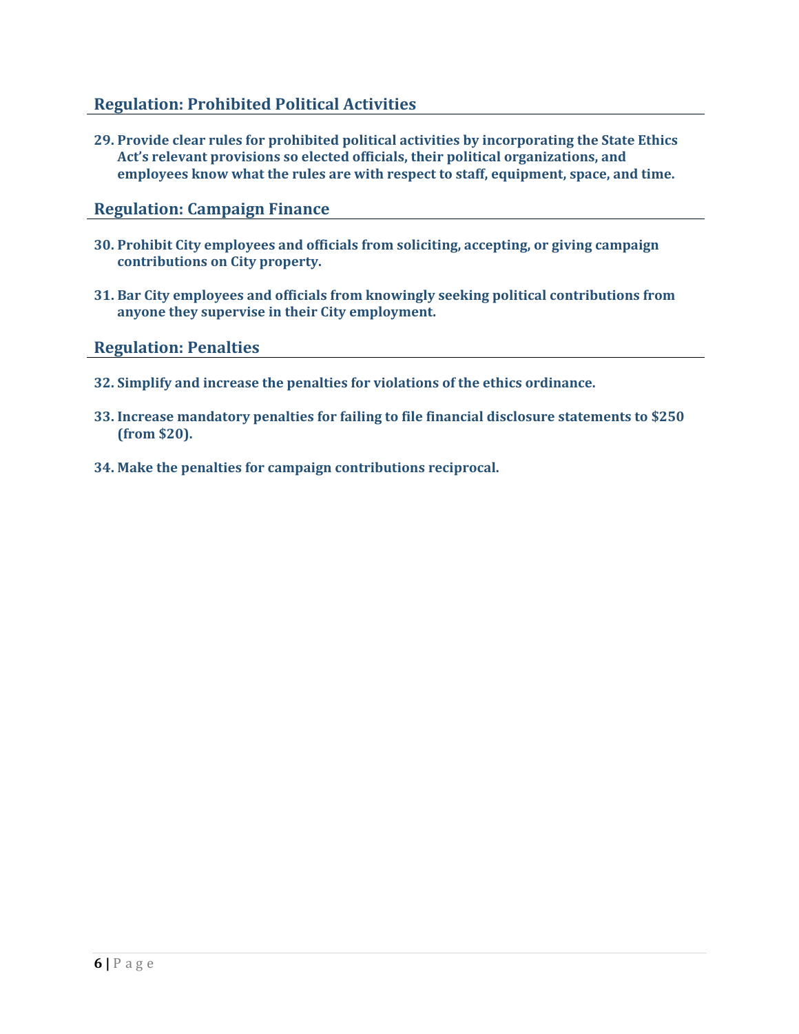## Regulation: Prohibited Political Activities

29. **Provide clear rules for prohibited political activities by incorporating the State Ethics Act's relevant provisions so elected officials, their political organizations, and employees know what the rules are with respect to staff, equipment, space, and time.**

## Regulation: Campaign Finance

30. **Prohibit City employees and officials from soliciting, accepting, or giving campaign contributions on City property.**

31. **Bar City employees and officials from knowingly seeking political contributions from anyone they supervise in their City employment.**

## Regulation: Penalties

32. **Simplify and increase the penalties for violations of the ethics ordinance.**

33. **Increase mandatory penalties for failing to file financial disclosure statements to $250 (from $20).**

34. **Make the penalties for campaign contributions reciprocal.**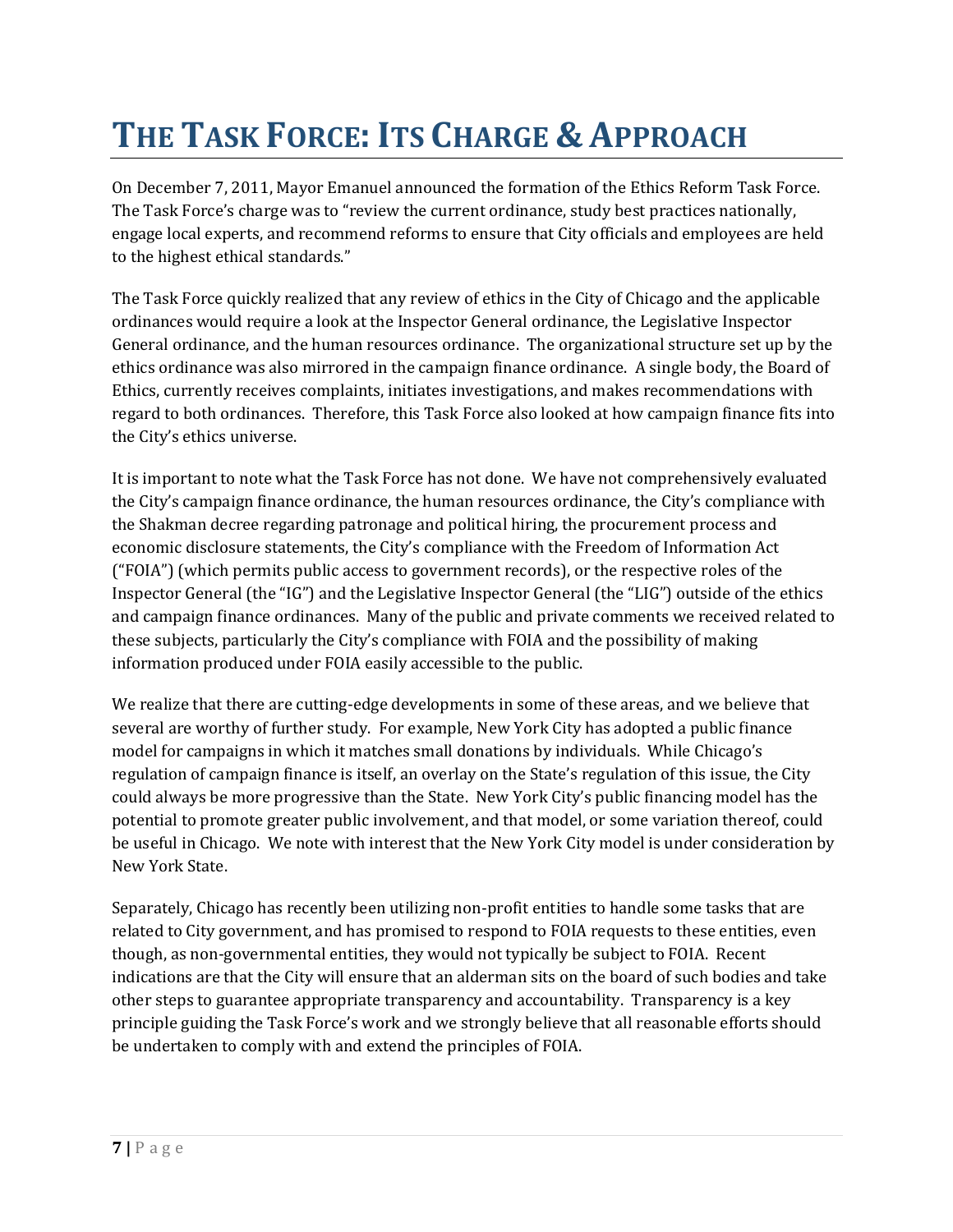# THE TASK FORCE: ITS CHARGE & APPROACH

On December 7, 2011, Mayor Emanuel announced the formation of the Ethics Reform Task Force. The Task Force's charge was to "review the current ordinance, study best practices nationally, engage local experts, and recommend reforms to ensure that City officials and employees are held to the highest ethical standards."

The Task Force quickly realized that any review of ethics in the City of Chicago and the applicable ordinances would require a look at the Inspector General ordinance, the Legislative Inspector General ordinance, and the human resources ordinance. The organizational structure set up by the ethics ordinance was also mirrored in the campaign finance ordinance. A single body, the Board of Ethics, currently receives complaints, initiates investigations, and makes recommendations with regard to both ordinances. Therefore, this Task Force also looked at how campaign finance fits into the City's ethics universe.

It is important to note what the Task Force has not done. We have not comprehensively evaluated the City's campaign finance ordinance, the human resources ordinance, the City's compliance with the Shakman decree regarding patronage and political hiring, the procurement process and economic disclosure statements, the City's compliance with the Freedom of Information Act ("FOIA") (which permits public access to government records), or the respective roles of the Inspector General (the "IG") and the Legislative Inspector General (the "LIG") outside of the ethics and campaign finance ordinances. Many of the public and private comments we received related to these subjects, particularly the City's compliance with FOIA and the possibility of making information produced under FOIA easily accessible to the public.

We realize that there are cutting-edge developments in some of these areas, and we believe that several are worthy of further study. For example, New York City has adopted a public finance model for campaigns in which it matches small donations by individuals. While Chicago's regulation of campaign finance is itself, an overlay on the State's regulation of this issue, the City could always be more progressive than the State. New York City's public financing model has the potential to promote greater public involvement, and that model, or some variation thereof, could be useful in Chicago. We note with interest that the New York City model is under consideration by New York State.

Separately, Chicago has recently been utilizing non-profit entities to handle some tasks that are related to City government, and has promised to respond to FOIA requests to these entities, even though, as non-governmental entities, they would not typically be subject to FOIA. Recent indications are that the City will ensure that an alderman sits on the board of such bodies and take other steps to guarantee appropriate transparency and accountability. Transparency is a key principle guiding the Task Force's work and we strongly believe that all reasonable efforts should be undertaken to comply with and extend the principles of FOIA.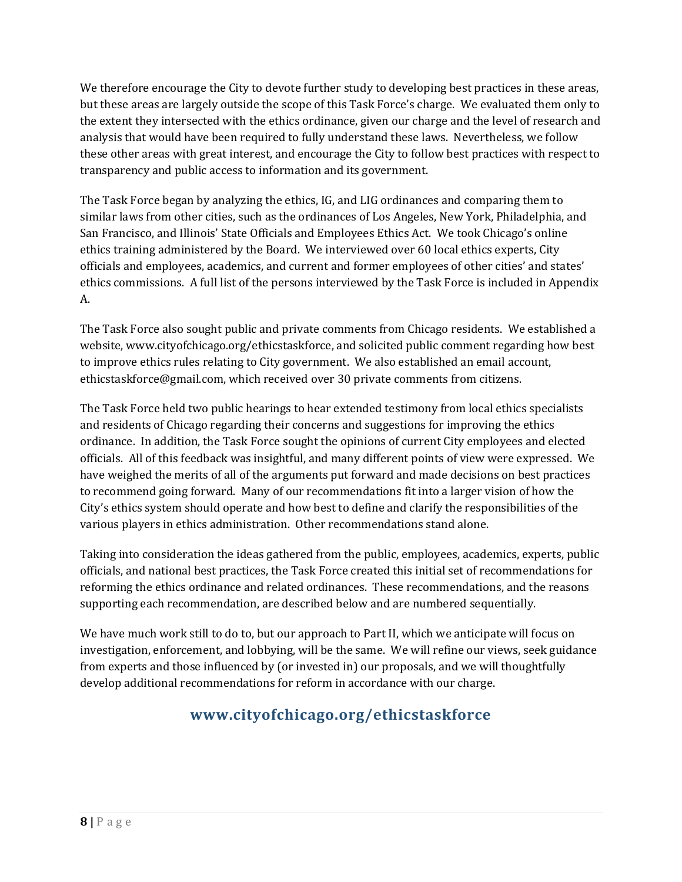We therefore encourage the City to devote further study to developing best practices in these areas, but these areas are largely outside the scope of this Task Force's charge. We evaluated them only to the extent they intersected with the ethics ordinance, given our charge and the level of research and analysis that would have been required to fully understand these laws. Nevertheless, we follow these other areas with great interest, and encourage the City to follow best practices with respect to transparency and public access to information and its government.

The Task Force began by analyzing the ethics, IG, and LIG ordinances and comparing them to similar laws from other cities, such as the ordinances of Los Angeles, New York, Philadelphia, and San Francisco, and Illinois' State Officials and Employees Ethics Act. We took Chicago's online ethics training administered by the Board. We interviewed over 60 local ethics experts, City officials and employees, academics, and current and former employees of other cities' and states' ethics commissions. A full list of the persons interviewed by the Task Force is included in Appendix A.

The Task Force also sought public and private comments from Chicago residents. We established a website, www.cityofchicago.org/ethicstaskforce, and solicited public comment regarding how best to improve ethics rules relating to City government. We also established an email account, ethicstaskforce@gmail.com, which received over 30 private comments from citizens.

The Task Force held two public hearings to hear extended testimony from local ethics specialists and residents of Chicago regarding their concerns and suggestions for improving the ethics ordinance. In addition, the Task Force sought the opinions of current City employees and elected officials. All of this feedback was insightful, and many different points of view were expressed. We have weighed the merits of all of the arguments put forward and made decisions on best practices to recommend going forward. Many of our recommendations fit into a larger vision of how the City's ethics system should operate and how best to define and clarify the responsibilities of the various players in ethics administration. Other recommendations stand alone.

Taking into consideration the ideas gathered from the public, employees, academics, experts, public officials, and national best practices, the Task Force created this initial set of recommendations for reforming the ethics ordinance and related ordinances. These recommendations, and the reasons supporting each recommendation, are described below and are numbered sequentially.

We have much work still to do to, but our approach to Part II, which we anticipate will focus on investigation, enforcement, and lobbying, will be the same. We will refine our views, seek guidance from experts and those influenced by (or invested in) our proposals, and we will thoughtfully develop additional recommendations for reform in accordance with our charge.

**www.cityofchicago.org/ethicstaskforce**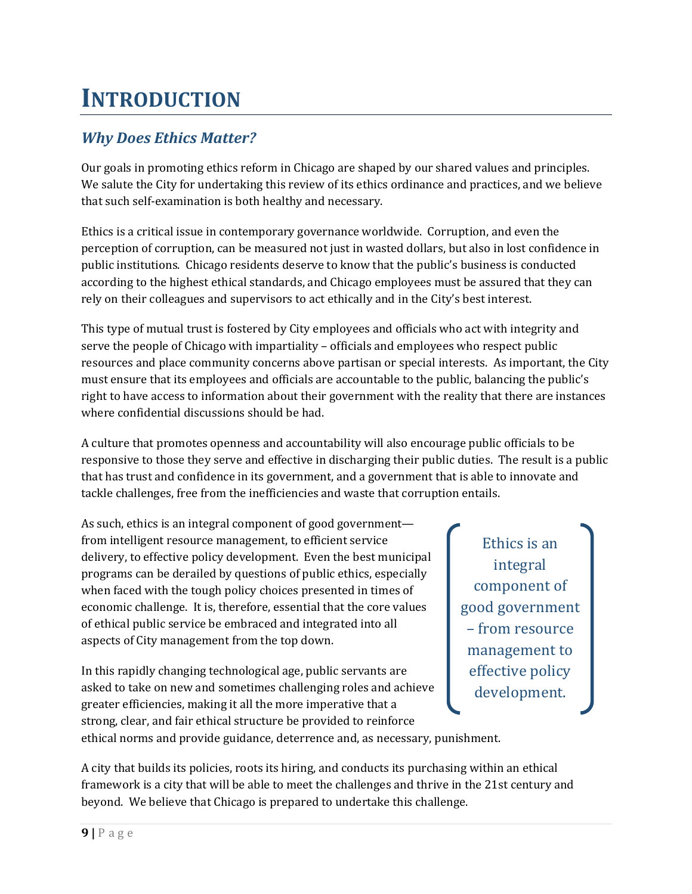# INTRODUCTION

## *Why Does Ethics Matter?*

Our goals in promoting ethics reform in Chicago are shaped by our shared values and principles. We salute the City for undertaking this review of its ethics ordinance and practices, and we believe that such self-examination is both healthy and necessary.

Ethics is a critical issue in contemporary governance worldwide. Corruption, and even the perception of corruption, can be measured not just in wasted dollars, but also in lost confidence in public institutions. Chicago residents deserve to know that the public's business is conducted according to the highest ethical standards, and Chicago employees must be assured that they can rely on their colleagues and supervisors to act ethically and in the City's best interest.

This type of mutual trust is fostered by City employees and officials who act with integrity and serve the people of Chicago with impartiality – officials and employees who respect public resources and place community concerns above partisan or special interests. As important, the City must ensure that its employees and officials are accountable to the public, balancing the public's right to have access to information about their government with the reality that there are instances where confidential discussions should be had.

A culture that promotes openness and accountability will also encourage public officials to be responsive to those they serve and effective in discharging their public duties. The result is a public that has trust and confidence in its government, and a government that is able to innovate and tackle challenges, free from the inefficiencies and waste that corruption entails.

As such, ethics is an integral component of good government—from intelligent resource management, to efficient service delivery, to effective policy development. Even the best municipal programs can be derailed by questions of public ethics, especially when faced with the tough policy choices presented in times of economic challenge. It is, therefore, essential that the core values of ethical public service be embraced and integrated into all aspects of City management from the top down.

> Ethics is an integral component of good government – from resource management to effective policy development.

In this rapidly changing technological age, public servants are asked to take on new and sometimes challenging roles and achieve greater efficiencies, making it all the more imperative that a strong, clear, and fair ethical structure be provided to reinforce ethical norms and provide guidance, deterrence and, as necessary, punishment.

A city that builds its policies, roots its hiring, and conducts its purchasing within an ethical framework is a city that will be able to meet the challenges and thrive in the 21st century and beyond. We believe that Chicago is prepared to undertake this challenge.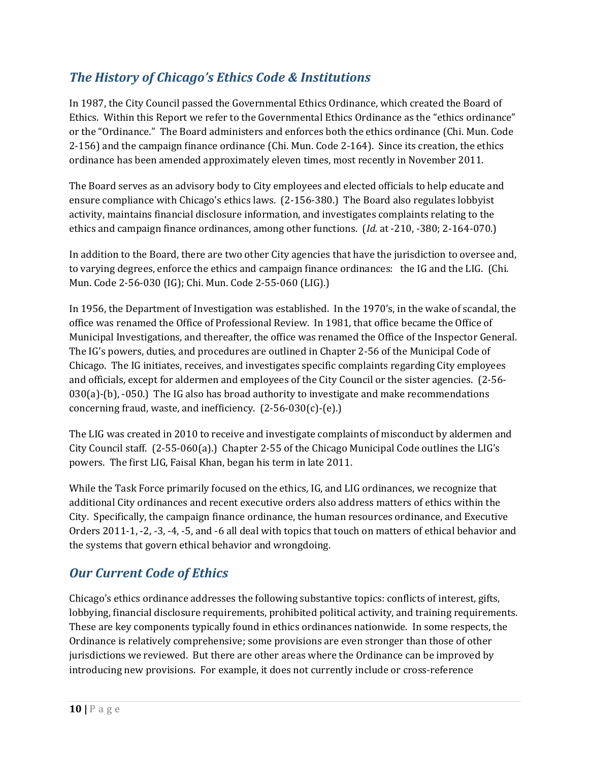## *The History of Chicago's Ethics Code & Institutions*

In 1987, the City Council passed the Governmental Ethics Ordinance, which created the Board of Ethics. Within this Report we refer to the Governmental Ethics Ordinance as the "ethics ordinance" or the "Ordinance." The Board administers and enforces both the ethics ordinance (Chi. Mun. Code 2-156) and the campaign finance ordinance (Chi. Mun. Code 2-164). Since its creation, the ethics ordinance has been amended approximately eleven times, most recently in November 2011.

The Board serves as an advisory body to City employees and elected officials to help educate and ensure compliance with Chicago's ethics laws. (2-156-380.) The Board also regulates lobbyist activity, maintains financial disclosure information, and investigates complaints relating to the ethics and campaign finance ordinances, among other functions. (*Id.* at -210, -380; 2-164-070.)

In addition to the Board, there are two other City agencies that have the jurisdiction to oversee and, to varying degrees, enforce the ethics and campaign finance ordinances: the IG and the LIG. (Chi. Mun. Code 2-56-030 (IG); Chi. Mun. Code 2-55-060 (LIG).)

In 1956, the Department of Investigation was established. In the 1970's, in the wake of scandal, the office was renamed the Office of Professional Review. In 1981, that office became the Office of Municipal Investigations, and thereafter, the office was renamed the Office of the Inspector General. The IG's powers, duties, and procedures are outlined in Chapter 2-56 of the Municipal Code of Chicago. The IG initiates, receives, and investigates specific complaints regarding City employees and officials, except for aldermen and employees of the City Council or the sister agencies. (2-56-030(a)-(b), -050.) The IG also has broad authority to investigate and make recommendations concerning fraud, waste, and inefficiency. (2-56-030(c)-(e).)

The LIG was created in 2010 to receive and investigate complaints of misconduct by aldermen and City Council staff. (2-55-060(a).) Chapter 2-55 of the Chicago Municipal Code outlines the LIG's powers. The first LIG, Faisal Khan, began his term in late 2011.

While the Task Force primarily focused on the ethics, IG, and LIG ordinances, we recognize that additional City ordinances and recent executive orders also address matters of ethics within the City. Specifically, the campaign finance ordinance, the human resources ordinance, and Executive Orders 2011-1, -2, -3, -4, -5, and -6 all deal with topics that touch on matters of ethical behavior and the systems that govern ethical behavior and wrongdoing.

## *Our Current Code of Ethics*

Chicago's ethics ordinance addresses the following substantive topics: conflicts of interest, gifts, lobbying, financial disclosure requirements, prohibited political activity, and training requirements. These are key components typically found in ethics ordinances nationwide. In some respects, the Ordinance is relatively comprehensive; some provisions are even stronger than those of other jurisdictions we reviewed. But there are other areas where the Ordinance can be improved by introducing new provisions. For example, it does not currently include or cross-reference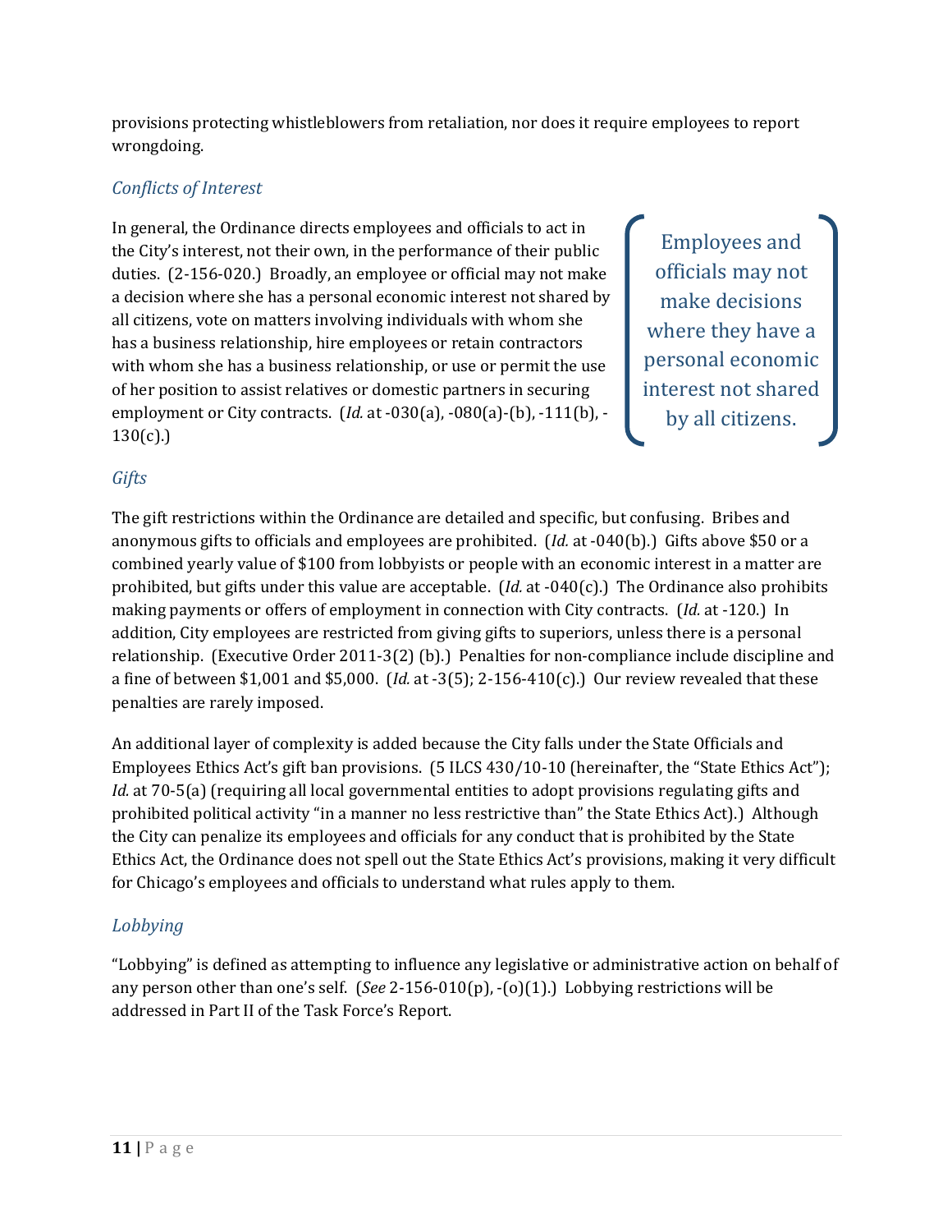provisions protecting whistleblowers from retaliation, nor does it require employees to report wrongdoing.

### *Conflicts of Interest*

In general, the Ordinance directs employees and officials to act in the City's interest, not their own, in the performance of their public duties. (2-156-020.) Broadly, an employee or official may not make a decision where she has a personal economic interest not shared by all citizens, vote on matters involving individuals with whom she has a business relationship, hire employees or retain contractors with whom she has a business relationship, or use or permit the use of her position to assist relatives or domestic partners in securing employment or City contracts. (*Id.* at -030(a), -080(a)-(b), -111(b), -130(c).)

> Employees and officials may not make decisions where they have a personal economic interest not shared by all citizens.

### *Gifts*

The gift restrictions within the Ordinance are detailed and specific, but confusing. Bribes and anonymous gifts to officials and employees are prohibited. (*Id.* at -040(b).) Gifts above $50 or a combined yearly value of $100 from lobbyists or people with an economic interest in a matter are prohibited, but gifts under this value are acceptable. (*Id.* at -040(c).) The Ordinance also prohibits making payments or offers of employment in connection with City contracts. (*Id.* at -120.) In addition, City employees are restricted from giving gifts to superiors, unless there is a personal relationship. (Executive Order 2011-3(2) (b).) Penalties for non-compliance include discipline and a fine of between $1,001 and $5,000. (*Id.* at -3(5); 2-156-410(c).) Our review revealed that these penalties are rarely imposed.

An additional layer of complexity is added because the City falls under the State Officials and Employees Ethics Act's gift ban provisions. (5 ILCS 430/10-10 (hereinafter, the "State Ethics Act"); *Id.* at 70-5(a) (requiring all local governmental entities to adopt provisions regulating gifts and prohibited political activity "in a manner no less restrictive than" the State Ethics Act).) Although the City can penalize its employees and officials for any conduct that is prohibited by the State Ethics Act, the Ordinance does not spell out the State Ethics Act's provisions, making it very difficult for Chicago's employees and officials to understand what rules apply to them.

### *Lobbying*

"Lobbying" is defined as attempting to influence any legislative or administrative action on behalf of any person other than one's self. (*See* 2-156-010(p), -(o)(1).) Lobbying restrictions will be addressed in Part II of the Task Force's Report.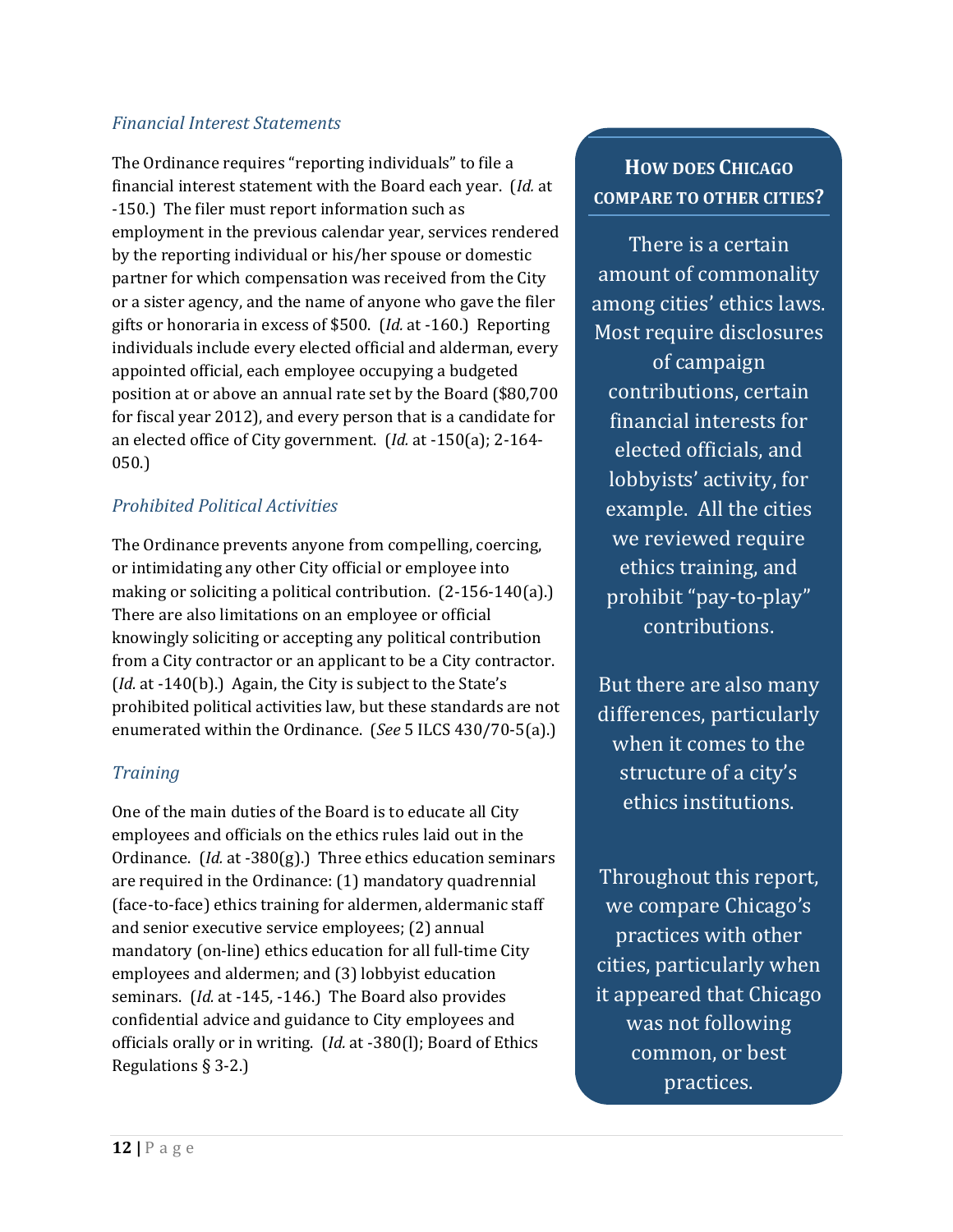### *Financial Interest Statements*

The Ordinance requires "reporting individuals" to file a financial interest statement with the Board each year. (*Id.* at -150.) The filer must report information such as employment in the previous calendar year, services rendered by the reporting individual or his/her spouse or domestic partner for which compensation was received from the City or a sister agency, and the name of anyone who gave the filer gifts or honoraria in excess of $500. (*Id.* at -160.) Reporting individuals include every elected official and alderman, every appointed official, each employee occupying a budgeted position at or above an annual rate set by the Board ($80,700 for fiscal year 2012), and every person that is a candidate for an elected office of City government. (*Id.* at -150(a); 2-164-050.)

### *Prohibited Political Activities*

The Ordinance prevents anyone from compelling, coercing, or intimidating any other City official or employee into making or soliciting a political contribution. (2-156-140(a).) There are also limitations on an employee or official knowingly soliciting or accepting any political contribution from a City contractor or an applicant to be a City contractor. (*Id.* at -140(b).) Again, the City is subject to the State's prohibited political activities law, but these standards are not enumerated within the Ordinance. (*See* 5 ILCS 430/70-5(a).)

### *Training*

One of the main duties of the Board is to educate all City employees and officials on the ethics rules laid out in the Ordinance. (*Id.* at -380(g).) Three ethics education seminars are required in the Ordinance: (1) mandatory quadrennial (face-to-face) ethics training for aldermen, aldermanic staff and senior executive service employees; (2) annual mandatory (on-line) ethics education for all full-time City employees and aldermen; and (3) lobbyist education seminars. (*Id.* at -145, -146.) The Board also provides confidential advice and guidance to City employees and officials orally or in writing. (*Id.* at -380(l); Board of Ethics Regulations § 3-2.)

---

**HOW DOES CHICAGO COMPARE TO OTHER CITIES?**

There is a certain amount of commonality among cities' ethics laws. Most require disclosures of campaign contributions, certain financial interests for elected officials, and lobbyists' activity, for example. All the cities we reviewed require ethics training, and prohibit "pay-to-play" contributions.

But there are also many differences, particularly when it comes to the structure of a city's ethics institutions.

Throughout this report, we compare Chicago's practices with other cities, particularly when it appeared that Chicago was not following common, or best practices.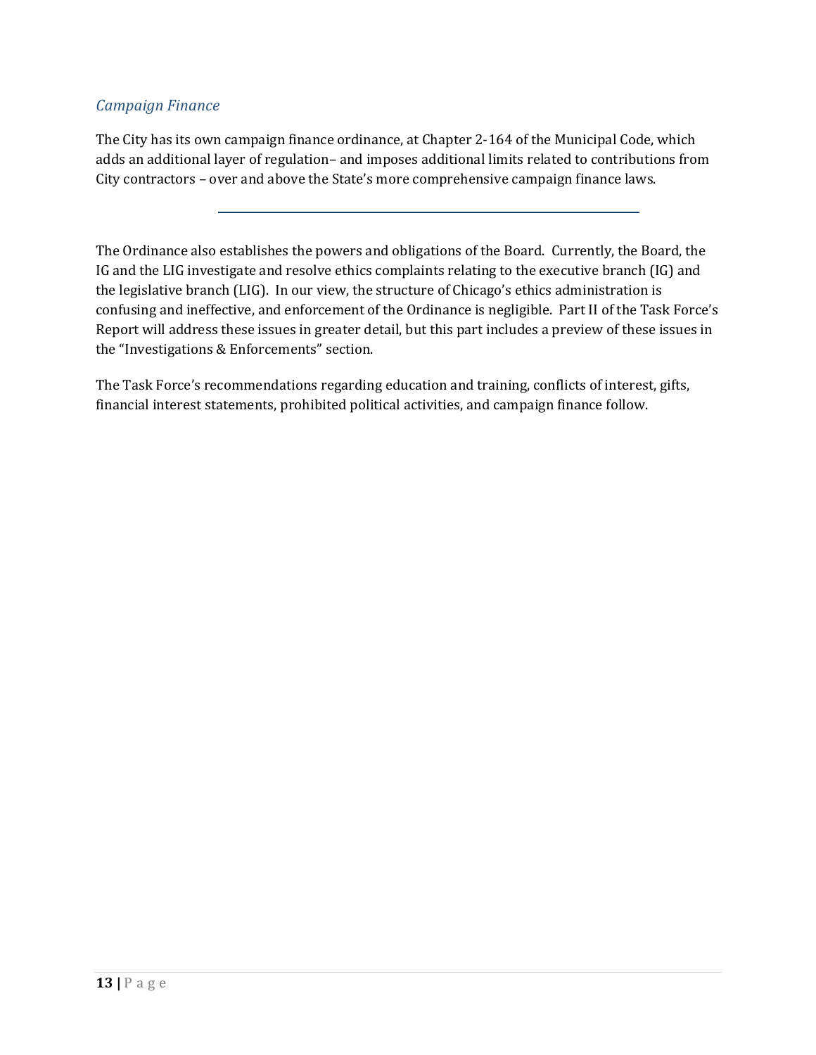### *Campaign Finance*

The City has its own campaign finance ordinance, at Chapter 2-164 of the Municipal Code, which adds an additional layer of regulation– and imposes additional limits related to contributions from City contractors – over and above the State's more comprehensive campaign finance laws.

---

The Ordinance also establishes the powers and obligations of the Board. Currently, the Board, the IG and the LIG investigate and resolve ethics complaints relating to the executive branch (IG) and the legislative branch (LIG). In our view, the structure of Chicago's ethics administration is confusing and ineffective, and enforcement of the Ordinance is negligible. Part II of the Task Force's Report will address these issues in greater detail, but this part includes a preview of these issues in the "Investigations & Enforcements" section.

The Task Force's recommendations regarding education and training, conflicts of interest, gifts, financial interest statements, prohibited political activities, and campaign finance follow.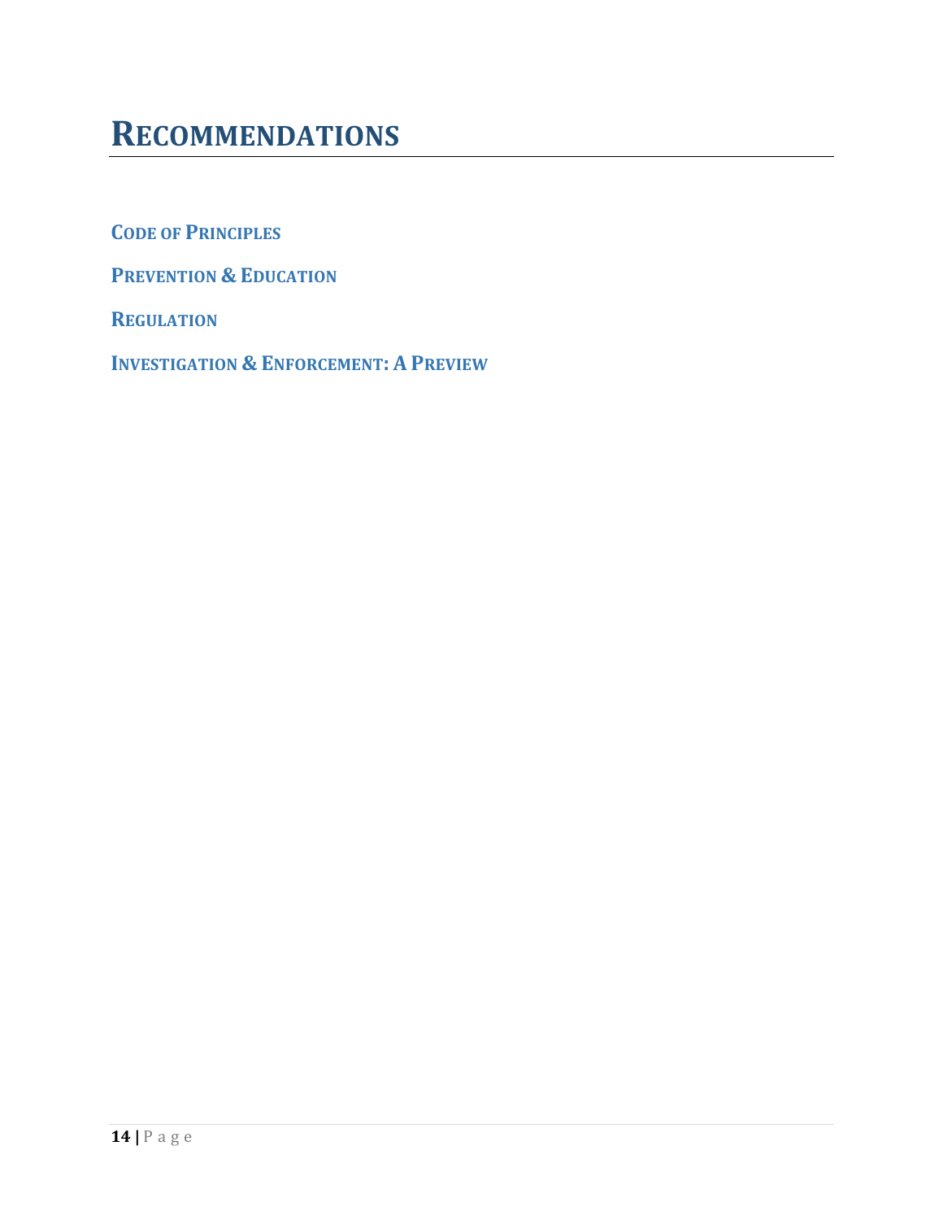# Recommendations

## Code of Principles

## Prevention & Education

## Regulation

## Investigation & Enforcement: A Preview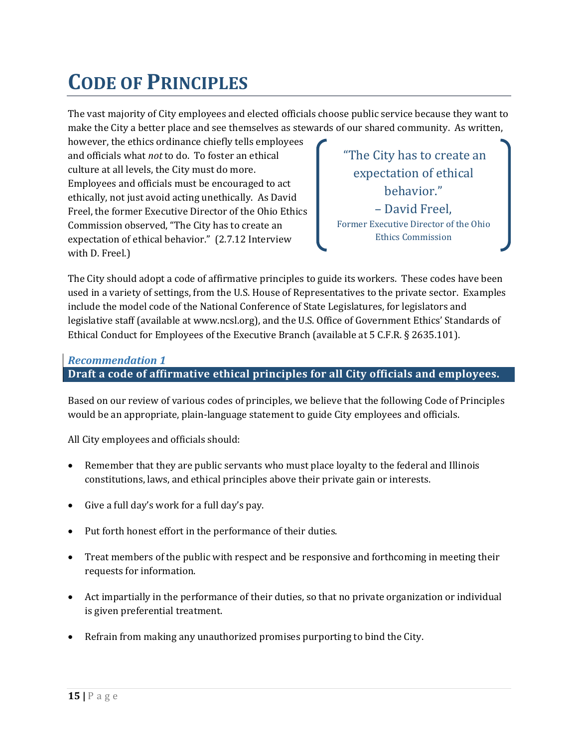# Code of Principles

The vast majority of City employees and elected officials choose public service because they want to make the City a better place and see themselves as stewards of our shared community. As written, however, the ethics ordinance chiefly tells employees and officials what *not* to do. To foster an ethical culture at all levels, the City must do more. Employees and officials must be encouraged to act ethically, not just avoid acting unethically. As David Freel, the former Executive Director of the Ohio Ethics Commission observed, "The City has to create an expectation of ethical behavior." (2.7.12 Interview with D. Freel.)

> "The City has to create an expectation of ethical behavior."
> – David Freel,
> Former Executive Director of the Ohio Ethics Commission

The City should adopt a code of affirmative principles to guide its workers. These codes have been used in a variety of settings, from the U.S. House of Representatives to the private sector. Examples include the model code of the National Conference of State Legislatures, for legislators and legislative staff (available at www.ncsl.org), and the U.S. Office of Government Ethics' Standards of Ethical Conduct for Employees of the Executive Branch (available at 5 C.F.R. § 2635.101).

***Recommendation 1***

**Draft a code of affirmative ethical principles for all City officials and employees.**

Based on our review of various codes of principles, we believe that the following Code of Principles would be an appropriate, plain-language statement to guide City employees and officials.

All City employees and officials should:

- Remember that they are public servants who must place loyalty to the federal and Illinois constitutions, laws, and ethical principles above their private gain or interests.
- Give a full day's work for a full day's pay.
- Put forth honest effort in the performance of their duties.
- Treat members of the public with respect and be responsive and forthcoming in meeting their requests for information.
- Act impartially in the performance of their duties, so that no private organization or individual is given preferential treatment.
- Refrain from making any unauthorized promises purporting to bind the City.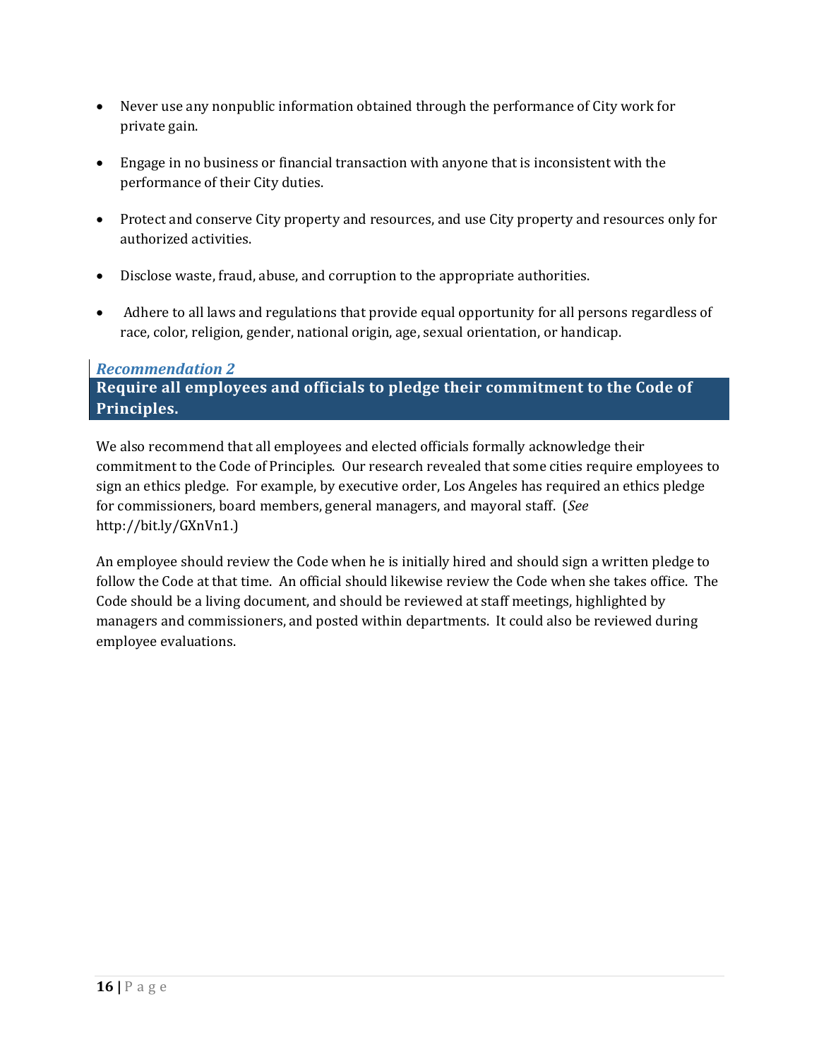- Never use any nonpublic information obtained through the performance of City work for private gain.
- Engage in no business or financial transaction with anyone that is inconsistent with the performance of their City duties.
- Protect and conserve City property and resources, and use City property and resources only for authorized activities.
- Disclose waste, fraud, abuse, and corruption to the appropriate authorities.
- Adhere to all laws and regulations that provide equal opportunity for all persons regardless of race, color, religion, gender, national origin, age, sexual orientation, or handicap.

### *Recommendation 2*

### **Require all employees and officials to pledge their commitment to the Code of Principles.**

We also recommend that all employees and elected officials formally acknowledge their commitment to the Code of Principles. Our research revealed that some cities require employees to sign an ethics pledge. For example, by executive order, Los Angeles has required an ethics pledge for commissioners, board members, general managers, and mayoral staff. (*See* http://bit.ly/GXnVn1.)

An employee should review the Code when he is initially hired and should sign a written pledge to follow the Code at that time. An official should likewise review the Code when she takes office. The Code should be a living document, and should be reviewed at staff meetings, highlighted by managers and commissioners, and posted within departments. It could also be reviewed during employee evaluations.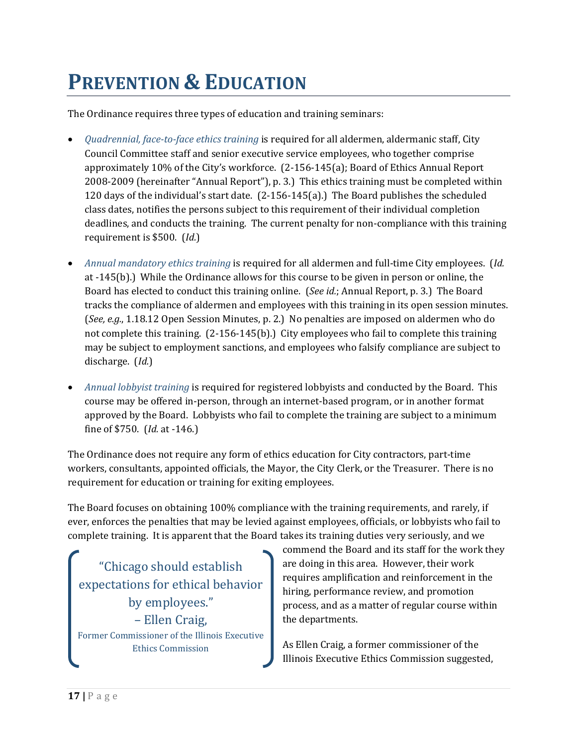# PREVENTION & EDUCATION

The Ordinance requires three types of education and training seminars:

- *Quadrennial, face-to-face ethics training* is required for all aldermen, aldermanic staff, City Council Committee staff and senior executive service employees, who together comprise approximately 10% of the City's workforce. (2-156-145(a); Board of Ethics Annual Report 2008-2009 (hereinafter "Annual Report"), p. 3.) This ethics training must be completed within 120 days of the individual's start date. (2-156-145(a).) The Board publishes the scheduled class dates, notifies the persons subject to this requirement of their individual completion deadlines, and conducts the training. The current penalty for non-compliance with this training requirement is $500. (*Id.*)

- *Annual mandatory ethics training* is required for all aldermen and full-time City employees. (*Id.* at -145(b).) While the Ordinance allows for this course to be given in person or online, the Board has elected to conduct this training online. (*See id.*; Annual Report, p. 3.) The Board tracks the compliance of aldermen and employees with this training in its open session minutes. (*See, e.g.*, 1.18.12 Open Session Minutes, p. 2.) No penalties are imposed on aldermen who do not complete this training. (2-156-145(b).) City employees who fail to complete this training may be subject to employment sanctions, and employees who falsify compliance are subject to discharge. (*Id.*)

- *Annual lobbyist training* is required for registered lobbyists and conducted by the Board. This course may be offered in-person, through an internet-based program, or in another format approved by the Board. Lobbyists who fail to complete the training are subject to a minimum fine of $750. (*Id.* at -146.)

The Ordinance does not require any form of ethics education for City contractors, part-time workers, consultants, appointed officials, the Mayor, the City Clerk, or the Treasurer. There is no requirement for education or training for exiting employees.

The Board focuses on obtaining 100% compliance with the training requirements, and rarely, if ever, enforces the penalties that may be levied against employees, officials, or lobbyists who fail to complete training. It is apparent that the Board takes its training duties very seriously, and we commend the Board and its staff for the work they are doing in this area. However, their work requires amplification and reinforcement in the hiring, performance review, and promotion process, and as a matter of regular course within the departments.

> "Chicago should establish expectations for ethical behavior by employees."
> – Ellen Craig,
> Former Commissioner of the Illinois Executive Ethics Commission

As Ellen Craig, a former commissioner of the Illinois Executive Ethics Commission suggested,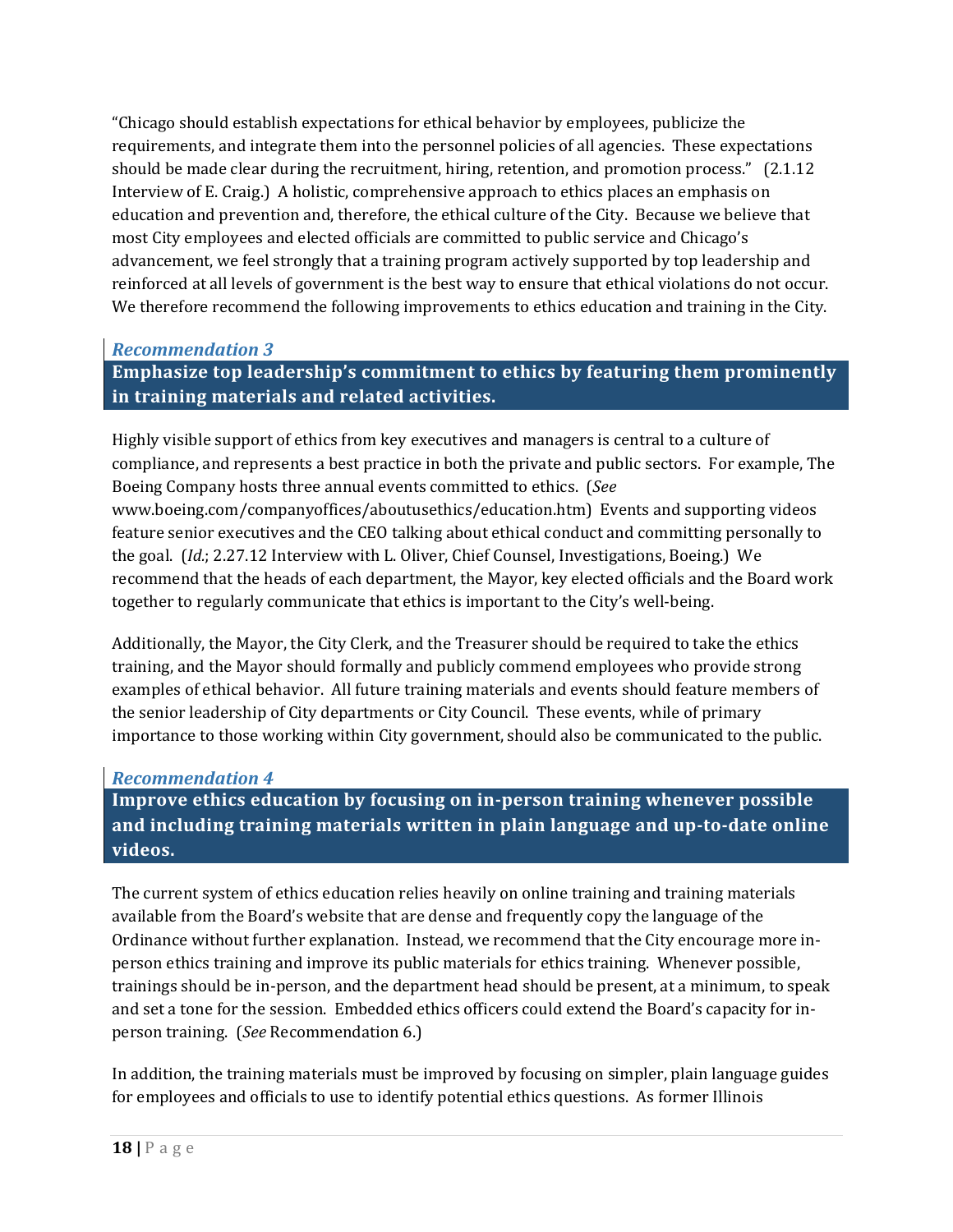"Chicago should establish expectations for ethical behavior by employees, publicize the requirements, and integrate them into the personnel policies of all agencies. These expectations should be made clear during the recruitment, hiring, retention, and promotion process." (2.1.12 Interview of E. Craig.) A holistic, comprehensive approach to ethics places an emphasis on education and prevention and, therefore, the ethical culture of the City. Because we believe that most City employees and elected officials are committed to public service and Chicago's advancement, we feel strongly that a training program actively supported by top leadership and reinforced at all levels of government is the best way to ensure that ethical violations do not occur. We therefore recommend the following improvements to ethics education and training in the City.

### *Recommendation 3*

**Emphasize top leadership's commitment to ethics by featuring them prominently in training materials and related activities.**

Highly visible support of ethics from key executives and managers is central to a culture of compliance, and represents a best practice in both the private and public sectors. For example, The Boeing Company hosts three annual events committed to ethics. (*See* www.boeing.com/companyoffices/aboutusethics/education.htm) Events and supporting videos feature senior executives and the CEO talking about ethical conduct and committing personally to the goal. (*Id.*; 2.27.12 Interview with L. Oliver, Chief Counsel, Investigations, Boeing.) We recommend that the heads of each department, the Mayor, key elected officials and the Board work together to regularly communicate that ethics is important to the City's well-being.

Additionally, the Mayor, the City Clerk, and the Treasurer should be required to take the ethics training, and the Mayor should formally and publicly commend employees who provide strong examples of ethical behavior. All future training materials and events should feature members of the senior leadership of City departments or City Council. These events, while of primary importance to those working within City government, should also be communicated to the public.

### *Recommendation 4*

**Improve ethics education by focusing on in-person training whenever possible and including training materials written in plain language and up-to-date online videos.**

The current system of ethics education relies heavily on online training and training materials available from the Board's website that are dense and frequently copy the language of the Ordinance without further explanation. Instead, we recommend that the City encourage more in-person ethics training and improve its public materials for ethics training. Whenever possible, trainings should be in-person, and the department head should be present, at a minimum, to speak and set a tone for the session. Embedded ethics officers could extend the Board's capacity for in-person training. (*See* Recommendation 6.)

In addition, the training materials must be improved by focusing on simpler, plain language guides for employees and officials to use to identify potential ethics questions. As former Illinois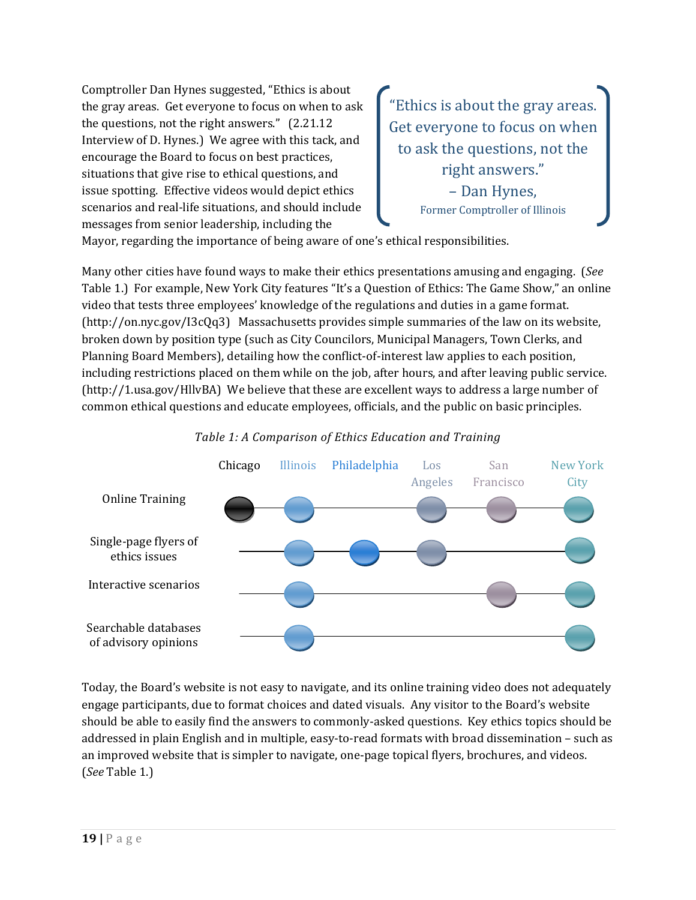Comptroller Dan Hynes suggested, "Ethics is about the gray areas. Get everyone to focus on when to ask the questions, not the right answers." (2.21.12 Interview of D. Hynes.) We agree with this tack, and encourage the Board to focus on best practices, situations that give rise to ethical questions, and issue spotting. Effective videos would depict ethics scenarios and real-life situations, and should include messages from senior leadership, including the Mayor, regarding the importance of being aware of one's ethical responsibilities.

> "Ethics is about the gray areas. Get everyone to focus on when to ask the questions, not the right answers."
> – Dan Hynes,
> Former Comptroller of Illinois

Many other cities have found ways to make their ethics presentations amusing and engaging. (*See* Table 1.) For example, New York City features "It's a Question of Ethics: The Game Show," an online video that tests three employees' knowledge of the regulations and duties in a game format. (http://on.nyc.gov/I3cQq3) Massachusetts provides simple summaries of the law on its website, broken down by position type (such as City Councilors, Municipal Managers, Town Clerks, and Planning Board Members), detailing how the conflict-of-interest law applies to each position, including restrictions placed on them while on the job, after hours, and after leaving public service. (http://1.usa.gov/HllvBA) We believe that these are excellent ways to address a large number of common ethical questions and educate employees, officials, and the public on basic principles.

*Table 1: A Comparison of Ethics Education and Training*

| | Chicago | Illinois | Philadelphia | Los Angeles | San Francisco | New York City |
|---|---|---|---|---|---|---|
| Online Training | ● | ● | | ● | ● | ● |
| Single-page flyers of ethics issues | | ● | ● | ● | | ● |
| Interactive scenarios | | ● | | | ● | ● |
| Searchable databases of advisory opinions | | ● | | | | ● |

Today, the Board's website is not easy to navigate, and its online training video does not adequately engage participants, due to format choices and dated visuals. Any visitor to the Board's website should be able to easily find the answers to commonly-asked questions. Key ethics topics should be addressed in plain English and in multiple, easy-to-read formats with broad dissemination – such as an improved website that is simpler to navigate, one-page topical flyers, brochures, and videos. (*See* Table 1.)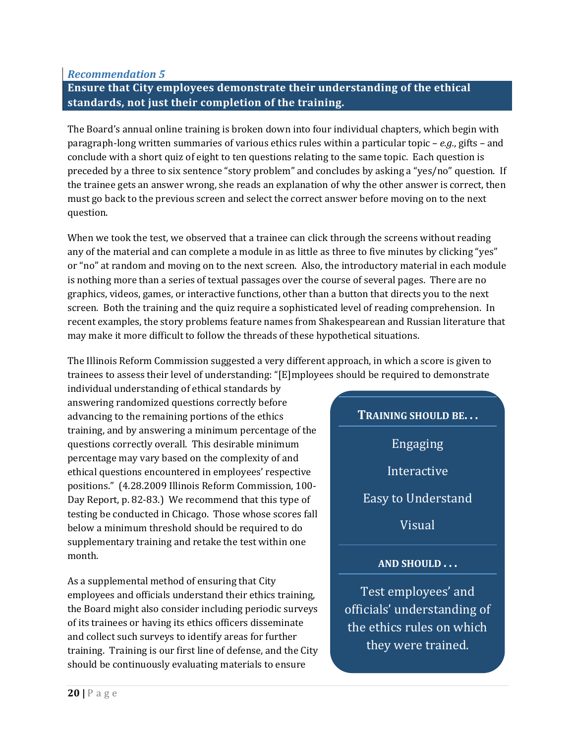*Recommendation 5*

## Ensure that City employees demonstrate their understanding of the ethical standards, not just their completion of the training.

The Board's annual online training is broken down into four individual chapters, which begin with paragraph-long written summaries of various ethics rules within a particular topic – *e.g.*, gifts – and conclude with a short quiz of eight to ten questions relating to the same topic. Each question is preceded by a three to six sentence "story problem" and concludes by asking a "yes/no" question. If the trainee gets an answer wrong, she reads an explanation of why the other answer is correct, then must go back to the previous screen and select the correct answer before moving on to the next question.

When we took the test, we observed that a trainee can click through the screens without reading any of the material and can complete a module in as little as three to five minutes by clicking "yes" or "no" at random and moving on to the next screen. Also, the introductory material in each module is nothing more than a series of textual passages over the course of several pages. There are no graphics, videos, games, or interactive functions, other than a button that directs you to the next screen. Both the training and the quiz require a sophisticated level of reading comprehension. In recent examples, the story problems feature names from Shakespearean and Russian literature that may make it more difficult to follow the threads of these hypothetical situations.

The Illinois Reform Commission suggested a very different approach, in which a score is given to trainees to assess their level of understanding: "[E]mployees should be required to demonstrate individual understanding of ethical standards by answering randomized questions correctly before advancing to the remaining portions of the ethics training, and by answering a minimum percentage of the questions correctly overall. This desirable minimum percentage may vary based on the complexity of and ethical questions encountered in employees' respective positions." (4.28.2009 Illinois Reform Commission, 100-Day Report, p. 82-83.) We recommend that this type of testing be conducted in Chicago. Those whose scores fall below a minimum threshold should be required to do supplementary training and retake the test within one month.

**TRAINING SHOULD BE. . .**

Engaging

Interactive

Easy to Understand

Visual

**AND SHOULD . . .**

Test employees' and officials' understanding of the ethics rules on which they were trained.

As a supplemental method of ensuring that City employees and officials understand their ethics training, the Board might also consider including periodic surveys of its trainees or having its ethics officers disseminate and collect such surveys to identify areas for further training. Training is our first line of defense, and the City should be continuously evaluating materials to ensure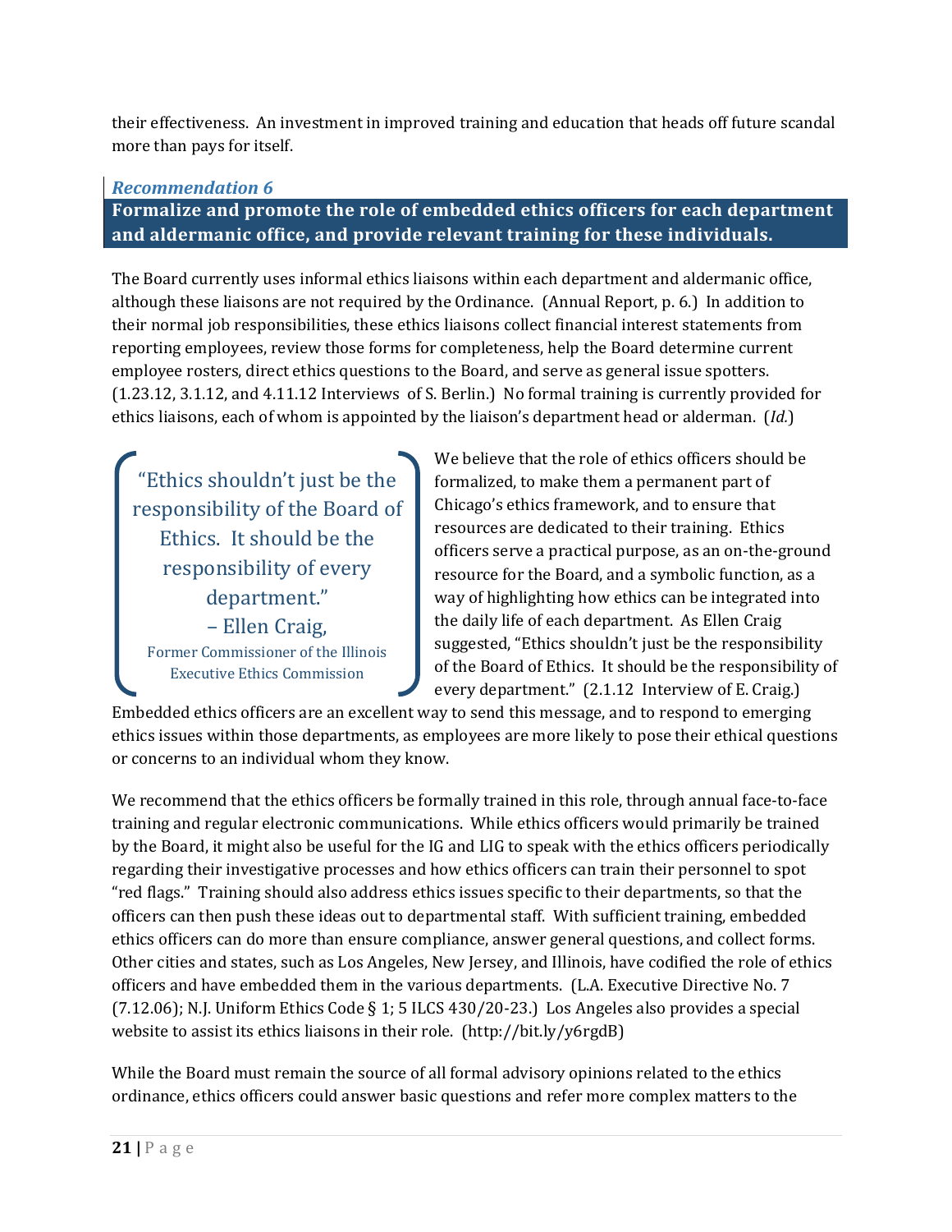their effectiveness. An investment in improved training and education that heads off future scandal more than pays for itself.

### *Recommendation 6*

**Formalize and promote the role of embedded ethics officers for each department and aldermanic office, and provide relevant training for these individuals.**

The Board currently uses informal ethics liaisons within each department and aldermanic office, although these liaisons are not required by the Ordinance. (Annual Report, p. 6.) In addition to their normal job responsibilities, these ethics liaisons collect financial interest statements from reporting employees, review those forms for completeness, help the Board determine current employee rosters, direct ethics questions to the Board, and serve as general issue spotters. (1.23.12, 3.1.12, and 4.11.12 Interviews of S. Berlin.) No formal training is currently provided for ethics liaisons, each of whom is appointed by the liaison's department head or alderman. (*Id.*)

> "Ethics shouldn't just be the responsibility of the Board of Ethics. It should be the responsibility of every department."
> – Ellen Craig,
> Former Commissioner of the Illinois Executive Ethics Commission

We believe that the role of ethics officers should be formalized, to make them a permanent part of Chicago's ethics framework, and to ensure that resources are dedicated to their training. Ethics officers serve a practical purpose, as an on-the-ground resource for the Board, and a symbolic function, as a way of highlighting how ethics can be integrated into the daily life of each department. As Ellen Craig suggested, "Ethics shouldn't just be the responsibility of the Board of Ethics. It should be the responsibility of every department." (2.1.12 Interview of E. Craig.) Embedded ethics officers are an excellent way to send this message, and to respond to emerging ethics issues within those departments, as employees are more likely to pose their ethical questions or concerns to an individual whom they know.

We recommend that the ethics officers be formally trained in this role, through annual face-to-face training and regular electronic communications. While ethics officers would primarily be trained by the Board, it might also be useful for the IG and LIG to speak with the ethics officers periodically regarding their investigative processes and how ethics officers can train their personnel to spot "red flags." Training should also address ethics issues specific to their departments, so that the officers can then push these ideas out to departmental staff. With sufficient training, embedded ethics officers can do more than ensure compliance, answer general questions, and collect forms. Other cities and states, such as Los Angeles, New Jersey, and Illinois, have codified the role of ethics officers and have embedded them in the various departments. (L.A. Executive Directive No. 7 (7.12.06); N.J. Uniform Ethics Code § 1; 5 ILCS 430/20-23.) Los Angeles also provides a special website to assist its ethics liaisons in their role. (http://bit.ly/y6rgdB)

While the Board must remain the source of all formal advisory opinions related to the ethics ordinance, ethics officers could answer basic questions and refer more complex matters to the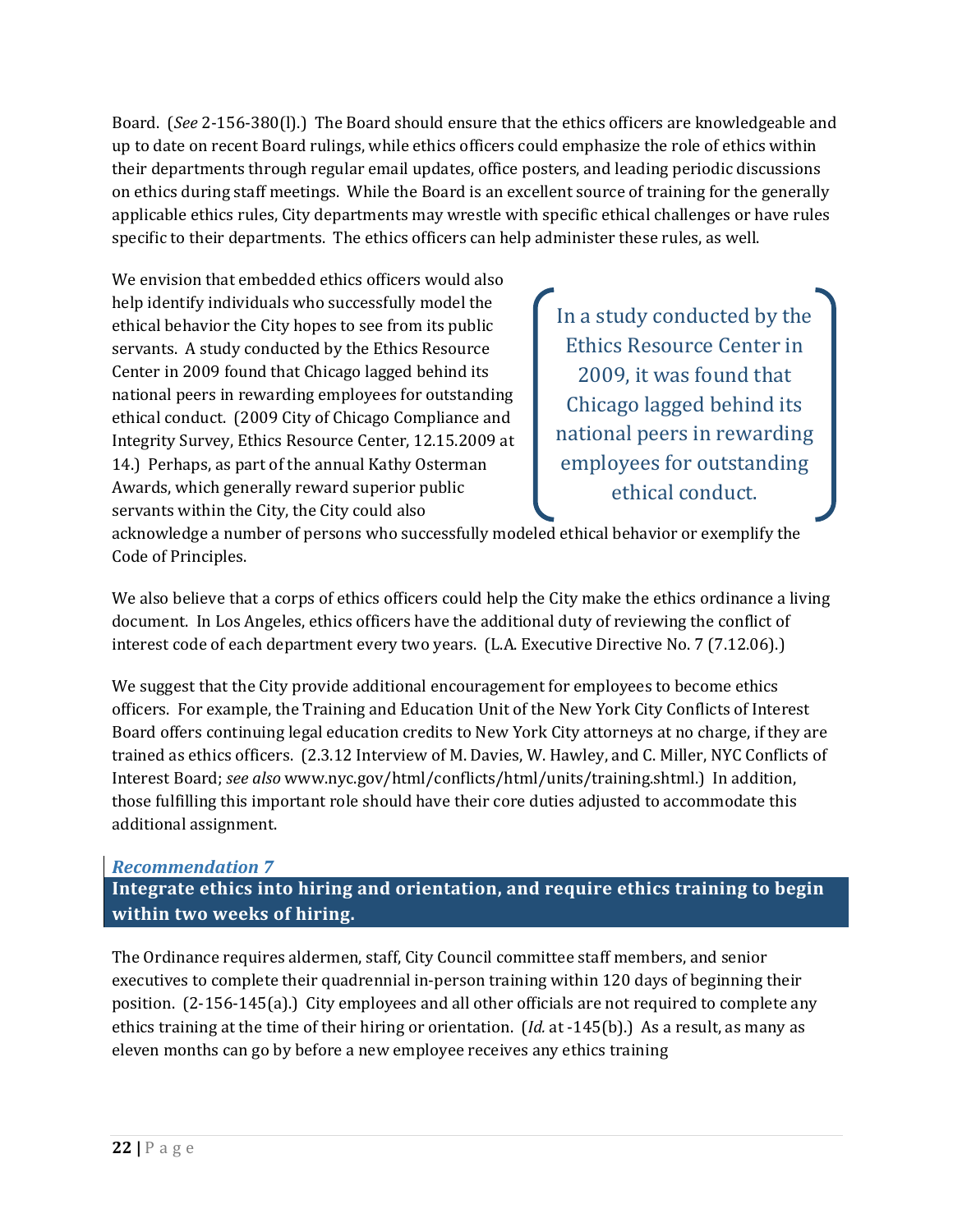Board. (*See* 2-156-380(l).) The Board should ensure that the ethics officers are knowledgeable and up to date on recent Board rulings, while ethics officers could emphasize the role of ethics within their departments through regular email updates, office posters, and leading periodic discussions on ethics during staff meetings. While the Board is an excellent source of training for the generally applicable ethics rules, City departments may wrestle with specific ethical challenges or have rules specific to their departments. The ethics officers can help administer these rules, as well.

We envision that embedded ethics officers would also help identify individuals who successfully model the ethical behavior the City hopes to see from its public servants. A study conducted by the Ethics Resource Center in 2009 found that Chicago lagged behind its national peers in rewarding employees for outstanding ethical conduct. (2009 City of Chicago Compliance and Integrity Survey, Ethics Resource Center, 12.15.2009 at 14.) Perhaps, as part of the annual Kathy Osterman Awards, which generally reward superior public servants within the City, the City could also acknowledge a number of persons who successfully modeled ethical behavior or exemplify the Code of Principles.

> In a study conducted by the Ethics Resource Center in 2009, it was found that Chicago lagged behind its national peers in rewarding employees for outstanding ethical conduct.

We also believe that a corps of ethics officers could help the City make the ethics ordinance a living document. In Los Angeles, ethics officers have the additional duty of reviewing the conflict of interest code of each department every two years. (L.A. Executive Directive No. 7 (7.12.06).)

We suggest that the City provide additional encouragement for employees to become ethics officers. For example, the Training and Education Unit of the New York City Conflicts of Interest Board offers continuing legal education credits to New York City attorneys at no charge, if they are trained as ethics officers. (2.3.12 Interview of M. Davies, W. Hawley, and C. Miller, NYC Conflicts of Interest Board; *see also* www.nyc.gov/html/conflicts/html/units/training.shtml.) In addition, those fulfilling this important role should have their core duties adjusted to accommodate this additional assignment.

### *Recommendation 7*

### Integrate ethics into hiring and orientation, and require ethics training to begin within two weeks of hiring.

The Ordinance requires aldermen, staff, City Council committee staff members, and senior executives to complete their quadrennial in-person training within 120 days of beginning their position. (2-156-145(a).) City employees and all other officials are not required to complete any ethics training at the time of their hiring or orientation. (*Id.* at -145(b).) As a result, as many as eleven months can go by before a new employee receives any ethics training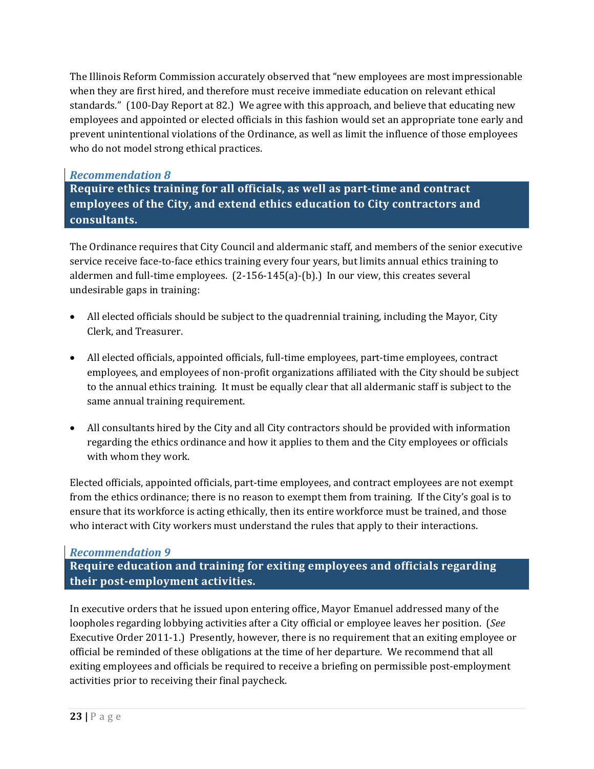The Illinois Reform Commission accurately observed that "new employees are most impressionable when they are first hired, and therefore must receive immediate education on relevant ethical standards." (100-Day Report at 82.) We agree with this approach, and believe that educating new employees and appointed or elected officials in this fashion would set an appropriate tone early and prevent unintentional violations of the Ordinance, as well as limit the influence of those employees who do not model strong ethical practices.

### *Recommendation 8*

**Require ethics training for all officials, as well as part-time and contract employees of the City, and extend ethics education to City contractors and consultants.**

The Ordinance requires that City Council and aldermanic staff, and members of the senior executive service receive face-to-face ethics training every four years, but limits annual ethics training to aldermen and full-time employees. (2-156-145(a)-(b).) In our view, this creates several undesirable gaps in training:

- All elected officials should be subject to the quadrennial training, including the Mayor, City Clerk, and Treasurer.
- All elected officials, appointed officials, full-time employees, part-time employees, contract employees, and employees of non-profit organizations affiliated with the City should be subject to the annual ethics training. It must be equally clear that all aldermanic staff is subject to the same annual training requirement.
- All consultants hired by the City and all City contractors should be provided with information regarding the ethics ordinance and how it applies to them and the City employees or officials with whom they work.

Elected officials, appointed officials, part-time employees, and contract employees are not exempt from the ethics ordinance; there is no reason to exempt them from training. If the City's goal is to ensure that its workforce is acting ethically, then its entire workforce must be trained, and those who interact with City workers must understand the rules that apply to their interactions.

### *Recommendation 9*

**Require education and training for exiting employees and officials regarding their post-employment activities.**

In executive orders that he issued upon entering office, Mayor Emanuel addressed many of the loopholes regarding lobbying activities after a City official or employee leaves her position. (*See* Executive Order 2011-1.) Presently, however, there is no requirement that an exiting employee or official be reminded of these obligations at the time of her departure. We recommend that all exiting employees and officials be required to receive a briefing on permissible post-employment activities prior to receiving their final paycheck.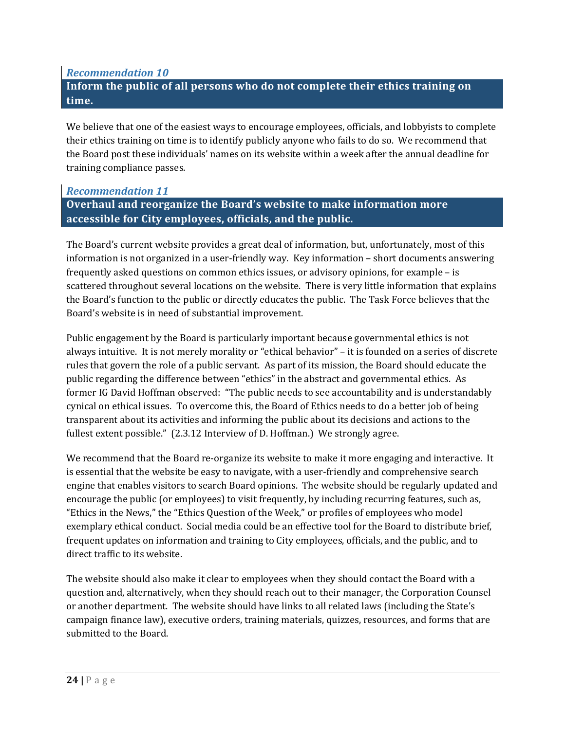### *Recommendation 10*

## Inform the public of all persons who do not complete their ethics training on time.

We believe that one of the easiest ways to encourage employees, officials, and lobbyists to complete their ethics training on time is to identify publicly anyone who fails to do so. We recommend that the Board post these individuals' names on its website within a week after the annual deadline for training compliance passes.

### *Recommendation 11*

## Overhaul and reorganize the Board's website to make information more accessible for City employees, officials, and the public.

The Board's current website provides a great deal of information, but, unfortunately, most of this information is not organized in a user-friendly way. Key information – short documents answering frequently asked questions on common ethics issues, or advisory opinions, for example – is scattered throughout several locations on the website. There is very little information that explains the Board's function to the public or directly educates the public. The Task Force believes that the Board's website is in need of substantial improvement.

Public engagement by the Board is particularly important because governmental ethics is not always intuitive. It is not merely morality or "ethical behavior" – it is founded on a series of discrete rules that govern the role of a public servant. As part of its mission, the Board should educate the public regarding the difference between "ethics" in the abstract and governmental ethics. As former IG David Hoffman observed: "The public needs to see accountability and is understandably cynical on ethical issues. To overcome this, the Board of Ethics needs to do a better job of being transparent about its activities and informing the public about its decisions and actions to the fullest extent possible." (2.3.12 Interview of D. Hoffman.) We strongly agree.

We recommend that the Board re-organize its website to make it more engaging and interactive. It is essential that the website be easy to navigate, with a user-friendly and comprehensive search engine that enables visitors to search Board opinions. The website should be regularly updated and encourage the public (or employees) to visit frequently, by including recurring features, such as, "Ethics in the News," the "Ethics Question of the Week," or profiles of employees who model exemplary ethical conduct. Social media could be an effective tool for the Board to distribute brief, frequent updates on information and training to City employees, officials, and the public, and to direct traffic to its website.

The website should also make it clear to employees when they should contact the Board with a question and, alternatively, when they should reach out to their manager, the Corporation Counsel or another department. The website should have links to all related laws (including the State's campaign finance law), executive orders, training materials, quizzes, resources, and forms that are submitted to the Board.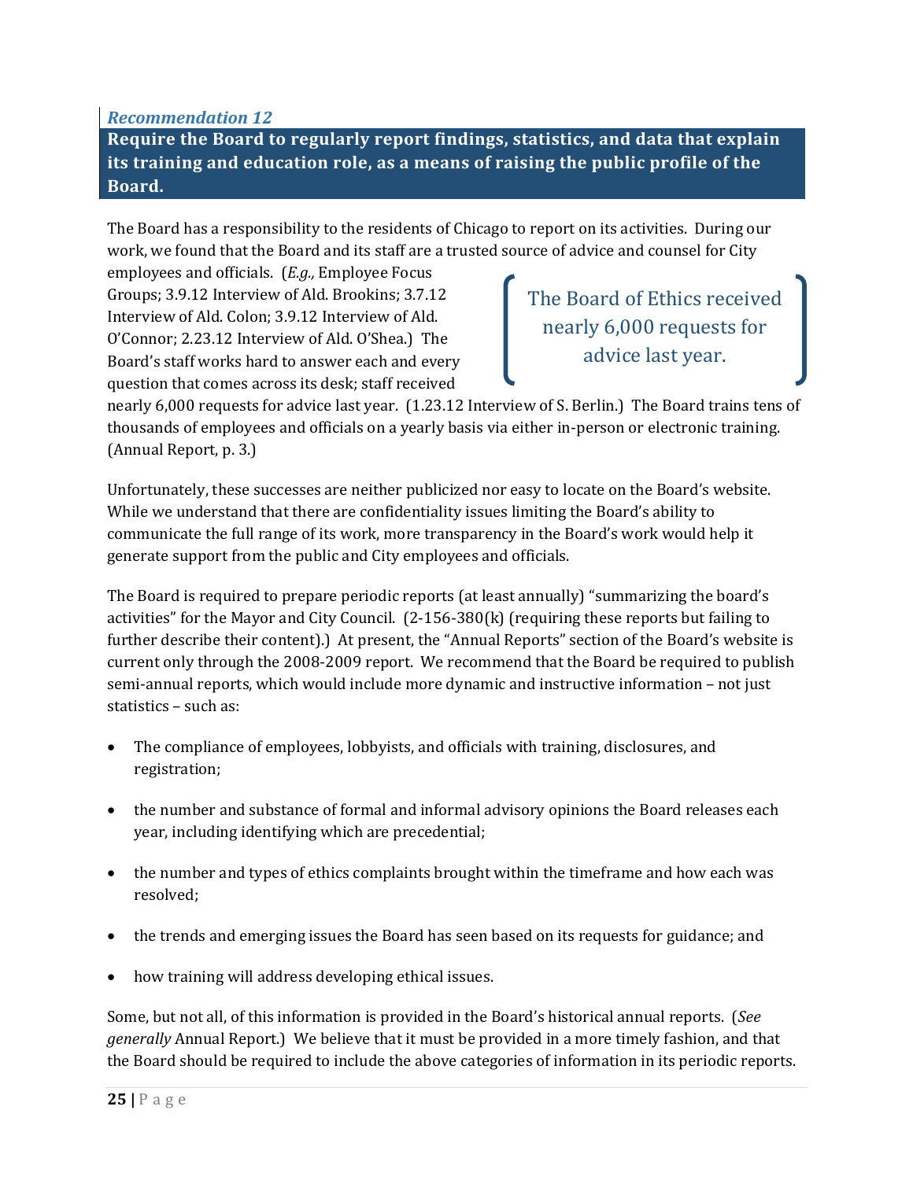*Recommendation 12*

## Require the Board to regularly report findings, statistics, and data that explain its training and education role, as a means of raising the public profile of the Board.

The Board has a responsibility to the residents of Chicago to report on its activities. During our work, we found that the Board and its staff are a trusted source of advice and counsel for City employees and officials. (*E.g.,* Employee Focus Groups; 3.9.12 Interview of Ald. Brookins; 3.7.12 Interview of Ald. Colon; 3.9.12 Interview of Ald. O'Connor; 2.23.12 Interview of Ald. O'Shea.) The Board's staff works hard to answer each and every question that comes across its desk; staff received nearly 6,000 requests for advice last year. (1.23.12 Interview of S. Berlin.) The Board trains tens of thousands of employees and officials on a yearly basis via either in-person or electronic training. (Annual Report, p. 3.)

> The Board of Ethics received nearly 6,000 requests for advice last year.

Unfortunately, these successes are neither publicized nor easy to locate on the Board's website. While we understand that there are confidentiality issues limiting the Board's ability to communicate the full range of its work, more transparency in the Board's work would help it generate support from the public and City employees and officials.

The Board is required to prepare periodic reports (at least annually) "summarizing the board's activities" for the Mayor and City Council. (2-156-380(k) (requiring these reports but failing to further describe their content).) At present, the "Annual Reports" section of the Board's website is current only through the 2008-2009 report. We recommend that the Board be required to publish semi-annual reports, which would include more dynamic and instructive information – not just statistics – such as:

- The compliance of employees, lobbyists, and officials with training, disclosures, and registration;
- the number and substance of formal and informal advisory opinions the Board releases each year, including identifying which are precedential;
- the number and types of ethics complaints brought within the timeframe and how each was resolved;
- the trends and emerging issues the Board has seen based on its requests for guidance; and
- how training will address developing ethical issues.

Some, but not all, of this information is provided in the Board's historical annual reports. (*See generally* Annual Report.) We believe that it must be provided in a more timely fashion, and that the Board should be required to include the above categories of information in its periodic reports.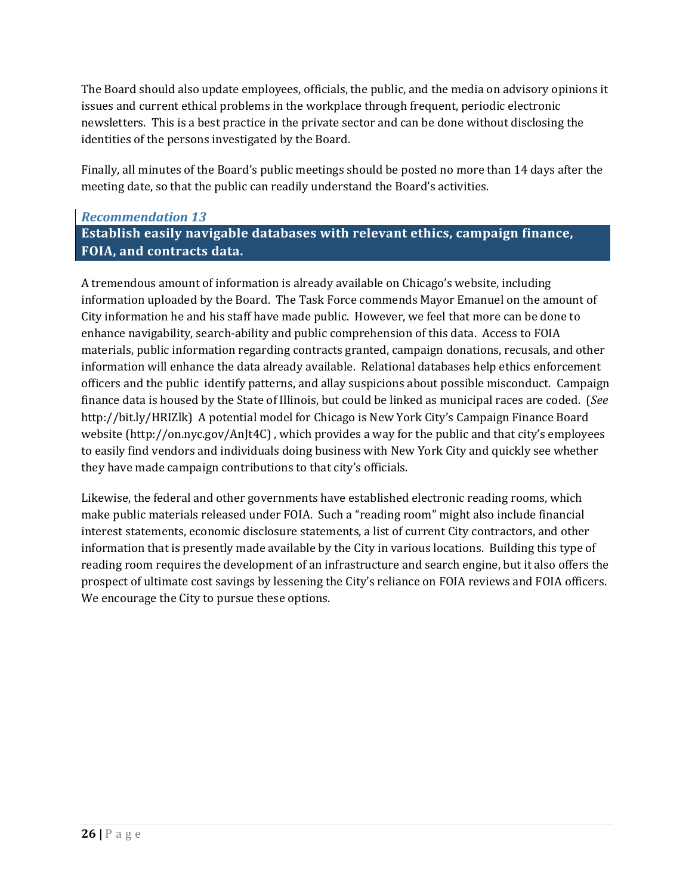The Board should also update employees, officials, the public, and the media on advisory opinions it issues and current ethical problems in the workplace through frequent, periodic electronic newsletters. This is a best practice in the private sector and can be done without disclosing the identities of the persons investigated by the Board.

Finally, all minutes of the Board's public meetings should be posted no more than 14 days after the meeting date, so that the public can readily understand the Board's activities.

### *Recommendation 13*

### Establish easily navigable databases with relevant ethics, campaign finance, FOIA, and contracts data.

A tremendous amount of information is already available on Chicago's website, including information uploaded by the Board. The Task Force commends Mayor Emanuel on the amount of City information he and his staff have made public. However, we feel that more can be done to enhance navigability, search-ability and public comprehension of this data. Access to FOIA materials, public information regarding contracts granted, campaign donations, recusals, and other information will enhance the data already available. Relational databases help ethics enforcement officers and the public identify patterns, and allay suspicions about possible misconduct. Campaign finance data is housed by the State of Illinois, but could be linked as municipal races are coded. (*See* http://bit.ly/HRIZlk) A potential model for Chicago is New York City's Campaign Finance Board website (http://on.nyc.gov/AnJt4C) , which provides a way for the public and that city's employees to easily find vendors and individuals doing business with New York City and quickly see whether they have made campaign contributions to that city's officials.

Likewise, the federal and other governments have established electronic reading rooms, which make public materials released under FOIA. Such a "reading room" might also include financial interest statements, economic disclosure statements, a list of current City contractors, and other information that is presently made available by the City in various locations. Building this type of reading room requires the development of an infrastructure and search engine, but it also offers the prospect of ultimate cost savings by lessening the City's reliance on FOIA reviews and FOIA officers. We encourage the City to pursue these options.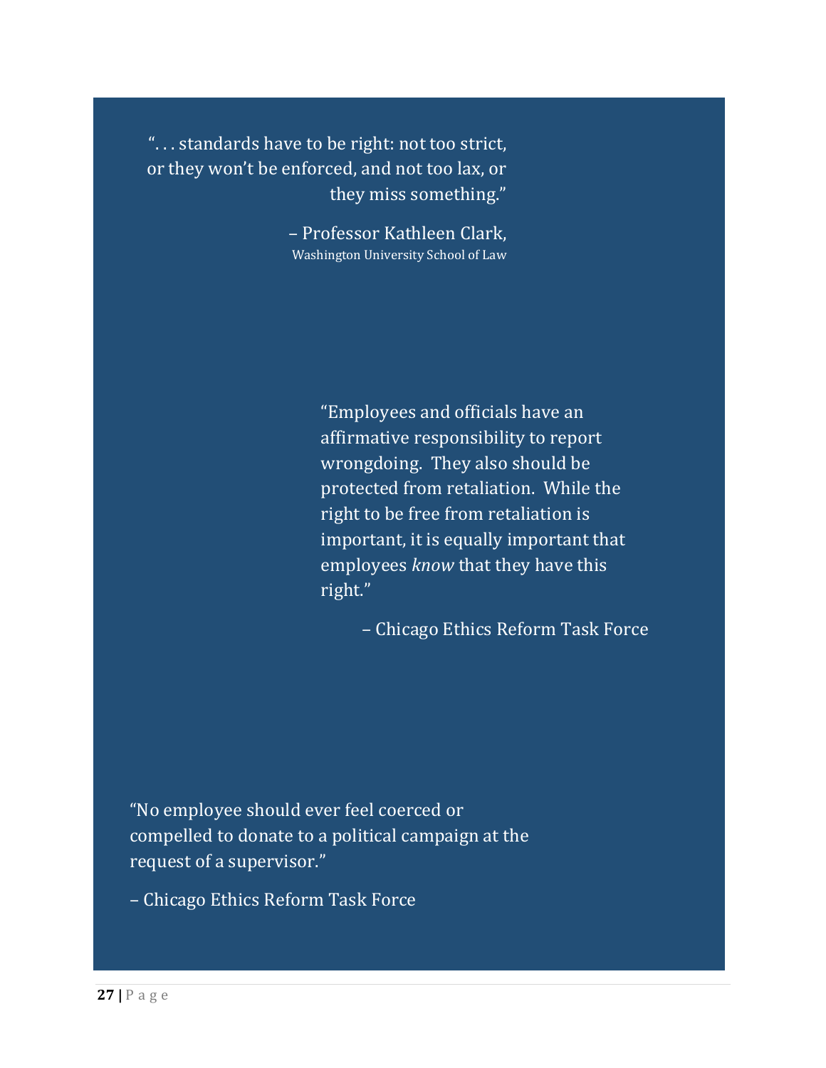> "... standards have to be right: not too strict, or they won't be enforced, and not too lax, or they miss something."
>
> – Professor Kathleen Clark, Washington University School of Law

> "Employees and officials have an affirmative responsibility to report wrongdoing. They also should be protected from retaliation. While the right to be free from retaliation is important, it is equally important that employees *know* that they have this right."
>
> – Chicago Ethics Reform Task Force

> "No employee should ever feel coerced or compelled to donate to a political campaign at the request of a supervisor."
>
> – Chicago Ethics Reform Task Force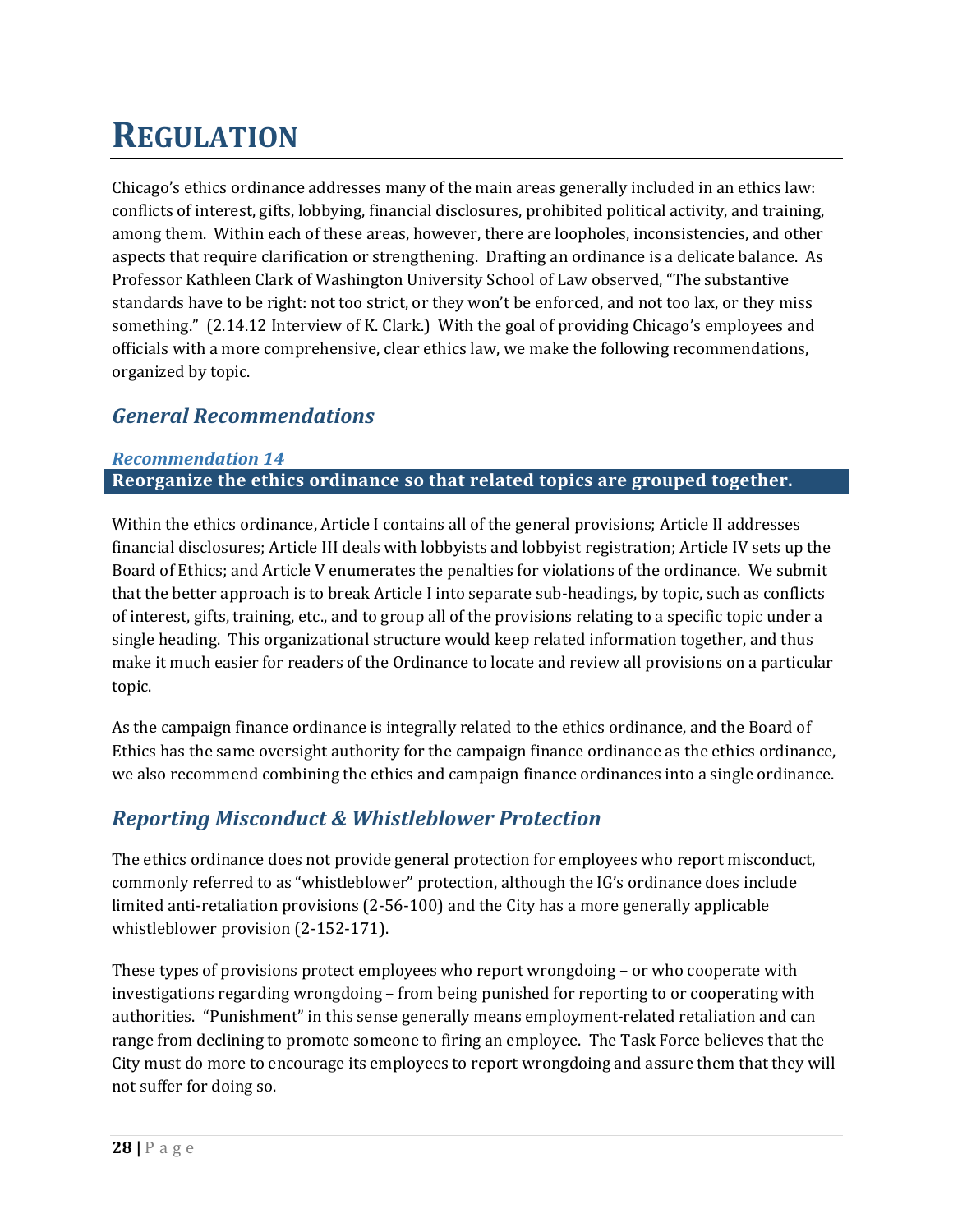# REGULATION

Chicago's ethics ordinance addresses many of the main areas generally included in an ethics law: conflicts of interest, gifts, lobbying, financial disclosures, prohibited political activity, and training, among them. Within each of these areas, however, there are loopholes, inconsistencies, and other aspects that require clarification or strengthening. Drafting an ordinance is a delicate balance. As Professor Kathleen Clark of Washington University School of Law observed, "The substantive standards have to be right: not too strict, or they won't be enforced, and not too lax, or they miss something." (2.14.12 Interview of K. Clark.) With the goal of providing Chicago's employees and officials with a more comprehensive, clear ethics law, we make the following recommendations, organized by topic.

## *General Recommendations*

### *Recommendation 14*

**Reorganize the ethics ordinance so that related topics are grouped together.**

Within the ethics ordinance, Article I contains all of the general provisions; Article II addresses financial disclosures; Article III deals with lobbyists and lobbyist registration; Article IV sets up the Board of Ethics; and Article V enumerates the penalties for violations of the ordinance. We submit that the better approach is to break Article I into separate sub-headings, by topic, such as conflicts of interest, gifts, training, etc., and to group all of the provisions relating to a specific topic under a single heading. This organizational structure would keep related information together, and thus make it much easier for readers of the Ordinance to locate and review all provisions on a particular topic.

As the campaign finance ordinance is integrally related to the ethics ordinance, and the Board of Ethics has the same oversight authority for the campaign finance ordinance as the ethics ordinance, we also recommend combining the ethics and campaign finance ordinances into a single ordinance.

## *Reporting Misconduct & Whistleblower Protection*

The ethics ordinance does not provide general protection for employees who report misconduct, commonly referred to as "whistleblower" protection, although the IG's ordinance does include limited anti-retaliation provisions (2-56-100) and the City has a more generally applicable whistleblower provision (2-152-171).

These types of provisions protect employees who report wrongdoing – or who cooperate with investigations regarding wrongdoing – from being punished for reporting to or cooperating with authorities. "Punishment" in this sense generally means employment-related retaliation and can range from declining to promote someone to firing an employee. The Task Force believes that the City must do more to encourage its employees to report wrongdoing and assure them that they will not suffer for doing so.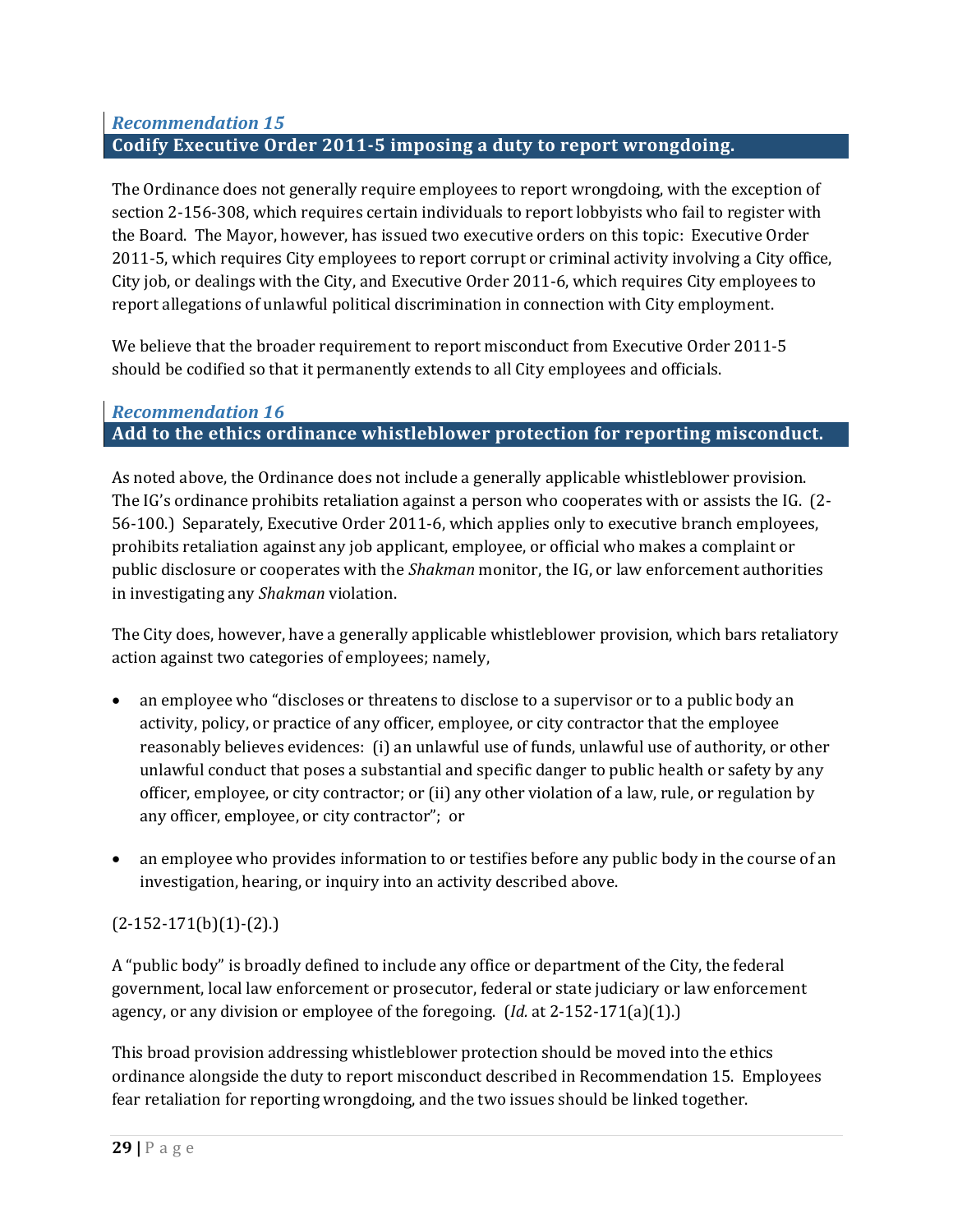### *Recommendation 15*

## Codify Executive Order 2011-5 imposing a duty to report wrongdoing.

The Ordinance does not generally require employees to report wrongdoing, with the exception of section 2-156-308, which requires certain individuals to report lobbyists who fail to register with the Board. The Mayor, however, has issued two executive orders on this topic: Executive Order 2011-5, which requires City employees to report corrupt or criminal activity involving a City office, City job, or dealings with the City, and Executive Order 2011-6, which requires City employees to report allegations of unlawful political discrimination in connection with City employment.

We believe that the broader requirement to report misconduct from Executive Order 2011-5 should be codified so that it permanently extends to all City employees and officials.

### *Recommendation 16*

## Add to the ethics ordinance whistleblower protection for reporting misconduct.

As noted above, the Ordinance does not include a generally applicable whistleblower provision. The IG's ordinance prohibits retaliation against a person who cooperates with or assists the IG. (2-56-100.) Separately, Executive Order 2011-6, which applies only to executive branch employees, prohibits retaliation against any job applicant, employee, or official who makes a complaint or public disclosure or cooperates with the *Shakman* monitor, the IG, or law enforcement authorities in investigating any *Shakman* violation.

The City does, however, have a generally applicable whistleblower provision, which bars retaliatory action against two categories of employees; namely,

- an employee who "discloses or threatens to disclose to a supervisor or to a public body an activity, policy, or practice of any officer, employee, or city contractor that the employee reasonably believes evidences: (i) an unlawful use of funds, unlawful use of authority, or other unlawful conduct that poses a substantial and specific danger to public health or safety by any officer, employee, or city contractor; or (ii) any other violation of a law, rule, or regulation by any officer, employee, or city contractor"; or
- an employee who provides information to or testifies before any public body in the course of an investigation, hearing, or inquiry into an activity described above.

(2-152-171(b)(1)-(2).)

A "public body" is broadly defined to include any office or department of the City, the federal government, local law enforcement or prosecutor, federal or state judiciary or law enforcement agency, or any division or employee of the foregoing. (*Id.* at 2-152-171(a)(1).)

This broad provision addressing whistleblower protection should be moved into the ethics ordinance alongside the duty to report misconduct described in Recommendation 15. Employees fear retaliation for reporting wrongdoing, and the two issues should be linked together.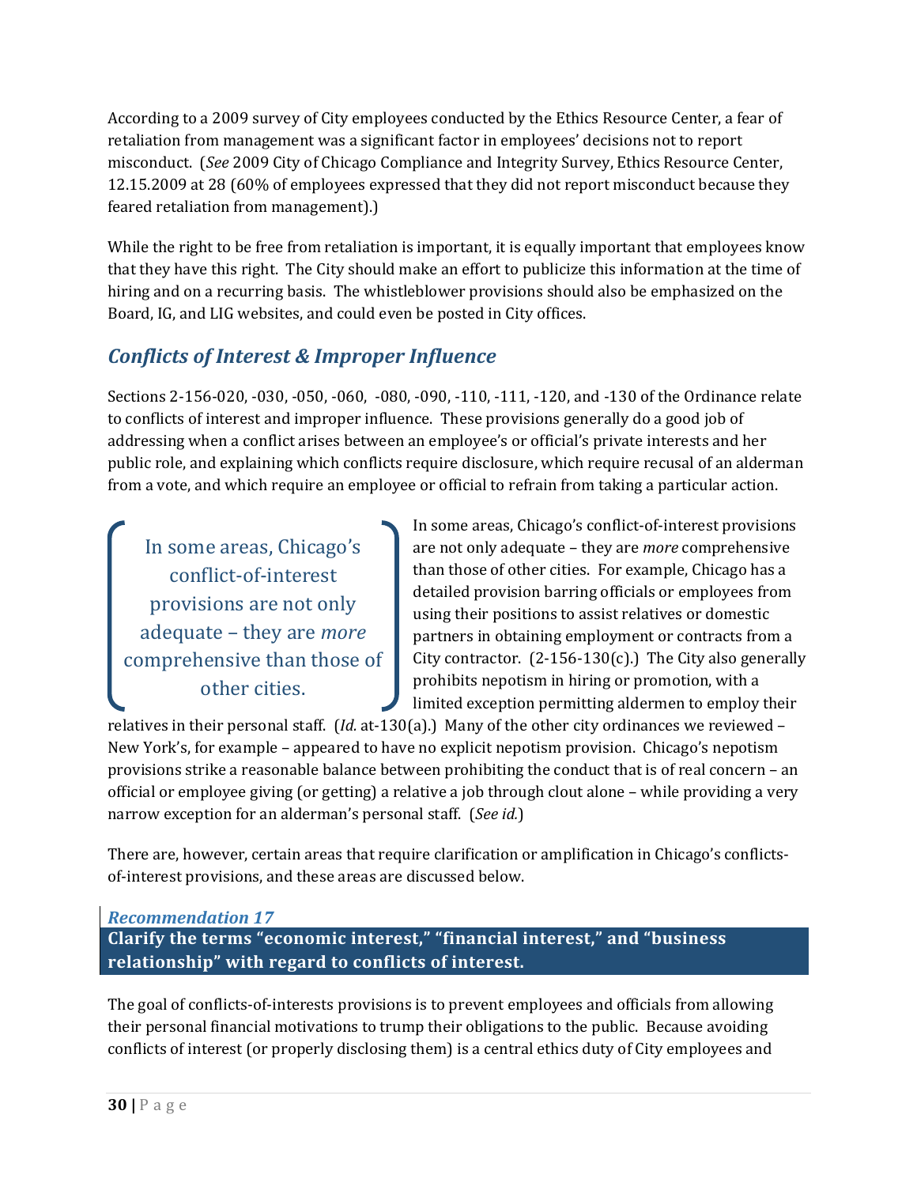According to a 2009 survey of City employees conducted by the Ethics Resource Center, a fear of retaliation from management was a significant factor in employees' decisions not to report misconduct. (*See* 2009 City of Chicago Compliance and Integrity Survey, Ethics Resource Center, 12.15.2009 at 28 (60% of employees expressed that they did not report misconduct because they feared retaliation from management).)

While the right to be free from retaliation is important, it is equally important that employees know that they have this right. The City should make an effort to publicize this information at the time of hiring and on a recurring basis. The whistleblower provisions should also be emphasized on the Board, IG, and LIG websites, and could even be posted in City offices.

## *Conflicts of Interest & Improper Influence*

Sections 2-156-020, -030, -050, -060, -080, -090, -110, -111, -120, and -130 of the Ordinance relate to conflicts of interest and improper influence. These provisions generally do a good job of addressing when a conflict arises between an employee's or official's private interests and her public role, and explaining which conflicts require disclosure, which require recusal of an alderman from a vote, and which require an employee or official to refrain from taking a particular action.

> In some areas, Chicago's conflict-of-interest provisions are not only adequate – they are *more* comprehensive than those of other cities.

In some areas, Chicago's conflict-of-interest provisions are not only adequate – they are *more* comprehensive than those of other cities. For example, Chicago has a detailed provision barring officials or employees from using their positions to assist relatives or domestic partners in obtaining employment or contracts from a City contractor. (2-156-130(c).) The City also generally prohibits nepotism in hiring or promotion, with a limited exception permitting aldermen to employ their relatives in their personal staff. (*Id.* at-130(a).) Many of the other city ordinances we reviewed – New York's, for example – appeared to have no explicit nepotism provision. Chicago's nepotism provisions strike a reasonable balance between prohibiting the conduct that is of real concern – an official or employee giving (or getting) a relative a job through clout alone – while providing a very narrow exception for an alderman's personal staff. (*See id.*)

There are, however, certain areas that require clarification or amplification in Chicago's conflicts-of-interest provisions, and these areas are discussed below.

### *Recommendation 17*

**Clarify the terms "economic interest," "financial interest," and "business relationship" with regard to conflicts of interest.**

The goal of conflicts-of-interests provisions is to prevent employees and officials from allowing their personal financial motivations to trump their obligations to the public. Because avoiding conflicts of interest (or properly disclosing them) is a central ethics duty of City employees and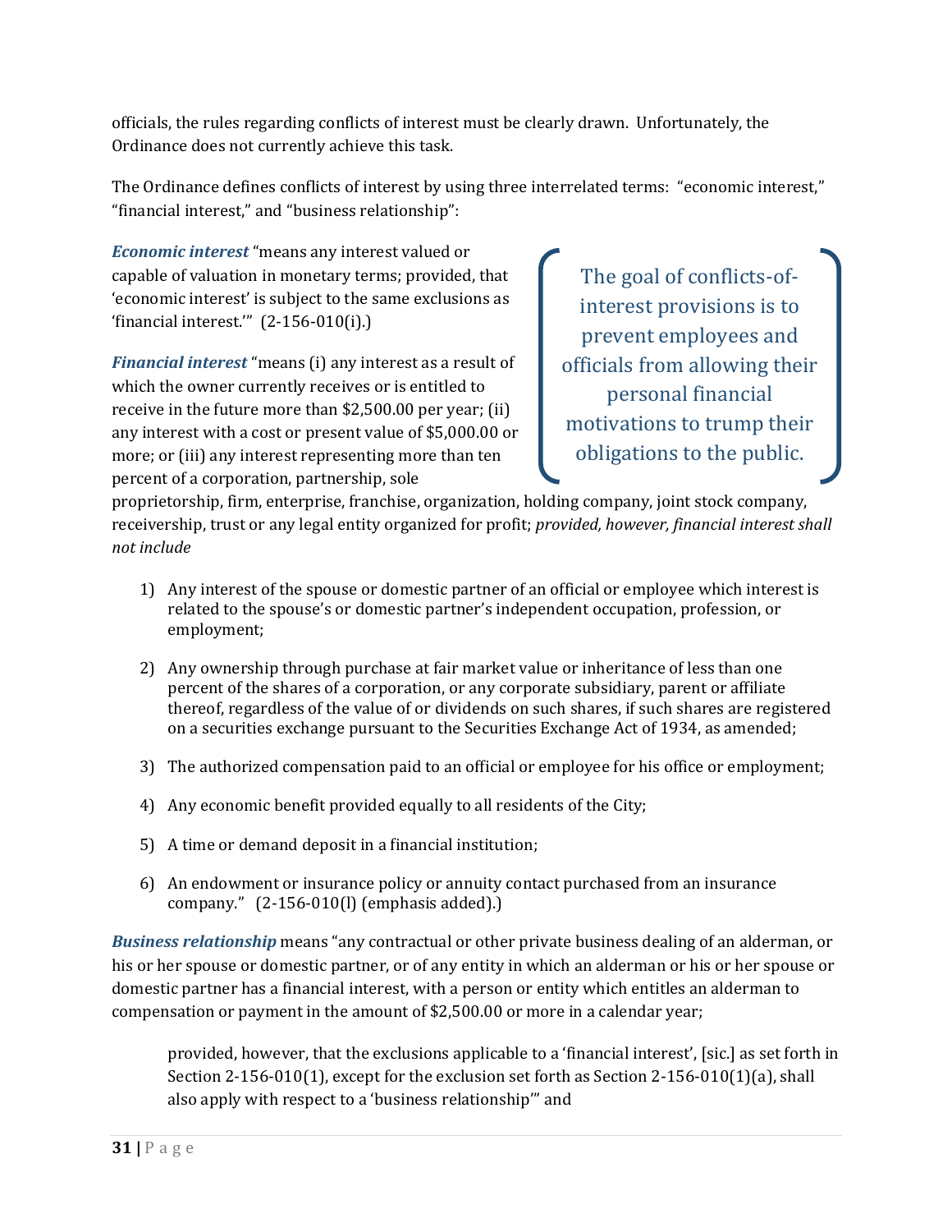officials, the rules regarding conflicts of interest must be clearly drawn. Unfortunately, the Ordinance does not currently achieve this task.

The Ordinance defines conflicts of interest by using three interrelated terms: "economic interest," "financial interest," and "business relationship":

> The goal of conflicts-of-interest provisions is to prevent employees and officials from allowing their personal financial motivations to trump their obligations to the public.

***Economic interest*** "means any interest valued or capable of valuation in monetary terms; provided, that 'economic interest' is subject to the same exclusions as 'financial interest.'" (2-156-010(i).)

***Financial interest*** "means (i) any interest as a result of which the owner currently receives or is entitled to receive in the future more than $2,500.00 per year; (ii) any interest with a cost or present value of $5,000.00 or more; or (iii) any interest representing more than ten percent of a corporation, partnership, sole proprietorship, firm, enterprise, franchise, organization, holding company, joint stock company, receivership, trust or any legal entity organized for profit; *provided, however, financial interest shall not include*

1) Any interest of the spouse or domestic partner of an official or employee which interest is related to the spouse's or domestic partner's independent occupation, profession, or employment;
2) Any ownership through purchase at fair market value or inheritance of less than one percent of the shares of a corporation, or any corporate subsidiary, parent or affiliate thereof, regardless of the value of or dividends on such shares, if such shares are registered on a securities exchange pursuant to the Securities Exchange Act of 1934, as amended;
3) The authorized compensation paid to an official or employee for his office or employment;
4) Any economic benefit provided equally to all residents of the City;
5) A time or demand deposit in a financial institution;
6) An endowment or insurance policy or annuity contact purchased from an insurance company." (2-156-010(l) (emphasis added).)

***Business relationship*** means "any contractual or other private business dealing of an alderman, or his or her spouse or domestic partner, or of any entity in which an alderman or his or her spouse or domestic partner has a financial interest, with a person or entity which entitles an alderman to compensation or payment in the amount of $2,500.00 or more in a calendar year;

> provided, however, that the exclusions applicable to a 'financial interest', [sic.] as set forth in Section 2-156-010(1), except for the exclusion set forth as Section 2-156-010(1)(a), shall also apply with respect to a 'business relationship'" and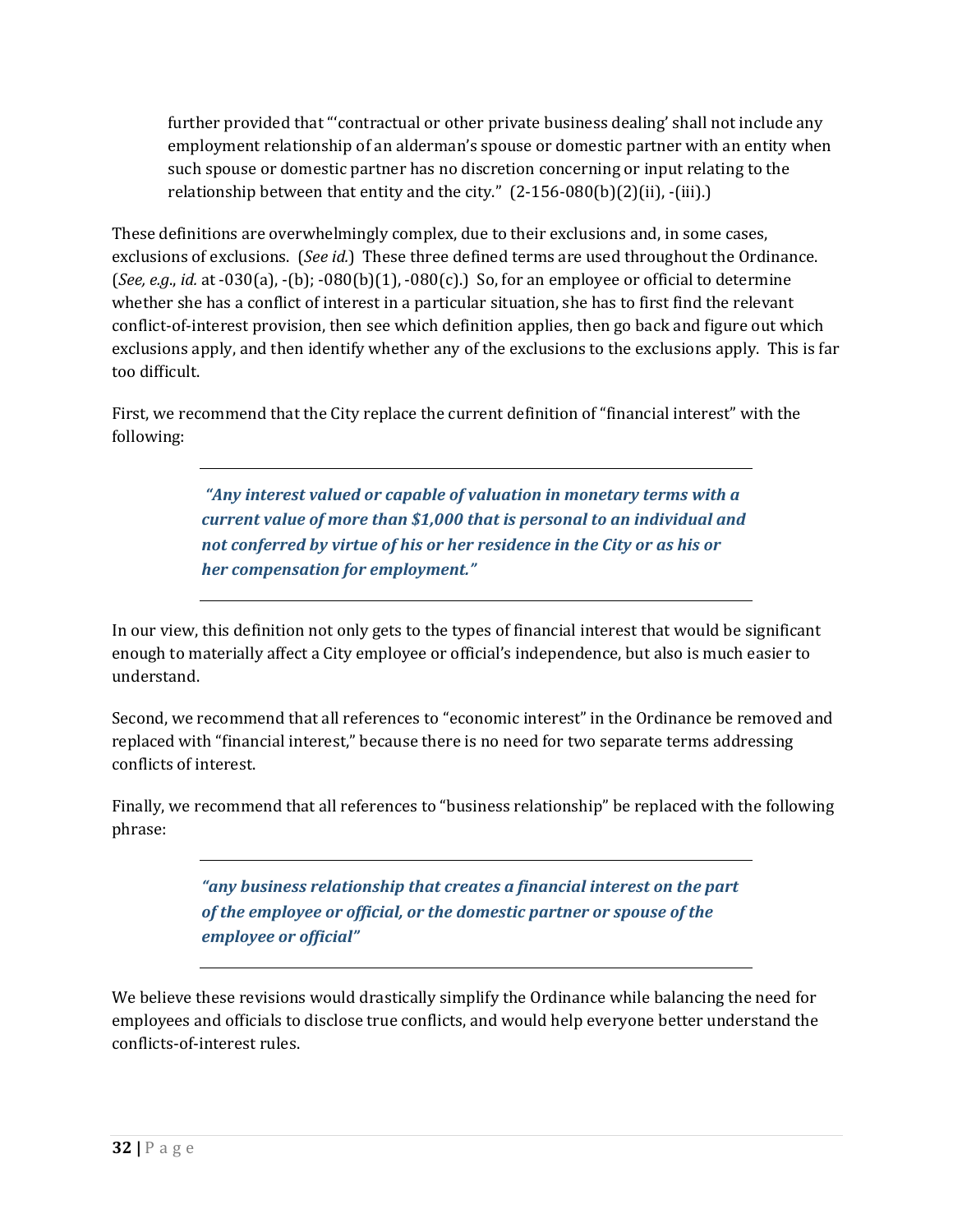> further provided that "'contractual or other private business dealing' shall not include any employment relationship of an alderman's spouse or domestic partner with an entity when such spouse or domestic partner has no discretion concerning or input relating to the relationship between that entity and the city." (2-156-080(b)(2)(ii), -(iii).)

These definitions are overwhelmingly complex, due to their exclusions and, in some cases, exclusions of exclusions. (*See id.*) These three defined terms are used throughout the Ordinance. (*See, e.g., id.* at -030(a), -(b); -080(b)(1), -080(c).) So, for an employee or official to determine whether she has a conflict of interest in a particular situation, she has to first find the relevant conflict-of-interest provision, then see which definition applies, then go back and figure out which exclusions apply, and then identify whether any of the exclusions to the exclusions apply. This is far too difficult.

First, we recommend that the City replace the current definition of "financial interest" with the following:

---

> ***"Any interest valued or capable of valuation in monetary terms with a current value of more than $1,000 that is personal to an individual and not conferred by virtue of his or her residence in the City or as his or her compensation for employment."***

---

In our view, this definition not only gets to the types of financial interest that would be significant enough to materially affect a City employee or official's independence, but also is much easier to understand.

Second, we recommend that all references to "economic interest" in the Ordinance be removed and replaced with "financial interest," because there is no need for two separate terms addressing conflicts of interest.

Finally, we recommend that all references to "business relationship" be replaced with the following phrase:

---

> ***"any business relationship that creates a financial interest on the part of the employee or official, or the domestic partner or spouse of the employee or official"***

---

We believe these revisions would drastically simplify the Ordinance while balancing the need for employees and officials to disclose true conflicts, and would help everyone better understand the conflicts-of-interest rules.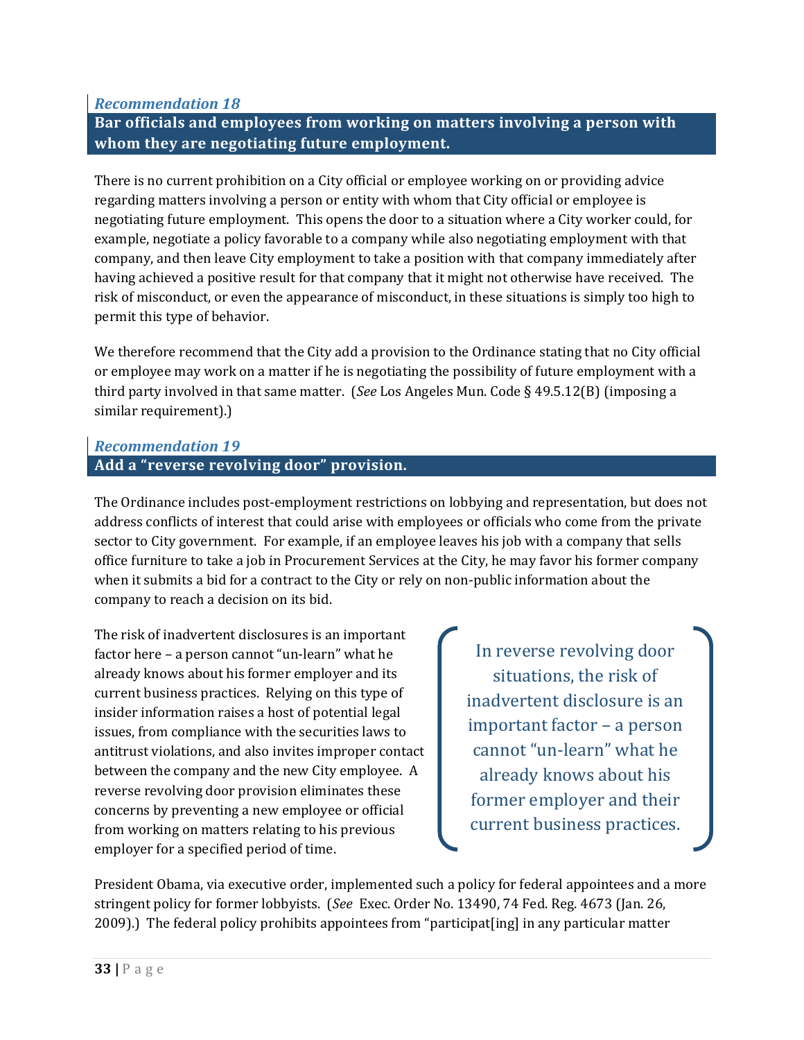### *Recommendation 18*

## Bar officials and employees from working on matters involving a person with whom they are negotiating future employment.

There is no current prohibition on a City official or employee working on or providing advice regarding matters involving a person or entity with whom that City official or employee is negotiating future employment. This opens the door to a situation where a City worker could, for example, negotiate a policy favorable to a company while also negotiating employment with that company, and then leave City employment to take a position with that company immediately after having achieved a positive result for that company that it might not otherwise have received. The risk of misconduct, or even the appearance of misconduct, in these situations is simply too high to permit this type of behavior.

We therefore recommend that the City add a provision to the Ordinance stating that no City official or employee may work on a matter if he is negotiating the possibility of future employment with a third party involved in that same matter. (*See* Los Angeles Mun. Code § 49.5.12(B) (imposing a similar requirement).)

### *Recommendation 19*

## Add a "reverse revolving door" provision.

The Ordinance includes post-employment restrictions on lobbying and representation, but does not address conflicts of interest that could arise with employees or officials who come from the private sector to City government. For example, if an employee leaves his job with a company that sells office furniture to take a job in Procurement Services at the City, he may favor his former company when it submits a bid for a contract to the City or rely on non-public information about the company to reach a decision on its bid.

The risk of inadvertent disclosures is an important factor here – a person cannot "un-learn" what he already knows about his former employer and its current business practices. Relying on this type of insider information raises a host of potential legal issues, from compliance with the securities laws to antitrust violations, and also invites improper contact between the company and the new City employee. A reverse revolving door provision eliminates these concerns by preventing a new employee or official from working on matters relating to his previous employer for a specified period of time.

> In reverse revolving door situations, the risk of inadvertent disclosure is an important factor – a person cannot "un-learn" what he already knows about his former employer and their current business practices.

President Obama, via executive order, implemented such a policy for federal appointees and a more stringent policy for former lobbyists. (*See* Exec. Order No. 13490, 74 Fed. Reg. 4673 (Jan. 26, 2009).) The federal policy prohibits appointees from "participat[ing] in any particular matter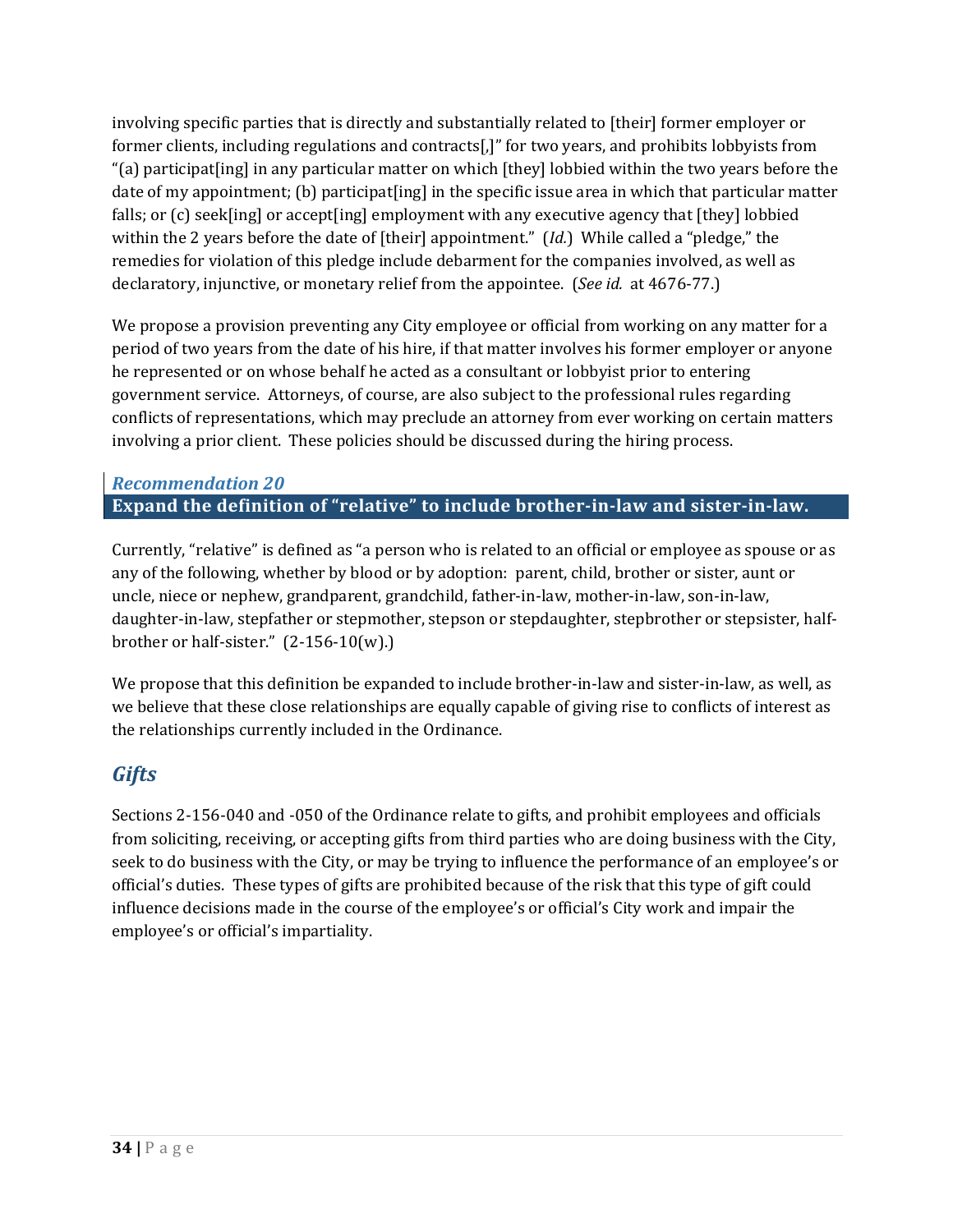involving specific parties that is directly and substantially related to [their] former employer or former clients, including regulations and contracts[,]" for two years, and prohibits lobbyists from "(a) participat[ing] in any particular matter on which [they] lobbied within the two years before the date of my appointment; (b) participat[ing] in the specific issue area in which that particular matter falls; or (c) seek[ing] or accept[ing] employment with any executive agency that [they] lobbied within the 2 years before the date of [their] appointment." (*Id.*) While called a "pledge," the remedies for violation of this pledge include debarment for the companies involved, as well as declaratory, injunctive, or monetary relief from the appointee. (*See id.* at 4676-77.)

We propose a provision preventing any City employee or official from working on any matter for a period of two years from the date of his hire, if that matter involves his former employer or anyone he represented or on whose behalf he acted as a consultant or lobbyist prior to entering government service. Attorneys, of course, are also subject to the professional rules regarding conflicts of representations, which may preclude an attorney from ever working on certain matters involving a prior client. These policies should be discussed during the hiring process.

### *Recommendation 20*

**Expand the definition of "relative" to include brother-in-law and sister-in-law.**

Currently, "relative" is defined as "a person who is related to an official or employee as spouse or as any of the following, whether by blood or by adoption: parent, child, brother or sister, aunt or uncle, niece or nephew, grandparent, grandchild, father-in-law, mother-in-law, son-in-law, daughter-in-law, stepfather or stepmother, stepson or stepdaughter, stepbrother or stepsister, half-brother or half-sister." (2-156-10(w).)

We propose that this definition be expanded to include brother-in-law and sister-in-law, as well, as we believe that these close relationships are equally capable of giving rise to conflicts of interest as the relationships currently included in the Ordinance.

## *Gifts*

Sections 2-156-040 and -050 of the Ordinance relate to gifts, and prohibit employees and officials from soliciting, receiving, or accepting gifts from third parties who are doing business with the City, seek to do business with the City, or may be trying to influence the performance of an employee's or official's duties. These types of gifts are prohibited because of the risk that this type of gift could influence decisions made in the course of the employee's or official's City work and impair the employee's or official's impartiality.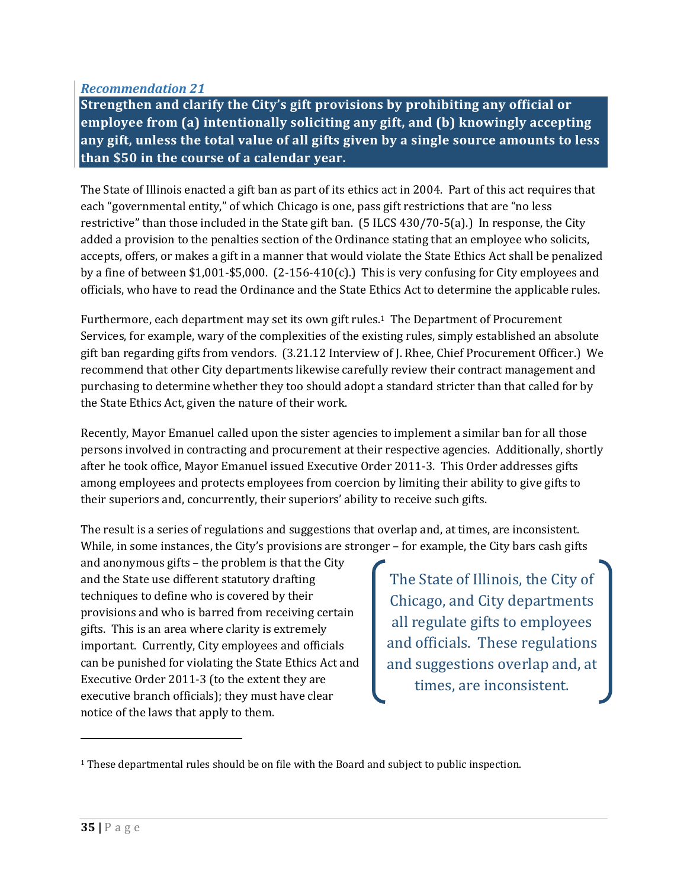*Recommendation 21*

**Strengthen and clarify the City's gift provisions by prohibiting any official or employee from (a) intentionally soliciting any gift, and (b) knowingly accepting any gift, unless the total value of all gifts given by a single source amounts to less than $50 in the course of a calendar year.**

The State of Illinois enacted a gift ban as part of its ethics act in 2004. Part of this act requires that each "governmental entity," of which Chicago is one, pass gift restrictions that are "no less restrictive" than those included in the State gift ban. (5 ILCS 430/70-5(a).) In response, the City added a provision to the penalties section of the Ordinance stating that an employee who solicits, accepts, offers, or makes a gift in a manner that would violate the State Ethics Act shall be penalized by a fine of between $1,001-$5,000. (2-156-410(c).) This is very confusing for City employees and officials, who have to read the Ordinance and the State Ethics Act to determine the applicable rules.

Furthermore, each department may set its own gift rules.[1] The Department of Procurement Services, for example, wary of the complexities of the existing rules, simply established an absolute gift ban regarding gifts from vendors. (3.21.12 Interview of J. Rhee, Chief Procurement Officer.) We recommend that other City departments likewise carefully review their contract management and purchasing to determine whether they too should adopt a standard stricter than that called for by the State Ethics Act, given the nature of their work.

Recently, Mayor Emanuel called upon the sister agencies to implement a similar ban for all those persons involved in contracting and procurement at their respective agencies. Additionally, shortly after he took office, Mayor Emanuel issued Executive Order 2011-3. This Order addresses gifts among employees and protects employees from coercion by limiting their ability to give gifts to their superiors and, concurrently, their superiors' ability to receive such gifts.

The result is a series of regulations and suggestions that overlap and, at times, are inconsistent. While, in some instances, the City's provisions are stronger – for example, the City bars cash gifts and anonymous gifts – the problem is that the City and the State use different statutory drafting techniques to define who is covered by their provisions and who is barred from receiving certain gifts. This is an area where clarity is extremely important. Currently, City employees and officials can be punished for violating the State Ethics Act and Executive Order 2011-3 (to the extent they are executive branch officials); they must have clear notice of the laws that apply to them.

> The State of Illinois, the City of Chicago, and City departments all regulate gifts to employees and officials. These regulations and suggestions overlap and, at times, are inconsistent.

---

[1] These departmental rules should be on file with the Board and subject to public inspection.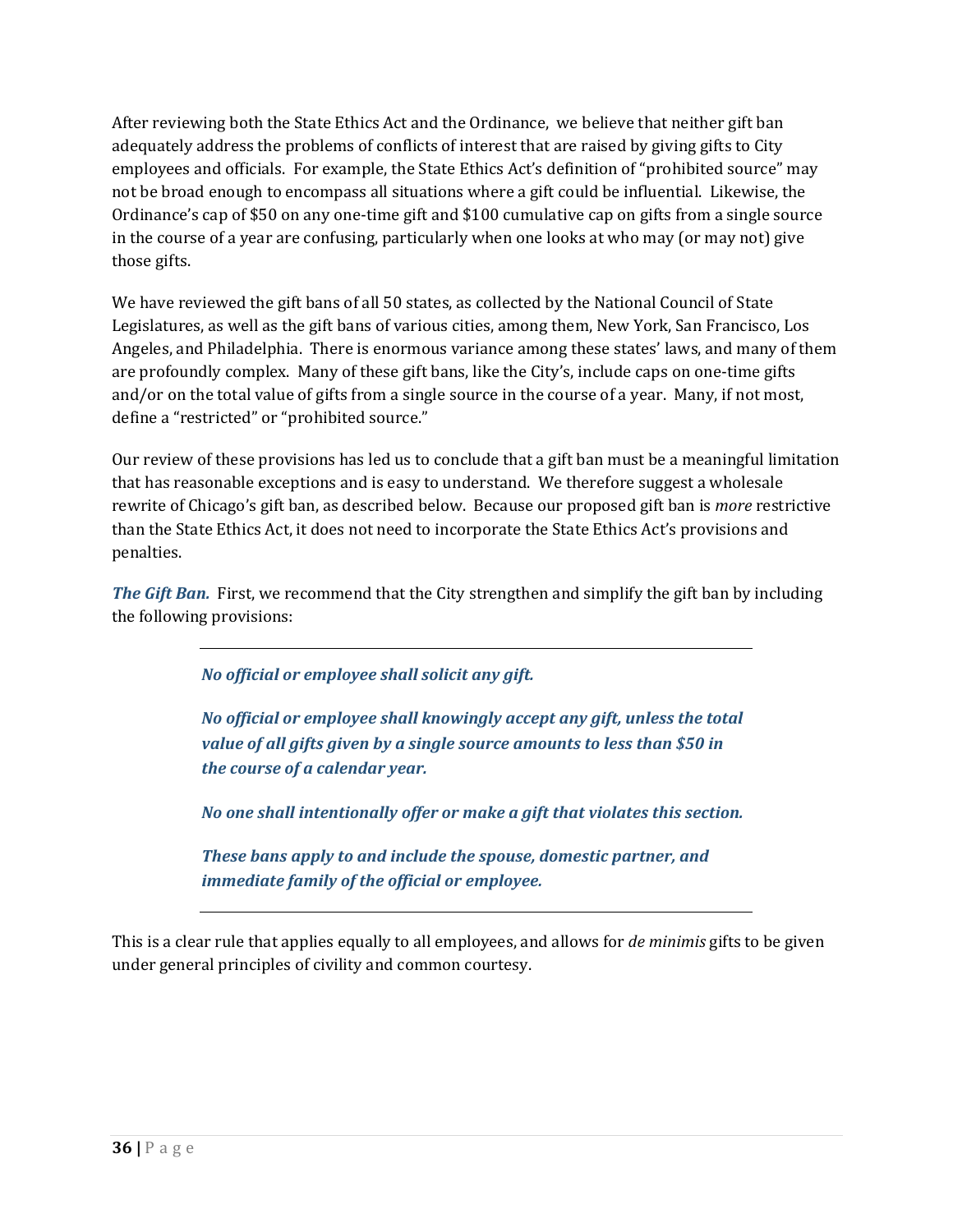After reviewing both the State Ethics Act and the Ordinance, we believe that neither gift ban adequately address the problems of conflicts of interest that are raised by giving gifts to City employees and officials. For example, the State Ethics Act's definition of "prohibited source" may not be broad enough to encompass all situations where a gift could be influential. Likewise, the Ordinance's cap of $50 on any one-time gift and $100 cumulative cap on gifts from a single source in the course of a year are confusing, particularly when one looks at who may (or may not) give those gifts.

We have reviewed the gift bans of all 50 states, as collected by the National Council of State Legislatures, as well as the gift bans of various cities, among them, New York, San Francisco, Los Angeles, and Philadelphia. There is enormous variance among these states' laws, and many of them are profoundly complex. Many of these gift bans, like the City's, include caps on one-time gifts and/or on the total value of gifts from a single source in the course of a year. Many, if not most, define a "restricted" or "prohibited source."

Our review of these provisions has led us to conclude that a gift ban must be a meaningful limitation that has reasonable exceptions and is easy to understand. We therefore suggest a wholesale rewrite of Chicago's gift ban, as described below. Because our proposed gift ban is *more* restrictive than the State Ethics Act, it does not need to incorporate the State Ethics Act's provisions and penalties.

***The Gift Ban.*** First, we recommend that the City strengthen and simplify the gift ban by including the following provisions:

---

> ***No official or employee shall solicit any gift.***
>
> ***No official or employee shall knowingly accept any gift, unless the total value of all gifts given by a single source amounts to less than $50 in the course of a calendar year.***
>
> ***No one shall intentionally offer or make a gift that violates this section.***
>
> ***These bans apply to and include the spouse, domestic partner, and immediate family of the official or employee.***

---

This is a clear rule that applies equally to all employees, and allows for *de minimis* gifts to be given under general principles of civility and common courtesy.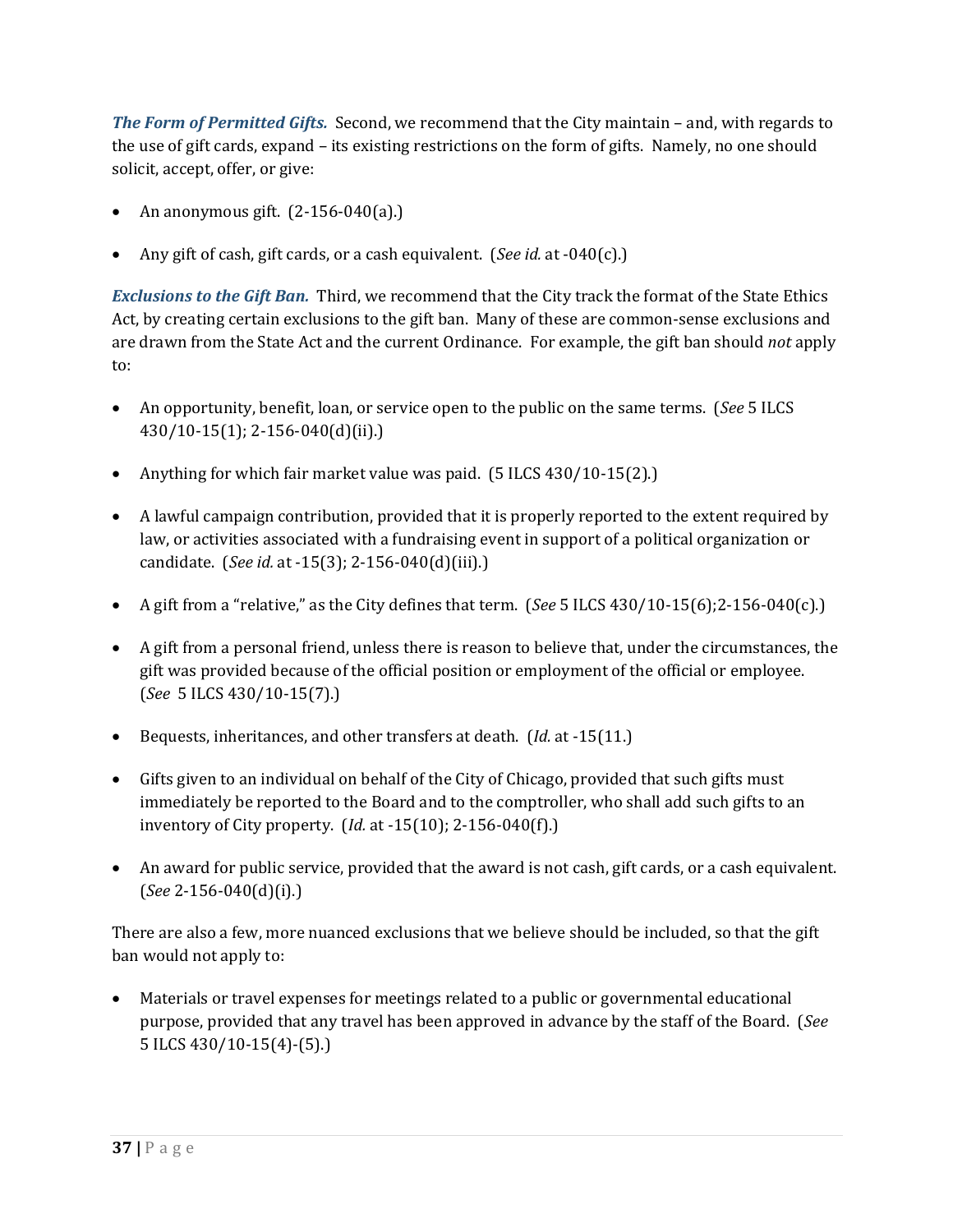***The Form of Permitted Gifts.*** Second, we recommend that the City maintain – and, with regards to the use of gift cards, expand – its existing restrictions on the form of gifts. Namely, no one should solicit, accept, offer, or give:

- An anonymous gift. (2-156-040(a).)
- Any gift of cash, gift cards, or a cash equivalent. (*See id.* at -040(c).)

***Exclusions to the Gift Ban.*** Third, we recommend that the City track the format of the State Ethics Act, by creating certain exclusions to the gift ban. Many of these are common-sense exclusions and are drawn from the State Act and the current Ordinance. For example, the gift ban should *not* apply to:

- An opportunity, benefit, loan, or service open to the public on the same terms. (*See* 5 ILCS 430/10-15(1); 2-156-040(d)(ii).)
- Anything for which fair market value was paid. (5 ILCS 430/10-15(2).)
- A lawful campaign contribution, provided that it is properly reported to the extent required by law, or activities associated with a fundraising event in support of a political organization or candidate. (*See id.* at -15(3); 2-156-040(d)(iii).)
- A gift from a "relative," as the City defines that term. (*See* 5 ILCS 430/10-15(6);2-156-040(c).)
- A gift from a personal friend, unless there is reason to believe that, under the circumstances, the gift was provided because of the official position or employment of the official or employee. (*See* 5 ILCS 430/10-15(7).)
- Bequests, inheritances, and other transfers at death. (*Id.* at -15(11.)
- Gifts given to an individual on behalf of the City of Chicago, provided that such gifts must immediately be reported to the Board and to the comptroller, who shall add such gifts to an inventory of City property. (*Id.* at -15(10); 2-156-040(f).)
- An award for public service, provided that the award is not cash, gift cards, or a cash equivalent. (*See* 2-156-040(d)(i).)

There are also a few, more nuanced exclusions that we believe should be included, so that the gift ban would not apply to:

- Materials or travel expenses for meetings related to a public or governmental educational purpose, provided that any travel has been approved in advance by the staff of the Board. (*See* 5 ILCS 430/10-15(4)-(5).)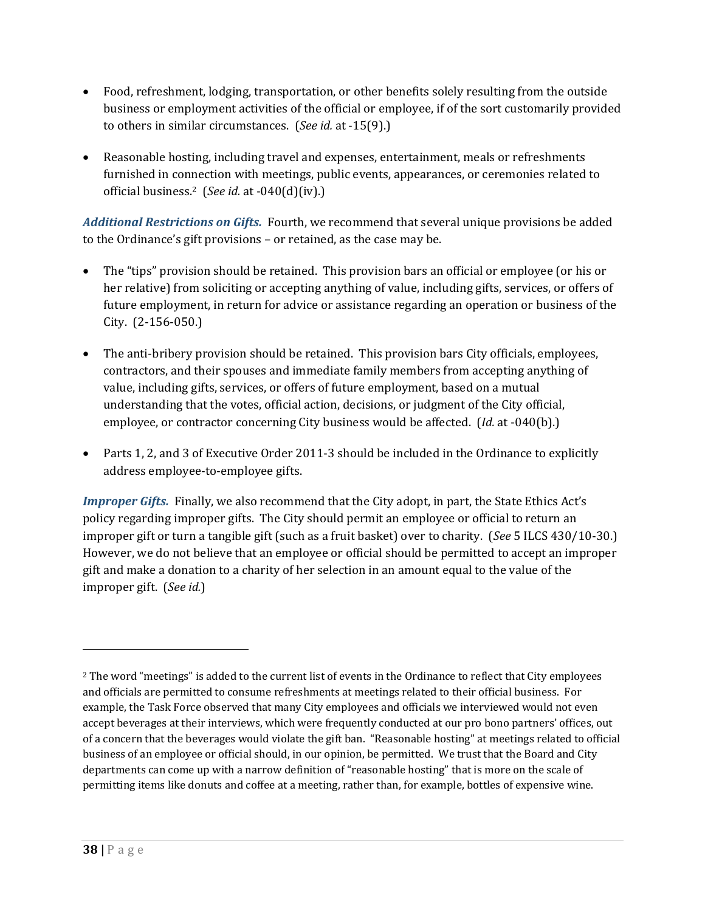- Food, refreshment, lodging, transportation, or other benefits solely resulting from the outside business or employment activities of the official or employee, if of the sort customarily provided to others in similar circumstances. (*See id.* at -15(9).)

- Reasonable hosting, including travel and expenses, entertainment, meals or refreshments furnished in connection with meetings, public events, appearances, or ceremonies related to official business.[2] (*See id.* at -040(d)(iv).)

***Additional Restrictions on Gifts.*** Fourth, we recommend that several unique provisions be added to the Ordinance's gift provisions – or retained, as the case may be.

- The "tips" provision should be retained. This provision bars an official or employee (or his or her relative) from soliciting or accepting anything of value, including gifts, services, or offers of future employment, in return for advice or assistance regarding an operation or business of the City. (2-156-050.)

- The anti-bribery provision should be retained. This provision bars City officials, employees, contractors, and their spouses and immediate family members from accepting anything of value, including gifts, services, or offers of future employment, based on a mutual understanding that the votes, official action, decisions, or judgment of the City official, employee, or contractor concerning City business would be affected. (*Id.* at -040(b).)

- Parts 1, 2, and 3 of Executive Order 2011-3 should be included in the Ordinance to explicitly address employee-to-employee gifts.

***Improper Gifts.*** Finally, we also recommend that the City adopt, in part, the State Ethics Act's policy regarding improper gifts. The City should permit an employee or official to return an improper gift or turn a tangible gift (such as a fruit basket) over to charity. (*See* 5 ILCS 430/10-30.) However, we do not believe that an employee or official should be permitted to accept an improper gift and make a donation to a charity of her selection in an amount equal to the value of the improper gift. (*See id.*)

---

[2] The word "meetings" is added to the current list of events in the Ordinance to reflect that City employees and officials are permitted to consume refreshments at meetings related to their official business. For example, the Task Force observed that many City employees and officials we interviewed would not even accept beverages at their interviews, which were frequently conducted at our pro bono partners' offices, out of a concern that the beverages would violate the gift ban. "Reasonable hosting" at meetings related to official business of an employee or official should, in our opinion, be permitted. We trust that the Board and City departments can come up with a narrow definition of "reasonable hosting" that is more on the scale of permitting items like donuts and coffee at a meeting, rather than, for example, bottles of expensive wine.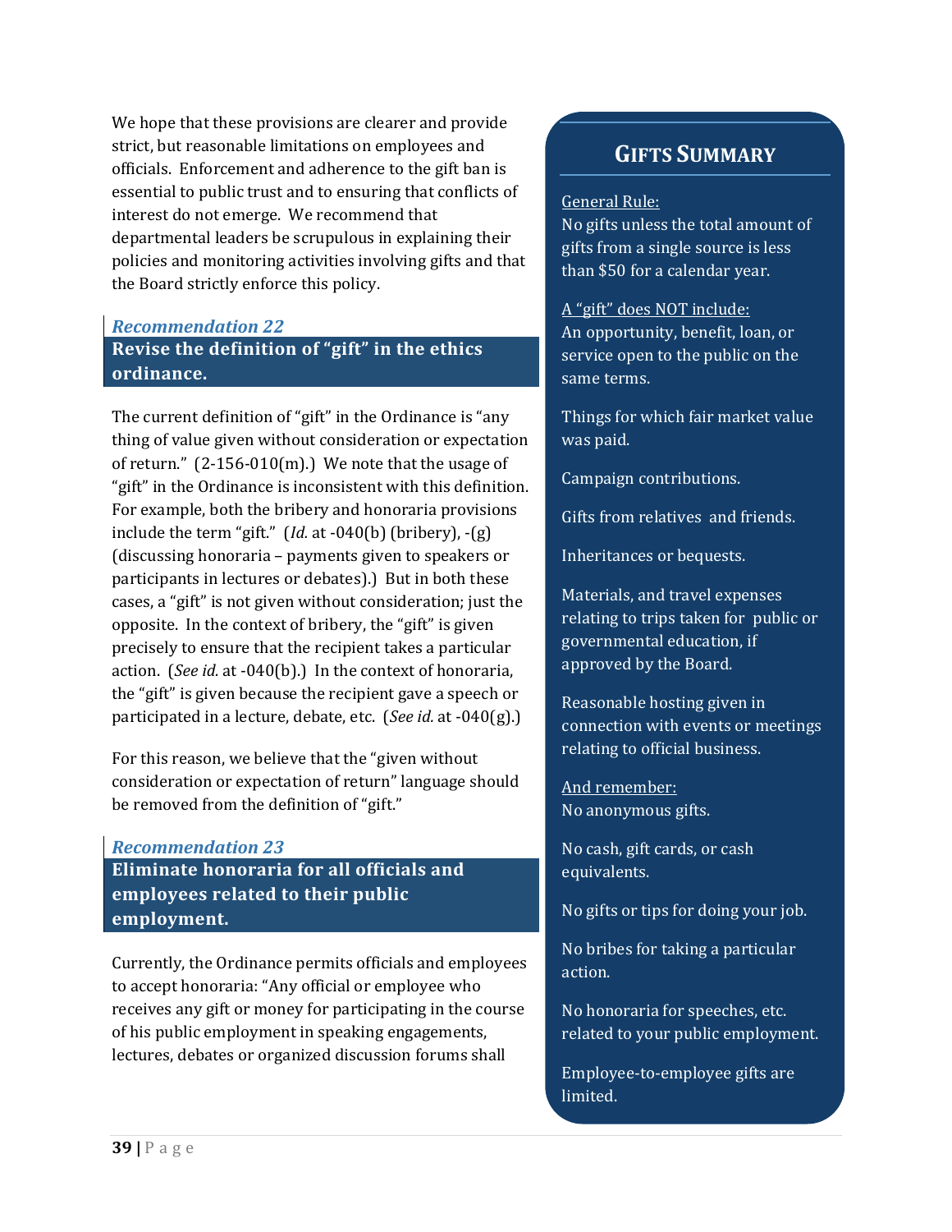We hope that these provisions are clearer and provide strict, but reasonable limitations on employees and officials. Enforcement and adherence to the gift ban is essential to public trust and to ensuring that conflicts of interest do not emerge. We recommend that departmental leaders be scrupulous in explaining their policies and monitoring activities involving gifts and that the Board strictly enforce this policy.

### *Recommendation 22*

**Revise the definition of "gift" in the ethics ordinance.**

The current definition of "gift" in the Ordinance is "any thing of value given without consideration or expectation of return." (2-156-010(m).) We note that the usage of "gift" in the Ordinance is inconsistent with this definition. For example, both the bribery and honoraria provisions include the term "gift." (*Id.* at -040(b) (bribery), -(g) (discussing honoraria – payments given to speakers or participants in lectures or debates).) But in both these cases, a "gift" is not given without consideration; just the opposite. In the context of bribery, the "gift" is given precisely to ensure that the recipient takes a particular action. (*See id.* at -040(b).) In the context of honoraria, the "gift" is given because the recipient gave a speech or participated in a lecture, debate, etc. (*See id.* at -040(g).)

For this reason, we believe that the "given without consideration or expectation of return" language should be removed from the definition of "gift."

### *Recommendation 23*

**Eliminate honoraria for all officials and employees related to their public employment.**

Currently, the Ordinance permits officials and employees to accept honoraria: "Any official or employee who receives any gift or money for participating in the course of his public employment in speaking engagements, lectures, debates or organized discussion forums shall

## GIFTS SUMMARY

General Rule:
No gifts unless the total amount of gifts from a single source is less than $50 for a calendar year.

A "gift" does NOT include:
An opportunity, benefit, loan, or service open to the public on the same terms.

Things for which fair market value was paid.

Campaign contributions.

Gifts from relatives and friends.

Inheritances or bequests.

Materials, and travel expenses relating to trips taken for public or governmental education, if approved by the Board.

Reasonable hosting given in connection with events or meetings relating to official business.

And remember:
No anonymous gifts.

No cash, gift cards, or cash equivalents.

No gifts or tips for doing your job.

No bribes for taking a particular action.

No honoraria for speeches, etc. related to your public employment.

Employee-to-employee gifts are limited.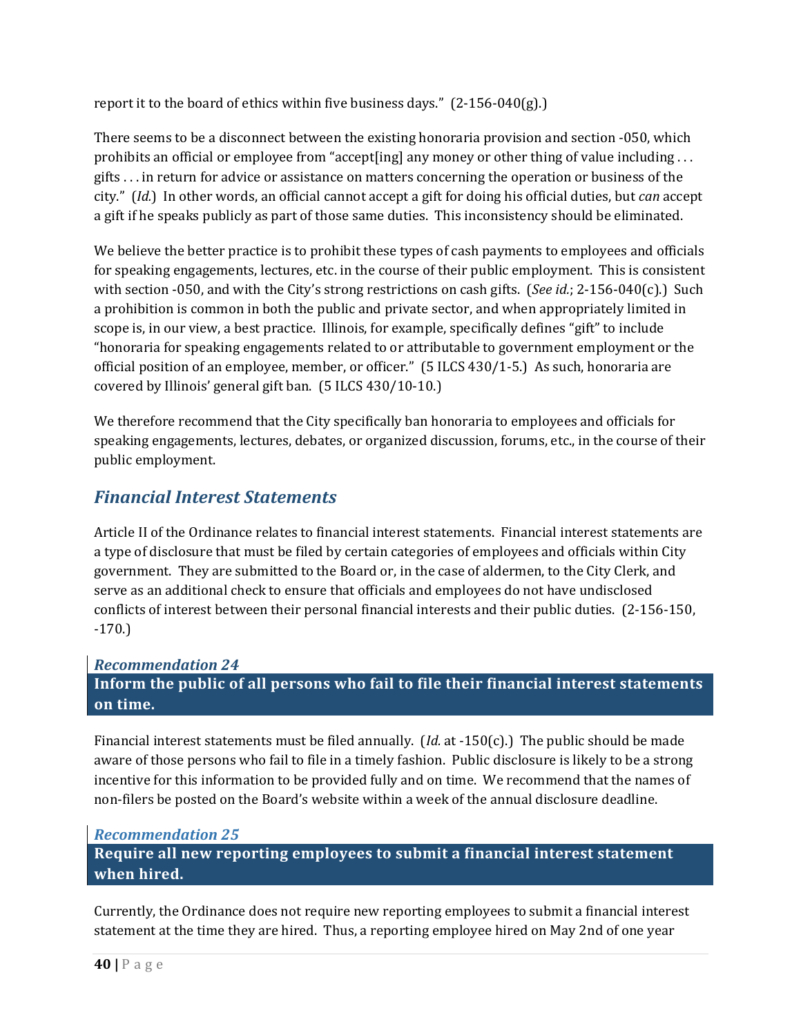report it to the board of ethics within five business days." (2-156-040(g).)

There seems to be a disconnect between the existing honoraria provision and section -050, which prohibits an official or employee from "accept[ing] any money or other thing of value including . . . gifts . . . in return for advice or assistance on matters concerning the operation or business of the city." (*Id.*) In other words, an official cannot accept a gift for doing his official duties, but *can* accept a gift if he speaks publicly as part of those same duties. This inconsistency should be eliminated.

We believe the better practice is to prohibit these types of cash payments to employees and officials for speaking engagements, lectures, etc. in the course of their public employment. This is consistent with section -050, and with the City's strong restrictions on cash gifts. (*See id.*; 2-156-040(c).) Such a prohibition is common in both the public and private sector, and when appropriately limited in scope is, in our view, a best practice. Illinois, for example, specifically defines "gift" to include "honoraria for speaking engagements related to or attributable to government employment or the official position of an employee, member, or officer." (5 ILCS 430/1-5.) As such, honoraria are covered by Illinois' general gift ban. (5 ILCS 430/10-10.)

We therefore recommend that the City specifically ban honoraria to employees and officials for speaking engagements, lectures, debates, or organized discussion, forums, etc., in the course of their public employment.

## *Financial Interest Statements*

Article II of the Ordinance relates to financial interest statements. Financial interest statements are a type of disclosure that must be filed by certain categories of employees and officials within City government. They are submitted to the Board or, in the case of aldermen, to the City Clerk, and serve as an additional check to ensure that officials and employees do not have undisclosed conflicts of interest between their personal financial interests and their public duties. (2-156-150, -170.)

### *Recommendation 24*

**Inform the public of all persons who fail to file their financial interest statements on time.**

Financial interest statements must be filed annually. (*Id.* at -150(c).) The public should be made aware of those persons who fail to file in a timely fashion. Public disclosure is likely to be a strong incentive for this information to be provided fully and on time. We recommend that the names of non-filers be posted on the Board's website within a week of the annual disclosure deadline.

### *Recommendation 25*

**Require all new reporting employees to submit a financial interest statement when hired.**

Currently, the Ordinance does not require new reporting employees to submit a financial interest statement at the time they are hired. Thus, a reporting employee hired on May 2nd of one year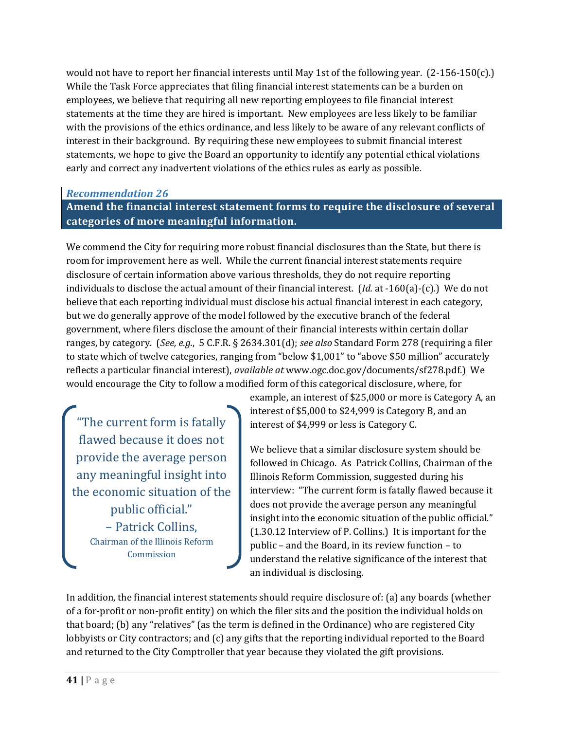would not have to report her financial interests until May 1st of the following year. (2-156-150(c).) While the Task Force appreciates that filing financial interest statements can be a burden on employees, we believe that requiring all new reporting employees to file financial interest statements at the time they are hired is important. New employees are less likely to be familiar with the provisions of the ethics ordinance, and less likely to be aware of any relevant conflicts of interest in their background. By requiring these new employees to submit financial interest statements, we hope to give the Board an opportunity to identify any potential ethical violations early and correct any inadvertent violations of the ethics rules as early as possible.

### *Recommendation 26*

**Amend the financial interest statement forms to require the disclosure of several categories of more meaningful information.**

We commend the City for requiring more robust financial disclosures than the State, but there is room for improvement here as well. While the current financial interest statements require disclosure of certain information above various thresholds, they do not require reporting individuals to disclose the actual amount of their financial interest. (*Id.* at -160(a)-(c).) We do not believe that each reporting individual must disclose his actual financial interest in each category, but we do generally approve of the model followed by the executive branch of the federal government, where filers disclose the amount of their financial interests within certain dollar ranges, by category. (*See, e.g.*, 5 C.F.R. § 2634.301(d); *see also* Standard Form 278 (requiring a filer to state which of twelve categories, ranging from "below $1,001" to "above $50 million" accurately reflects a particular financial interest), *available at* www.ogc.doc.gov/documents/sf278.pdf.) We would encourage the City to follow a modified form of this categorical disclosure, where, for example, an interest of $25,000 or more is Category A, an interest of $5,000 to $24,999 is Category B, and an interest of $4,999 or less is Category C.

We believe that a similar disclosure system should be followed in Chicago. As Patrick Collins, Chairman of the Illinois Reform Commission, suggested during his interview: "The current form is fatally flawed because it does not provide the average person any meaningful insight into the economic situation of the public official." (1.30.12 Interview of P. Collins.) It is important for the public – and the Board, in its review function – to understand the relative significance of the interest that an individual is disclosing.

> "The current form is fatally flawed because it does not provide the average person any meaningful insight into the economic situation of the public official."
> – Patrick Collins,
> Chairman of the Illinois Reform Commission

In addition, the financial interest statements should require disclosure of: (a) any boards (whether of a for-profit or non-profit entity) on which the filer sits and the position the individual holds on that board; (b) any "relatives" (as the term is defined in the Ordinance) who are registered City lobbyists or City contractors; and (c) any gifts that the reporting individual reported to the Board and returned to the City Comptroller that year because they violated the gift provisions.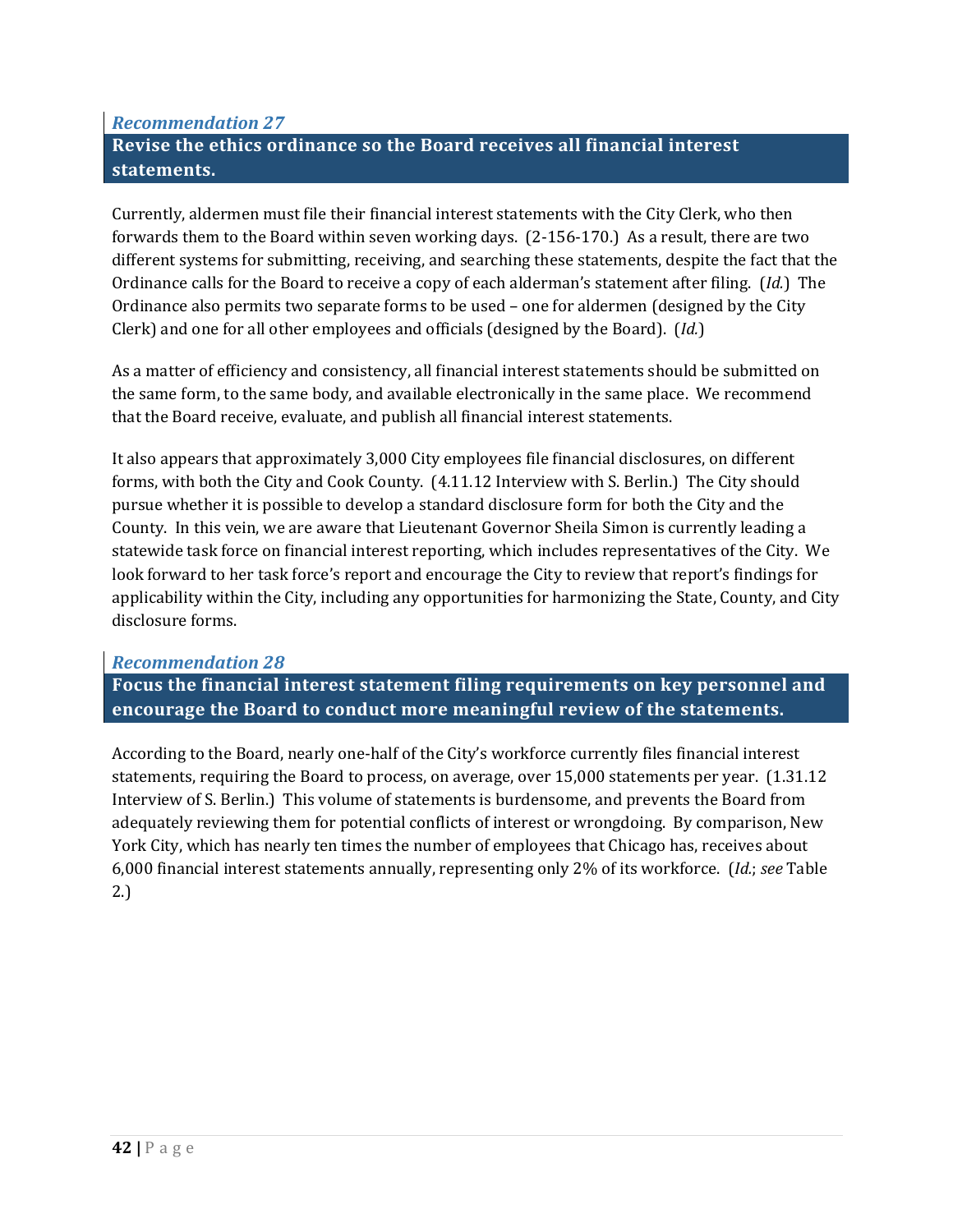### *Recommendation 27*

### Revise the ethics ordinance so the Board receives all financial interest statements.

Currently, aldermen must file their financial interest statements with the City Clerk, who then forwards them to the Board within seven working days. (2-156-170.) As a result, there are two different systems for submitting, receiving, and searching these statements, despite the fact that the Ordinance calls for the Board to receive a copy of each alderman's statement after filing. (*Id.*) The Ordinance also permits two separate forms to be used – one for aldermen (designed by the City Clerk) and one for all other employees and officials (designed by the Board). (*Id.*)

As a matter of efficiency and consistency, all financial interest statements should be submitted on the same form, to the same body, and available electronically in the same place. We recommend that the Board receive, evaluate, and publish all financial interest statements.

It also appears that approximately 3,000 City employees file financial disclosures, on different forms, with both the City and Cook County. (4.11.12 Interview with S. Berlin.) The City should pursue whether it is possible to develop a standard disclosure form for both the City and the County. In this vein, we are aware that Lieutenant Governor Sheila Simon is currently leading a statewide task force on financial interest reporting, which includes representatives of the City. We look forward to her task force's report and encourage the City to review that report's findings for applicability within the City, including any opportunities for harmonizing the State, County, and City disclosure forms.

### *Recommendation 28*

### Focus the financial interest statement filing requirements on key personnel and encourage the Board to conduct more meaningful review of the statements.

According to the Board, nearly one-half of the City's workforce currently files financial interest statements, requiring the Board to process, on average, over 15,000 statements per year. (1.31.12 Interview of S. Berlin.) This volume of statements is burdensome, and prevents the Board from adequately reviewing them for potential conflicts of interest or wrongdoing. By comparison, New York City, which has nearly ten times the number of employees that Chicago has, receives about 6,000 financial interest statements annually, representing only 2% of its workforce. (*Id.*; *see* Table 2.)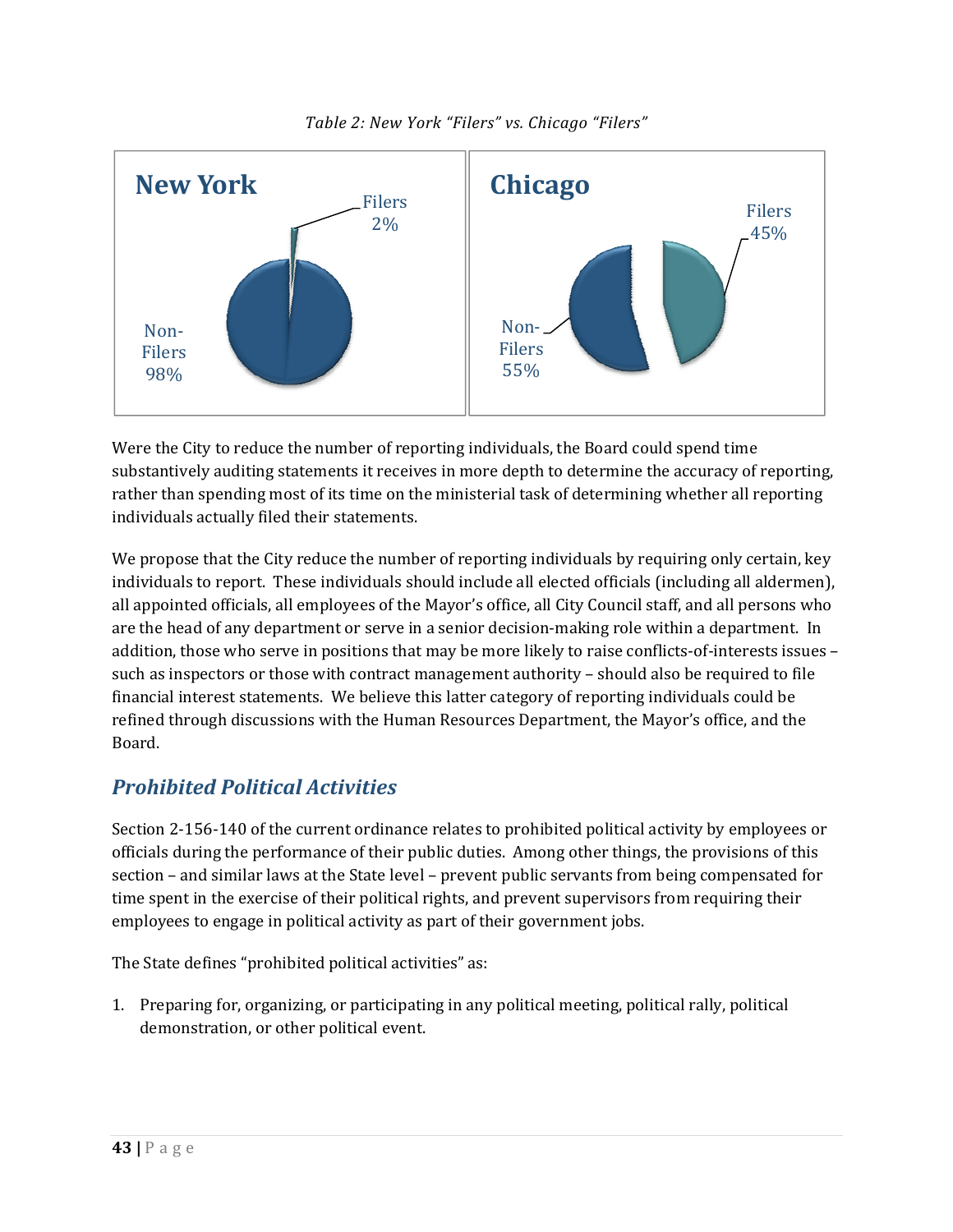*Table 2: New York "Filers" vs. Chicago "Filers"*

| | Filers | Non-Filers |
|---|---|---|
| New York | 2% | 98% |
| Chicago | 45% | 55% |

Were the City to reduce the number of reporting individuals, the Board could spend time substantively auditing statements it receives in more depth to determine the accuracy of reporting, rather than spending most of its time on the ministerial task of determining whether all reporting individuals actually filed their statements.

We propose that the City reduce the number of reporting individuals by requiring only certain, key individuals to report. These individuals should include all elected officials (including all aldermen), all appointed officials, all employees of the Mayor's office, all City Council staff, and all persons who are the head of any department or serve in a senior decision-making role within a department. In addition, those who serve in positions that may be more likely to raise conflicts-of-interests issues – such as inspectors or those with contract management authority – should also be required to file financial interest statements. We believe this latter category of reporting individuals could be refined through discussions with the Human Resources Department, the Mayor's office, and the Board.

## *Prohibited Political Activities*

Section 2-156-140 of the current ordinance relates to prohibited political activity by employees or officials during the performance of their public duties. Among other things, the provisions of this section – and similar laws at the State level – prevent public servants from being compensated for time spent in the exercise of their political rights, and prevent supervisors from requiring their employees to engage in political activity as part of their government jobs.

The State defines "prohibited political activities" as:

1. Preparing for, organizing, or participating in any political meeting, political rally, political demonstration, or other political event.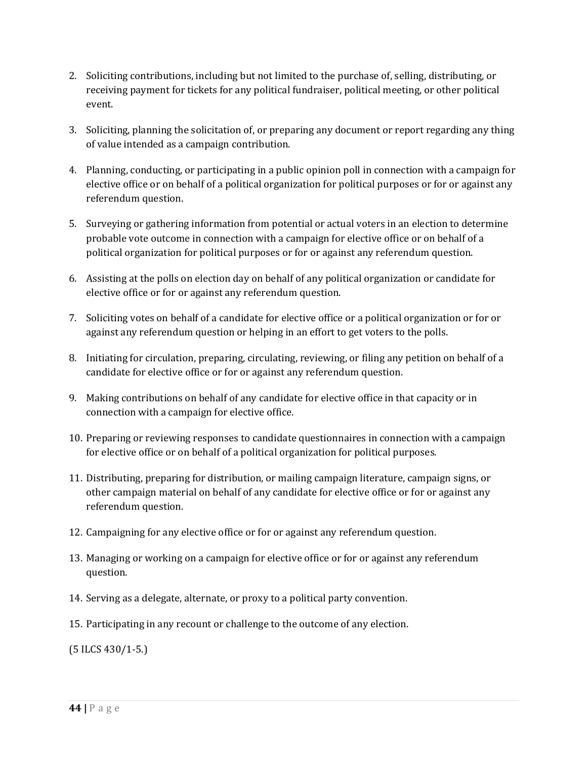2. Soliciting contributions, including but not limited to the purchase of, selling, distributing, or receiving payment for tickets for any political fundraiser, political meeting, or other political event.

3. Soliciting, planning the solicitation of, or preparing any document or report regarding any thing of value intended as a campaign contribution.

4. Planning, conducting, or participating in a public opinion poll in connection with a campaign for elective office or on behalf of a political organization for political purposes or for or against any referendum question.

5. Surveying or gathering information from potential or actual voters in an election to determine probable vote outcome in connection with a campaign for elective office or on behalf of a political organization for political purposes or for or against any referendum question.

6. Assisting at the polls on election day on behalf of any political organization or candidate for elective office or for or against any referendum question.

7. Soliciting votes on behalf of a candidate for elective office or a political organization or for or against any referendum question or helping in an effort to get voters to the polls.

8. Initiating for circulation, preparing, circulating, reviewing, or filing any petition on behalf of a candidate for elective office or for or against any referendum question.

9. Making contributions on behalf of any candidate for elective office in that capacity or in connection with a campaign for elective office.

10. Preparing or reviewing responses to candidate questionnaires in connection with a campaign for elective office or on behalf of a political organization for political purposes.

11. Distributing, preparing for distribution, or mailing campaign literature, campaign signs, or other campaign material on behalf of any candidate for elective office or for or against any referendum question.

12. Campaigning for any elective office or for or against any referendum question.

13. Managing or working on a campaign for elective office or for or against any referendum question.

14. Serving as a delegate, alternate, or proxy to a political party convention.

15. Participating in any recount or challenge to the outcome of any election.

(5 ILCS 430/1-5.)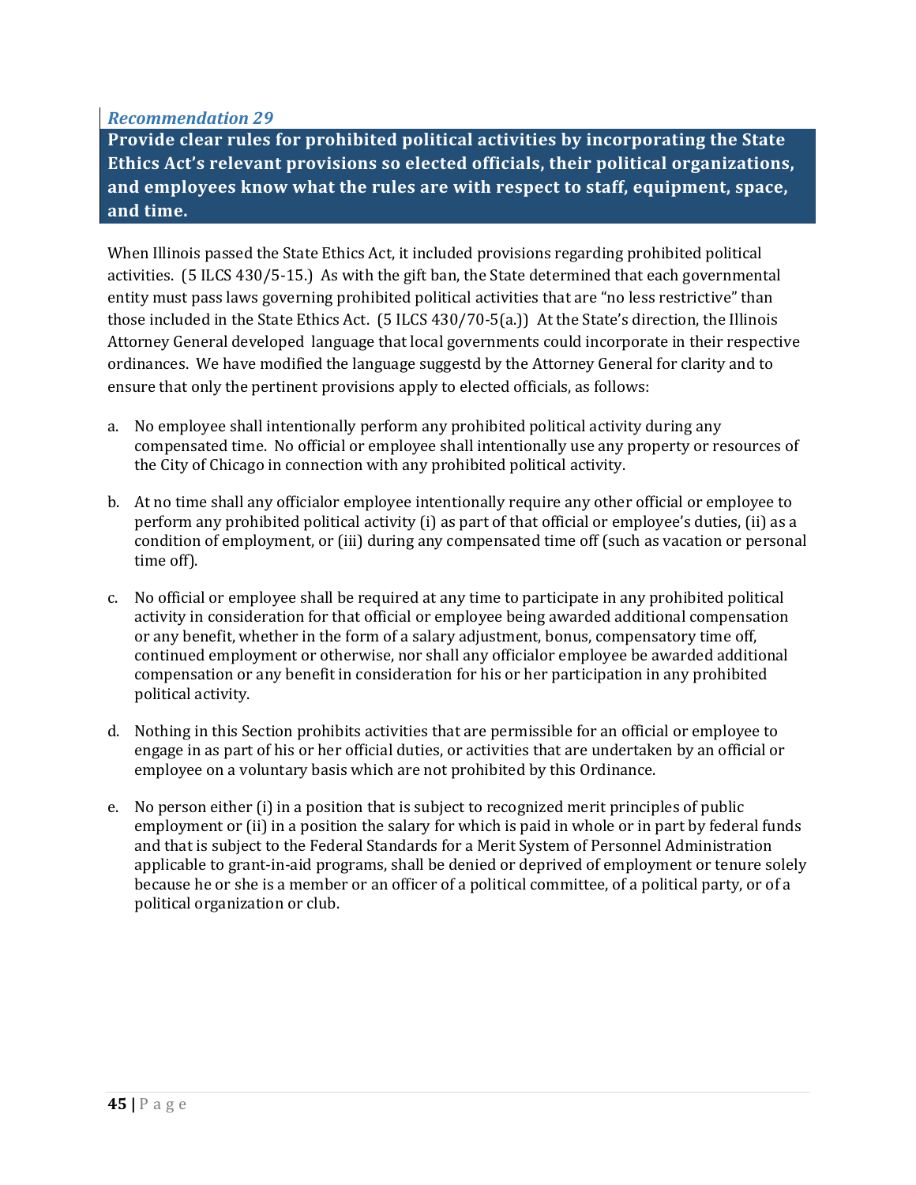*Recommendation 29*

**Provide clear rules for prohibited political activities by incorporating the State Ethics Act's relevant provisions so elected officials, their political organizations, and employees know what the rules are with respect to staff, equipment, space, and time.**

When Illinois passed the State Ethics Act, it included provisions regarding prohibited political activities. (5 ILCS 430/5-15.) As with the gift ban, the State determined that each governmental entity must pass laws governing prohibited political activities that are "no less restrictive" than those included in the State Ethics Act. (5 ILCS 430/70-5(a.)) At the State's direction, the Illinois Attorney General developed language that local governments could incorporate in their respective ordinances. We have modified the language suggestd by the Attorney General for clarity and to ensure that only the pertinent provisions apply to elected officials, as follows:

a. No employee shall intentionally perform any prohibited political activity during any compensated time. No official or employee shall intentionally use any property or resources of the City of Chicago in connection with any prohibited political activity.

b. At no time shall any officialor employee intentionally require any other official or employee to perform any prohibited political activity (i) as part of that official or employee's duties, (ii) as a condition of employment, or (iii) during any compensated time off (such as vacation or personal time off).

c. No official or employee shall be required at any time to participate in any prohibited political activity in consideration for that official or employee being awarded additional compensation or any benefit, whether in the form of a salary adjustment, bonus, compensatory time off, continued employment or otherwise, nor shall any officialor employee be awarded additional compensation or any benefit in consideration for his or her participation in any prohibited political activity.

d. Nothing in this Section prohibits activities that are permissible for an official or employee to engage in as part of his or her official duties, or activities that are undertaken by an official or employee on a voluntary basis which are not prohibited by this Ordinance.

e. No person either (i) in a position that is subject to recognized merit principles of public employment or (ii) in a position the salary for which is paid in whole or in part by federal funds and that is subject to the Federal Standards for a Merit System of Personnel Administration applicable to grant-in-aid programs, shall be denied or deprived of employment or tenure solely because he or she is a member or an officer of a political committee, of a political party, or of a political organization or club.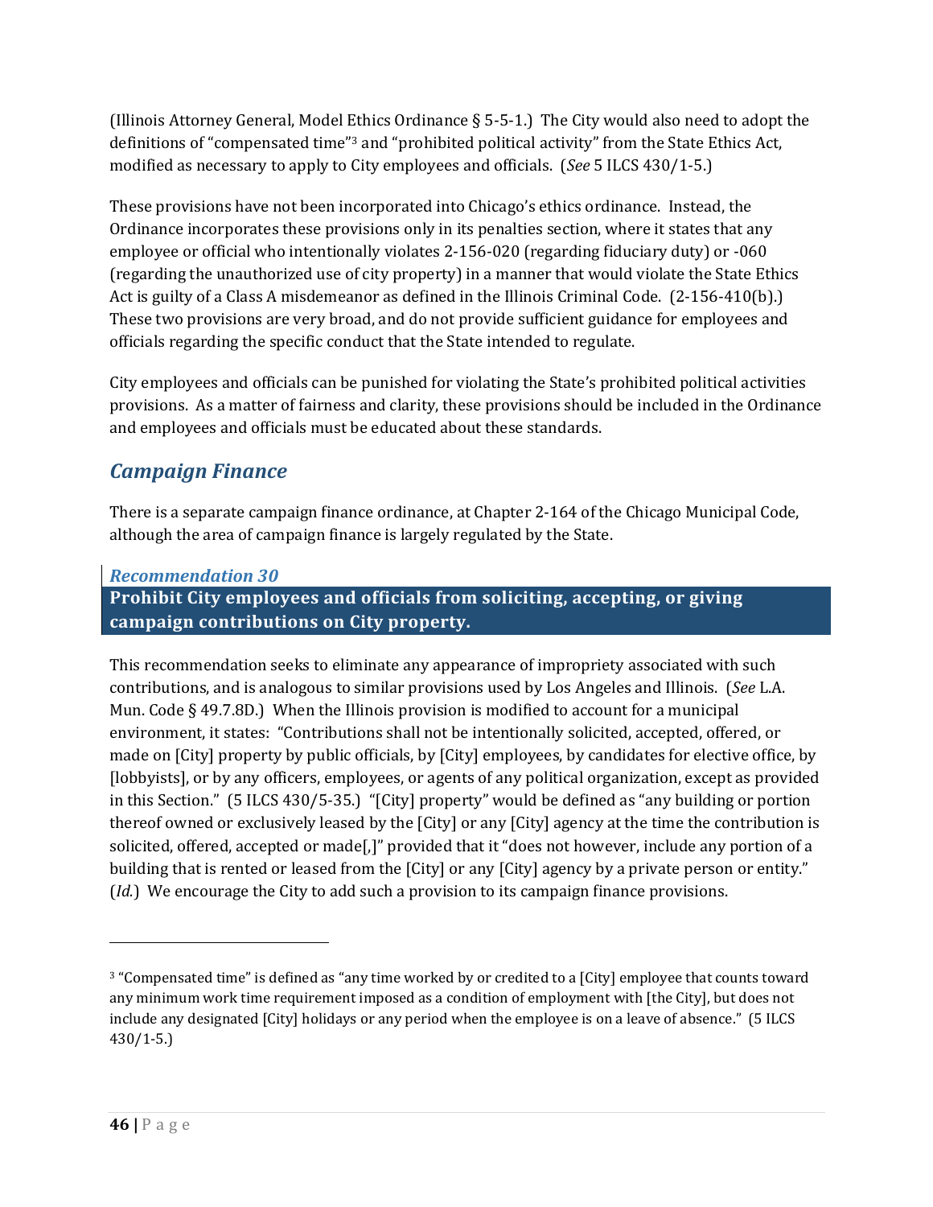(Illinois Attorney General, Model Ethics Ordinance § 5-5-1.) The City would also need to adopt the definitions of "compensated time"[3] and "prohibited political activity" from the State Ethics Act, modified as necessary to apply to City employees and officials. (*See* 5 ILCS 430/1-5.)

These provisions have not been incorporated into Chicago's ethics ordinance. Instead, the Ordinance incorporates these provisions only in its penalties section, where it states that any employee or official who intentionally violates 2-156-020 (regarding fiduciary duty) or -060 (regarding the unauthorized use of city property) in a manner that would violate the State Ethics Act is guilty of a Class A misdemeanor as defined in the Illinois Criminal Code. (2-156-410(b).) These two provisions are very broad, and do not provide sufficient guidance for employees and officials regarding the specific conduct that the State intended to regulate.

City employees and officials can be punished for violating the State's prohibited political activities provisions. As a matter of fairness and clarity, these provisions should be included in the Ordinance and employees and officials must be educated about these standards.

## *Campaign Finance*

There is a separate campaign finance ordinance, at Chapter 2-164 of the Chicago Municipal Code, although the area of campaign finance is largely regulated by the State.

### *Recommendation 30*

**Prohibit City employees and officials from soliciting, accepting, or giving campaign contributions on City property.**

This recommendation seeks to eliminate any appearance of impropriety associated with such contributions, and is analogous to similar provisions used by Los Angeles and Illinois. (*See* L.A. Mun. Code § 49.7.8D.) When the Illinois provision is modified to account for a municipal environment, it states: "Contributions shall not be intentionally solicited, accepted, offered, or made on [City] property by public officials, by [City] employees, by candidates for elective office, by [lobbyists], or by any officers, employees, or agents of any political organization, except as provided in this Section." (5 ILCS 430/5-35.) "[City] property" would be defined as "any building or portion thereof owned or exclusively leased by the [City] or any [City] agency at the time the contribution is solicited, offered, accepted or made[,]" provided that it "does not however, include any portion of a building that is rented or leased from the [City] or any [City] agency by a private person or entity." (*Id.*) We encourage the City to add such a provision to its campaign finance provisions.

---

[3] "Compensated time" is defined as "any time worked by or credited to a [City] employee that counts toward any minimum work time requirement imposed as a condition of employment with [the City], but does not include any designated [City] holidays or any period when the employee is on a leave of absence." (5 ILCS 430/1-5.)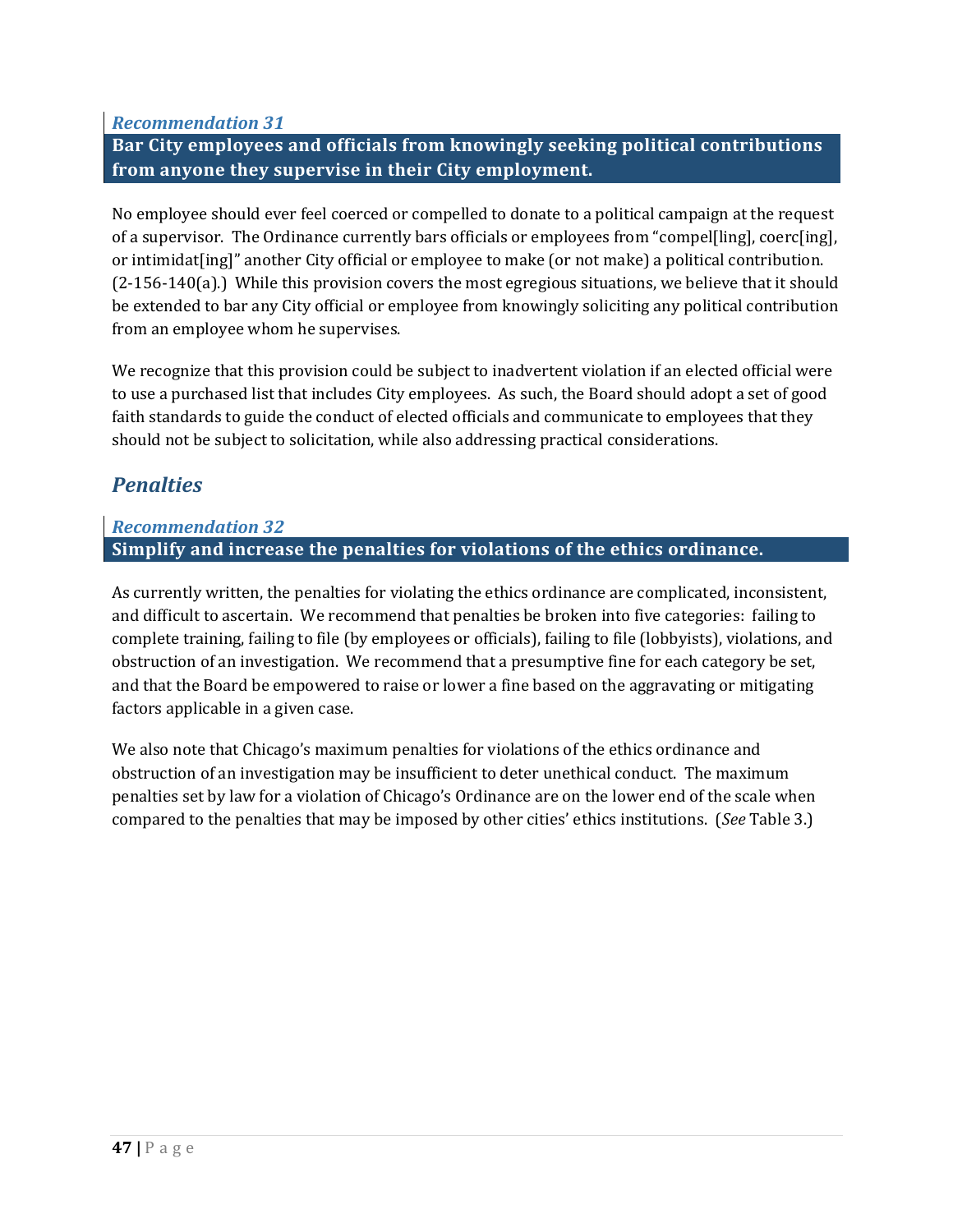### *Recommendation 31*

**Bar City employees and officials from knowingly seeking political contributions from anyone they supervise in their City employment.**

No employee should ever feel coerced or compelled to donate to a political campaign at the request of a supervisor. The Ordinance currently bars officials or employees from "compel[ling], coerc[ing], or intimidat[ing]" another City official or employee to make (or not make) a political contribution. (2-156-140(a).) While this provision covers the most egregious situations, we believe that it should be extended to bar any City official or employee from knowingly soliciting any political contribution from an employee whom he supervises.

We recognize that this provision could be subject to inadvertent violation if an elected official were to use a purchased list that includes City employees. As such, the Board should adopt a set of good faith standards to guide the conduct of elected officials and communicate to employees that they should not be subject to solicitation, while also addressing practical considerations.

## *Penalties*

### *Recommendation 32*

**Simplify and increase the penalties for violations of the ethics ordinance.**

As currently written, the penalties for violating the ethics ordinance are complicated, inconsistent, and difficult to ascertain. We recommend that penalties be broken into five categories: failing to complete training, failing to file (by employees or officials), failing to file (lobbyists), violations, and obstruction of an investigation. We recommend that a presumptive fine for each category be set, and that the Board be empowered to raise or lower a fine based on the aggravating or mitigating factors applicable in a given case.

We also note that Chicago's maximum penalties for violations of the ethics ordinance and obstruction of an investigation may be insufficient to deter unethical conduct. The maximum penalties set by law for a violation of Chicago's Ordinance are on the lower end of the scale when compared to the penalties that may be imposed by other cities' ethics institutions. (*See* Table 3.)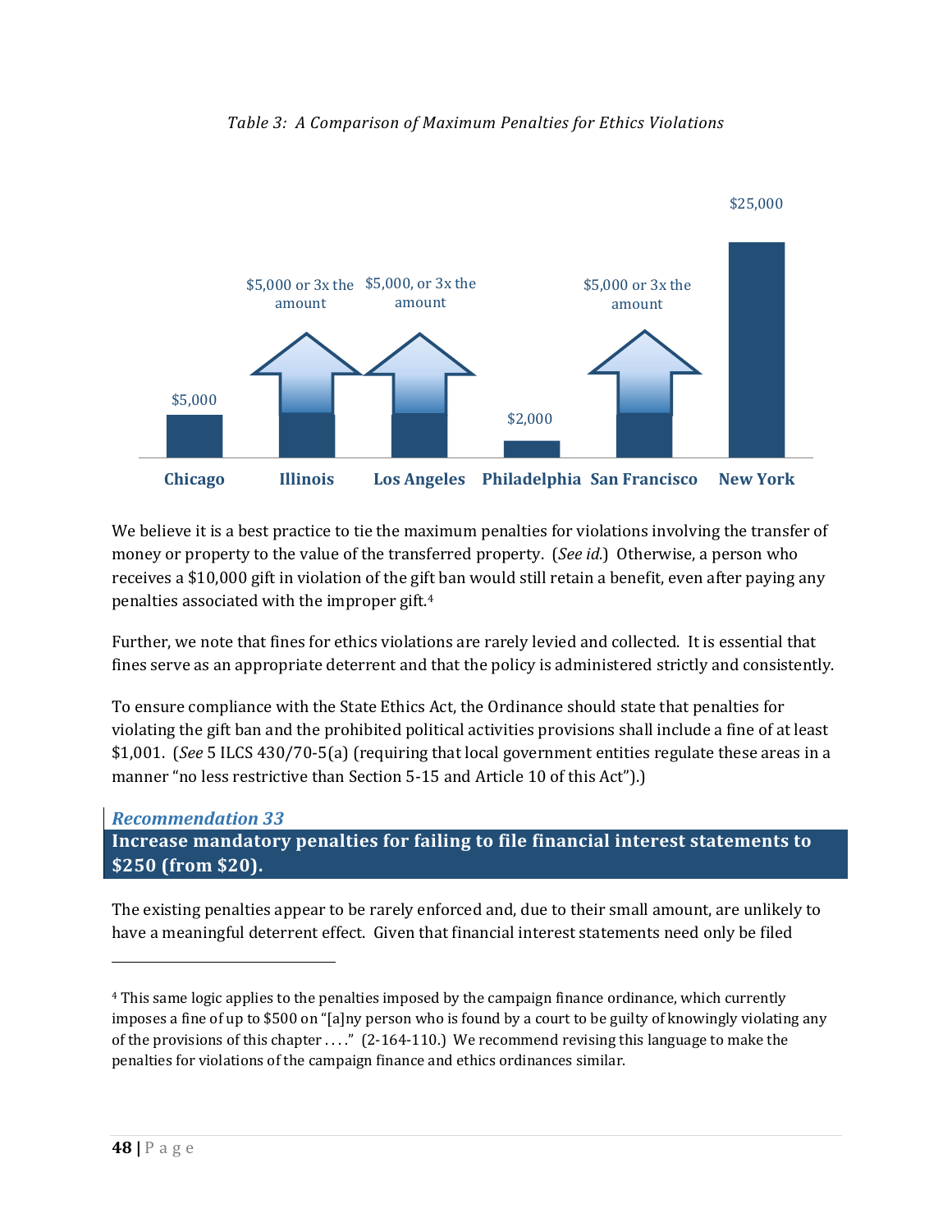*Table 3: A Comparison of Maximum Penalties for Ethics Violations*

| Chicago | Illinois | Los Angeles | Philadelphia | San Francisco | New York |
|---|---|---|---|---|---|
| $5,000 | $5,000 or 3x the amount | $5,000, or 3x the amount | $2,000 | $5,000 or 3x the amount | $25,000 |

We believe it is a best practice to tie the maximum penalties for violations involving the transfer of money or property to the value of the transferred property. (*See id.*) Otherwise, a person who receives a $10,000 gift in violation of the gift ban would still retain a benefit, even after paying any penalties associated with the improper gift.[4]

Further, we note that fines for ethics violations are rarely levied and collected. It is essential that fines serve as an appropriate deterrent and that the policy is administered strictly and consistently.

To ensure compliance with the State Ethics Act, the Ordinance should state that penalties for violating the gift ban and the prohibited political activities provisions shall include a fine of at least $1,001. (*See* 5 ILCS 430/70-5(a) (requiring that local government entities regulate these areas in a manner "no less restrictive than Section 5-15 and Article 10 of this Act").)

### *Recommendation 33*

**Increase mandatory penalties for failing to file financial interest statements to $250 (from $20).**

The existing penalties appear to be rarely enforced and, due to their small amount, are unlikely to have a meaningful deterrent effect. Given that financial interest statements need only be filed

---

[4] This same logic applies to the penalties imposed by the campaign finance ordinance, which currently imposes a fine of up to $500 on "[a]ny person who is found by a court to be guilty of knowingly violating any of the provisions of this chapter . . . ." (2-164-110.) We recommend revising this language to make the penalties for violations of the campaign finance and ethics ordinances similar.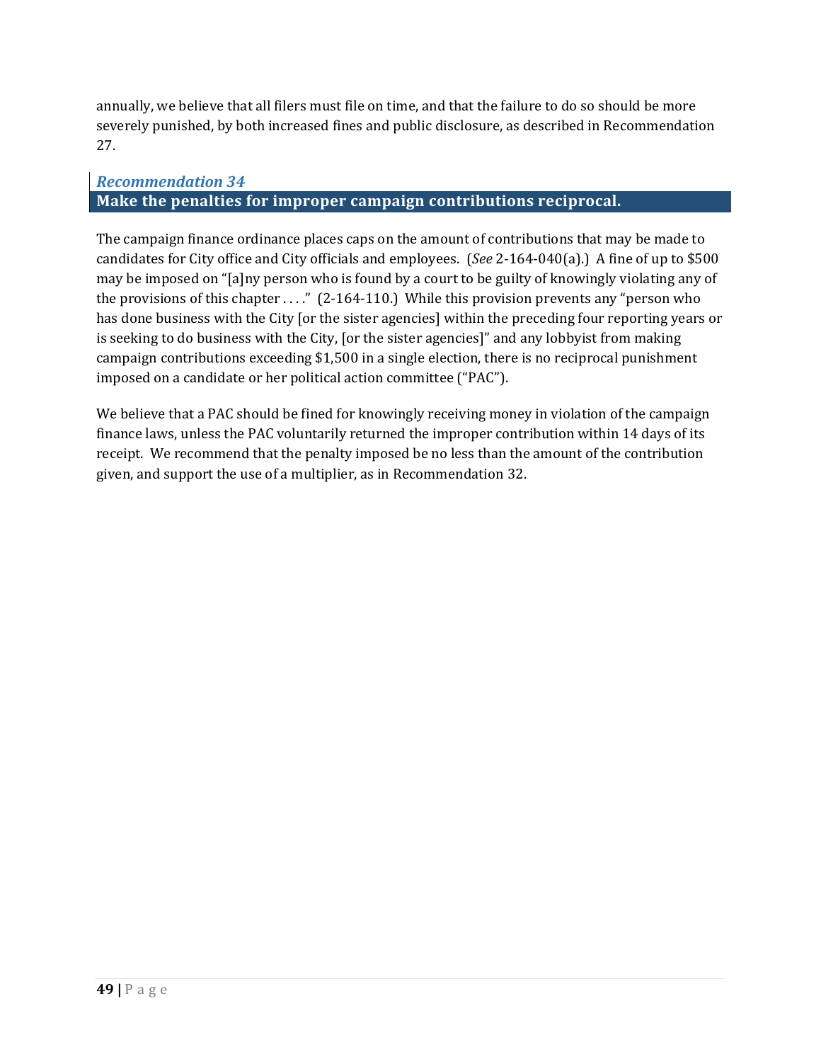annually, we believe that all filers must file on time, and that the failure to do so should be more severely punished, by both increased fines and public disclosure, as described in Recommendation 27.

### *Recommendation 34*

### Make the penalties for improper campaign contributions reciprocal.

The campaign finance ordinance places caps on the amount of contributions that may be made to candidates for City office and City officials and employees. (*See* 2-164-040(a).) A fine of up to $500 may be imposed on "[a]ny person who is found by a court to be guilty of knowingly violating any of the provisions of this chapter . . . ." (2-164-110.) While this provision prevents any "person who has done business with the City [or the sister agencies] within the preceding four reporting years or is seeking to do business with the City, [or the sister agencies]" and any lobbyist from making campaign contributions exceeding $1,500 in a single election, there is no reciprocal punishment imposed on a candidate or her political action committee ("PAC").

We believe that a PAC should be fined for knowingly receiving money in violation of the campaign finance laws, unless the PAC voluntarily returned the improper contribution within 14 days of its receipt. We recommend that the penalty imposed be no less than the amount of the contribution given, and support the use of a multiplier, as in Recommendation 32.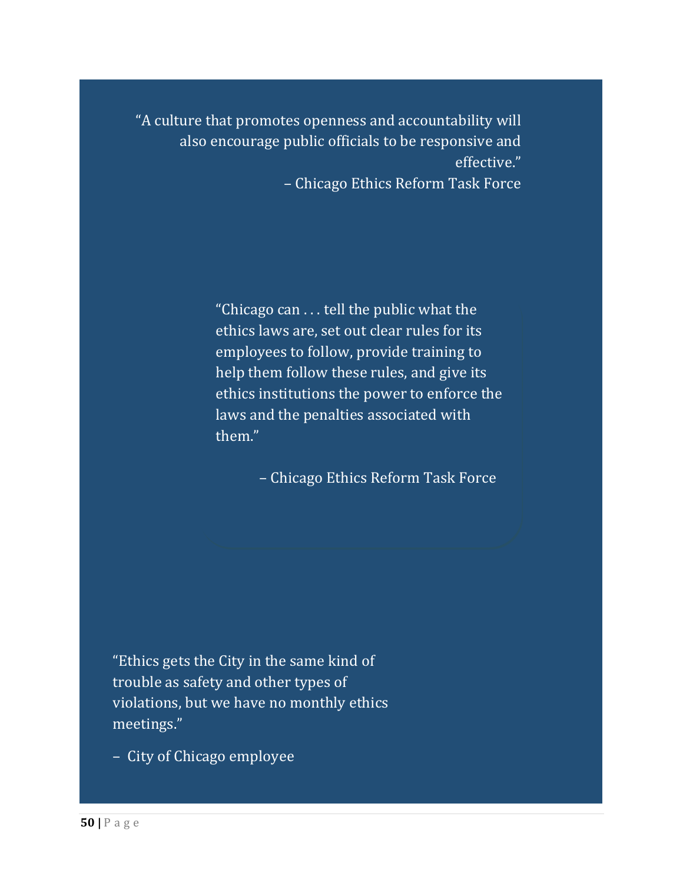"A culture that promotes openness and accountability will also encourage public officials to be responsive and effective."

– Chicago Ethics Reform Task Force

"Chicago can . . . tell the public what the ethics laws are, set out clear rules for its employees to follow, provide training to help them follow these rules, and give its ethics institutions the power to enforce the laws and the penalties associated with them."

– Chicago Ethics Reform Task Force

"Ethics gets the City in the same kind of trouble as safety and other types of violations, but we have no monthly ethics meetings."

– City of Chicago employee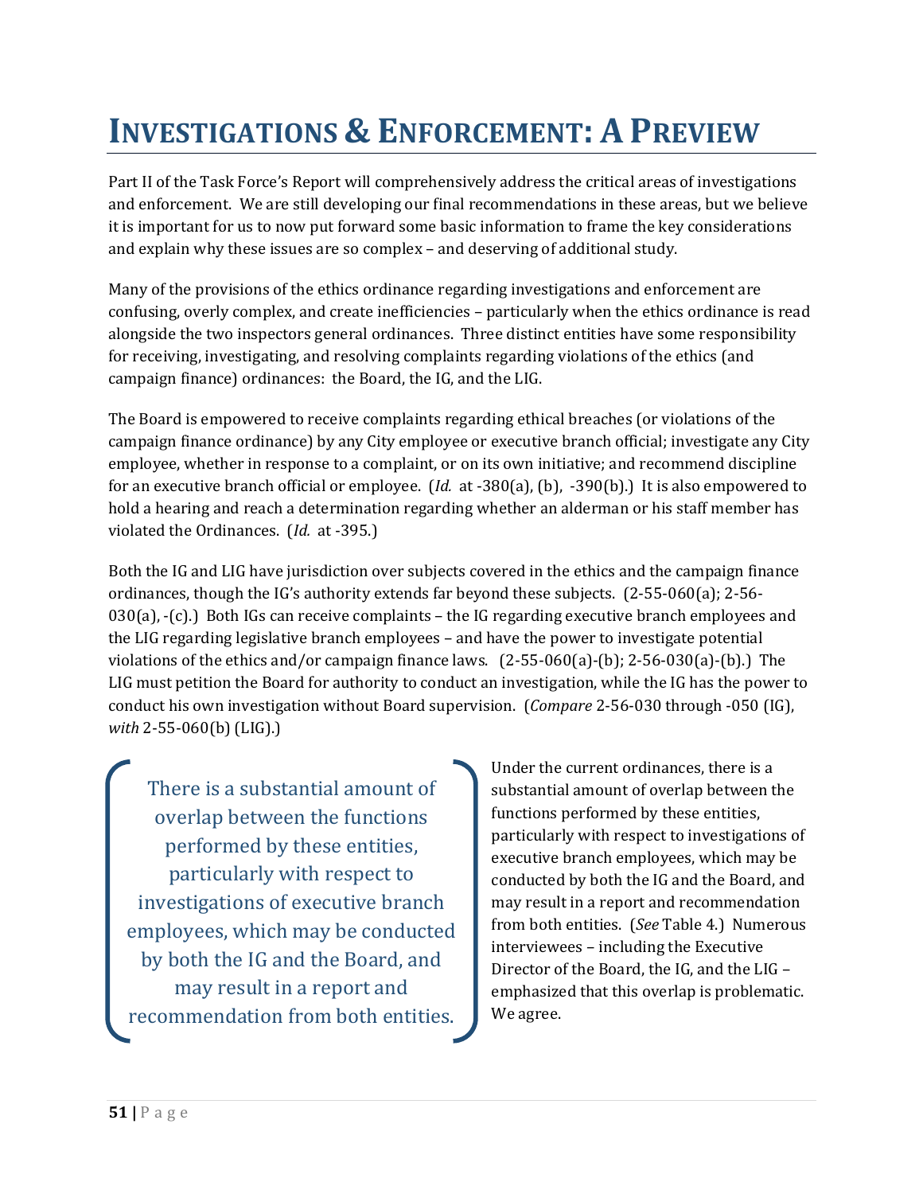# INVESTIGATIONS & ENFORCEMENT: A PREVIEW

Part II of the Task Force's Report will comprehensively address the critical areas of investigations and enforcement. We are still developing our final recommendations in these areas, but we believe it is important for us to now put forward some basic information to frame the key considerations and explain why these issues are so complex – and deserving of additional study.

Many of the provisions of the ethics ordinance regarding investigations and enforcement are confusing, overly complex, and create inefficiencies – particularly when the ethics ordinance is read alongside the two inspectors general ordinances. Three distinct entities have some responsibility for receiving, investigating, and resolving complaints regarding violations of the ethics (and campaign finance) ordinances: the Board, the IG, and the LIG.

The Board is empowered to receive complaints regarding ethical breaches (or violations of the campaign finance ordinance) by any City employee or executive branch official; investigate any City employee, whether in response to a complaint, or on its own initiative; and recommend discipline for an executive branch official or employee. (*Id.* at -380(a), (b), -390(b).) It is also empowered to hold a hearing and reach a determination regarding whether an alderman or his staff member has violated the Ordinances. (*Id.* at -395.)

Both the IG and LIG have jurisdiction over subjects covered in the ethics and the campaign finance ordinances, though the IG's authority extends far beyond these subjects. (2-55-060(a); 2-56-030(a), -(c).) Both IGs can receive complaints – the IG regarding executive branch employees and the LIG regarding legislative branch employees – and have the power to investigate potential violations of the ethics and/or campaign finance laws. (2-55-060(a)-(b); 2-56-030(a)-(b).) The LIG must petition the Board for authority to conduct an investigation, while the IG has the power to conduct his own investigation without Board supervision. (*Compare* 2-56-030 through -050 (IG), *with* 2-55-060(b) (LIG).)

> There is a substantial amount of overlap between the functions performed by these entities, particularly with respect to investigations of executive branch employees, which may be conducted by both the IG and the Board, and may result in a report and recommendation from both entities.

Under the current ordinances, there is a substantial amount of overlap between the functions performed by these entities, particularly with respect to investigations of executive branch employees, which may be conducted by both the IG and the Board, and may result in a report and recommendation from both entities. (*See* Table 4.) Numerous interviewees – including the Executive Director of the Board, the IG, and the LIG – emphasized that this overlap is problematic. We agree.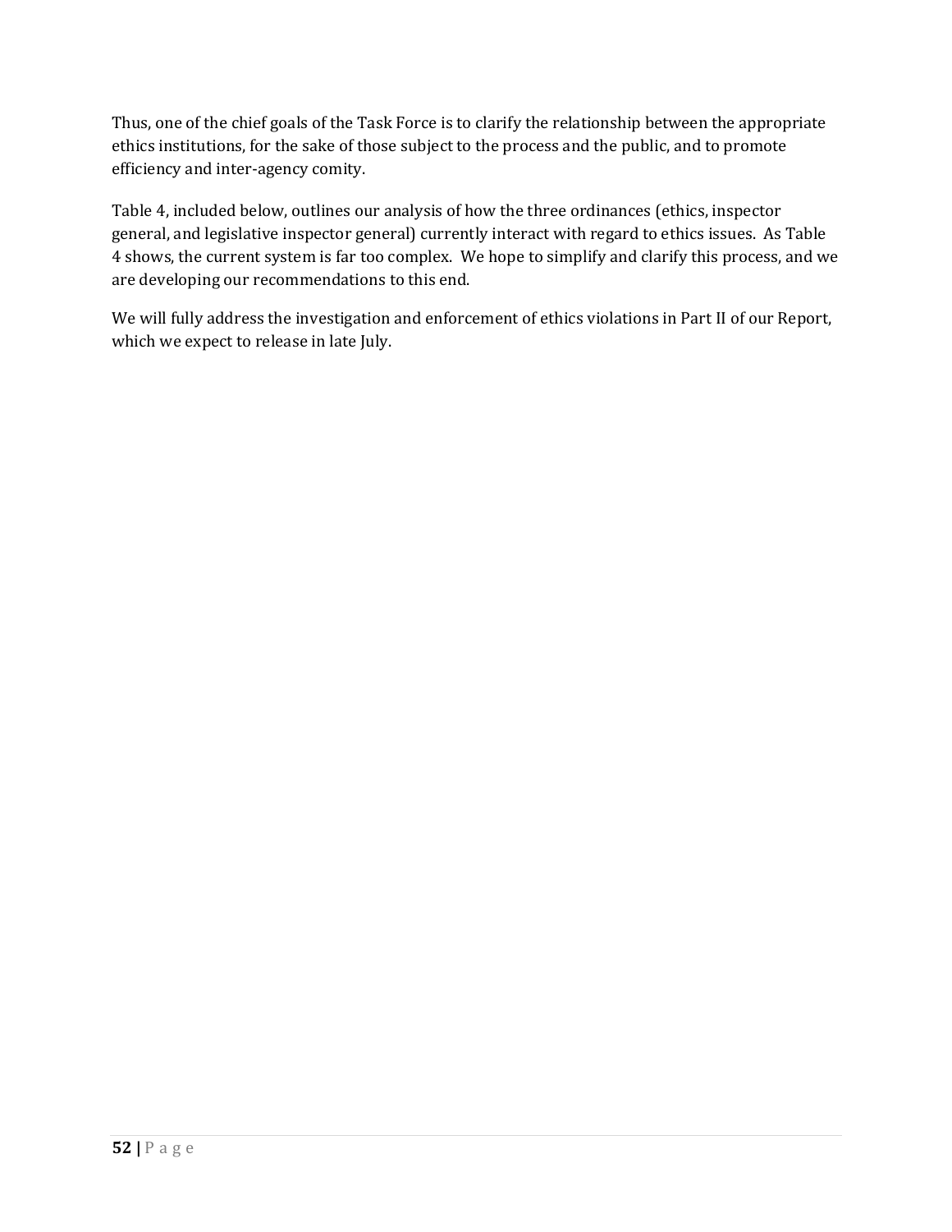Thus, one of the chief goals of the Task Force is to clarify the relationship between the appropriate ethics institutions, for the sake of those subject to the process and the public, and to promote efficiency and inter-agency comity.

Table 4, included below, outlines our analysis of how the three ordinances (ethics, inspector general, and legislative inspector general) currently interact with regard to ethics issues. As Table 4 shows, the current system is far too complex. We hope to simplify and clarify this process, and we are developing our recommendations to this end.

We will fully address the investigation and enforcement of ethics violations in Part II of our Report, which we expect to release in late July.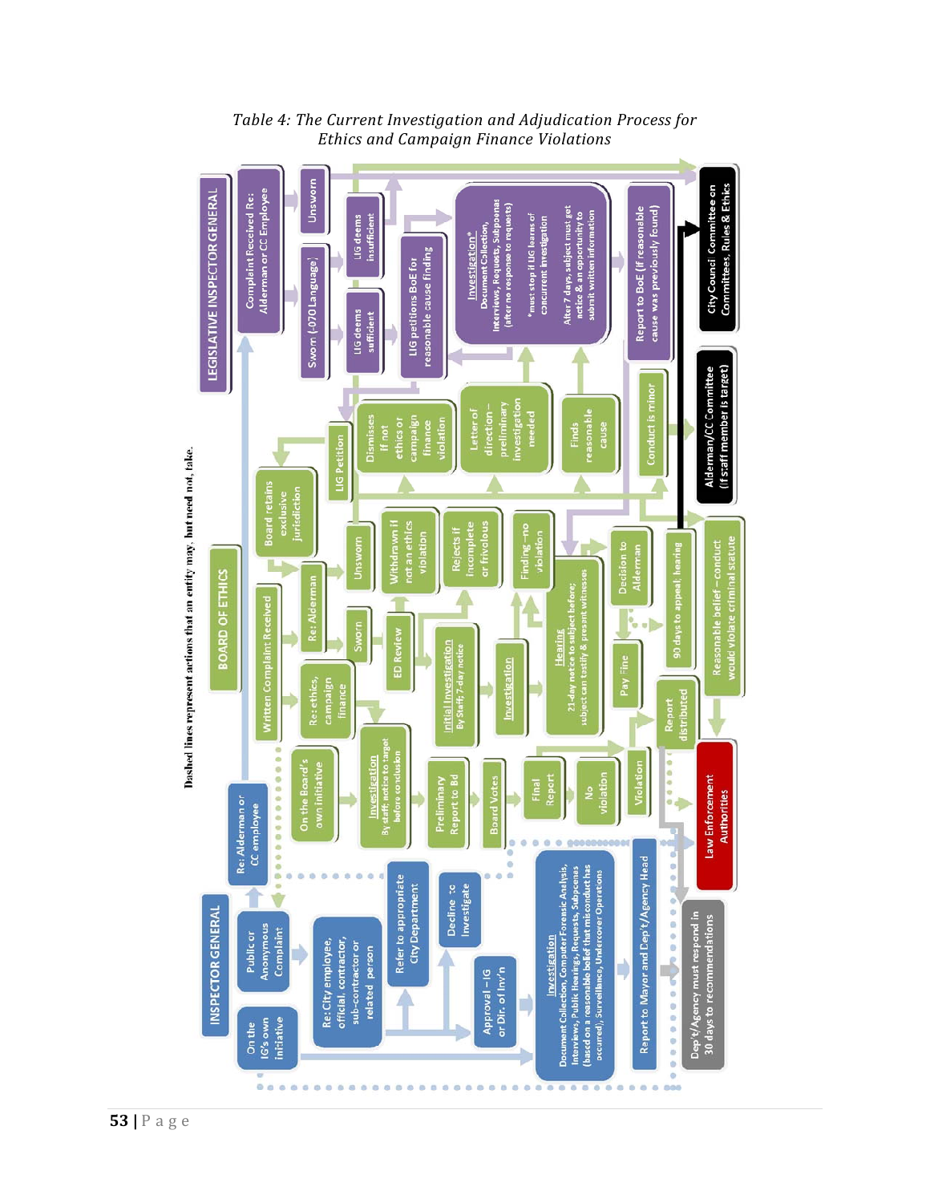*Table 4: The Current Investigation and Adjudication Process for Ethics and Campaign Finance Violations*

Dashed lines represent actions that an entity may, but need not, take.

**LEGISLATIVE INSPECTOR GENERAL**

- Complaint Received Re: Alderman or CC Employee
- Sworn (-070 Language)
- Unsworn
- LIG deems sufficient
- LIG deems insufficient
- LIG petitions BoE for reasonable cause finding
- Investigation* Document Collection, Interviews, Requests, Subpoenas (after no response to requests)
- *must stop if LIG learns of concurrent investigation
- After 7 days, subject must get notice & an opportunity to submit written information
- Report to BoE (if reasonable cause was previously found)
- City Council Committee on Committees, Rules & Ethics

**BOARD OF ETHICS**

- Written Complaint Received
- Board retains exclusive jurisdiction
- Re: Alderman
- Re: ethics, campaign finance
- On the Board's own initiative
- LIG Petition
- Unsworn
- Sworn
- Dismisses if not ethics or campaign finance violation
- Letter of direction – preliminary investigation needed
- Finds reasonable cause
- Conduct is minor
- Alderman/CC Committee (if staff member is target)
- Withdrawn if not an ethics violation
- Rejects if incomplete or frivolous
- Finding – no violation
- Decision to Alderman
- 90 days to appeal; hearing
- Reasonable belief – conduct would violate criminal statute
- ED Review
- Initial Investigation By Staff; 7-day notice
- Investigation
- Hearing 21-day notice to subject before; subject can testify & present witnesses
- Pay Fine
- Report distributed
- Investigation By staff; notice to target before conclusion
- Preliminary Report to Bd
- Board Votes
- Final Report
- No violation
- Violation
- Law Enforcement Authorities

**INSPECTOR GENERAL**

- Re: Alderman or CC employee
- Public or Anonymous Complaint
- On the IG's own initiative
- Re: City employee, official, contractor, sub-contractor or related person
- Refer to appropriate City Department
- Decline to Investigate
- Approval – IG or Dir. of Inv'n
- Investigation Document Collection, Computer Forensic Analysis, Interviews, Public Hearings, Requests, Subpoenas (based on a reasonable belief that misconduct has occurred), Surveillance, Undercover Operations
- Report to Mayor and Dep't/Agency Head
- Dep't/Agency must respond in 30 days to recommendations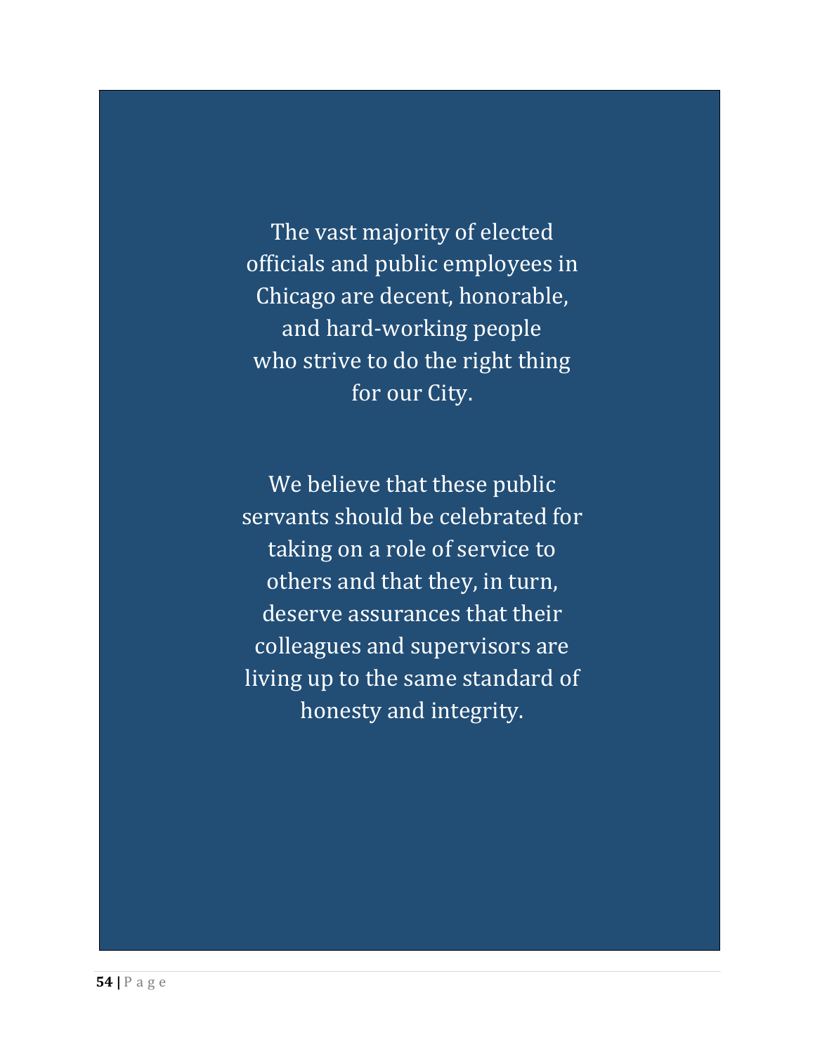The vast majority of elected officials and public employees in Chicago are decent, honorable, and hard-working people who strive to do the right thing for our City.

We believe that these public servants should be celebrated for taking on a role of service to others and that they, in turn, deserve assurances that their colleagues and supervisors are living up to the same standard of honesty and integrity.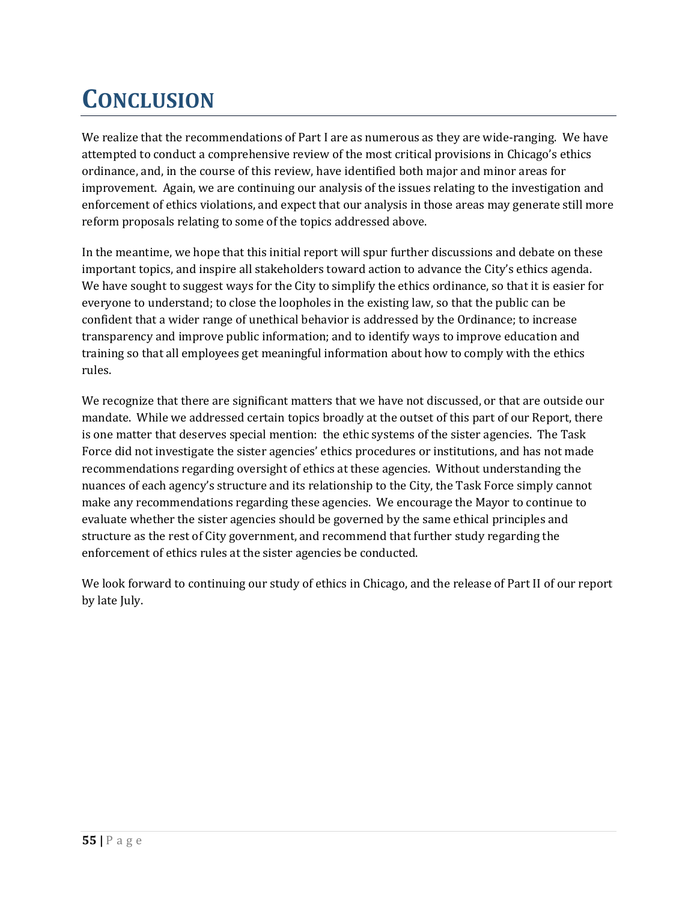# CONCLUSION

We realize that the recommendations of Part I are as numerous as they are wide-ranging. We have attempted to conduct a comprehensive review of the most critical provisions in Chicago's ethics ordinance, and, in the course of this review, have identified both major and minor areas for improvement. Again, we are continuing our analysis of the issues relating to the investigation and enforcement of ethics violations, and expect that our analysis in those areas may generate still more reform proposals relating to some of the topics addressed above.

In the meantime, we hope that this initial report will spur further discussions and debate on these important topics, and inspire all stakeholders toward action to advance the City's ethics agenda. We have sought to suggest ways for the City to simplify the ethics ordinance, so that it is easier for everyone to understand; to close the loopholes in the existing law, so that the public can be confident that a wider range of unethical behavior is addressed by the Ordinance; to increase transparency and improve public information; and to identify ways to improve education and training so that all employees get meaningful information about how to comply with the ethics rules.

We recognize that there are significant matters that we have not discussed, or that are outside our mandate. While we addressed certain topics broadly at the outset of this part of our Report, there is one matter that deserves special mention: the ethic systems of the sister agencies. The Task Force did not investigate the sister agencies' ethics procedures or institutions, and has not made recommendations regarding oversight of ethics at these agencies. Without understanding the nuances of each agency's structure and its relationship to the City, the Task Force simply cannot make any recommendations regarding these agencies. We encourage the Mayor to continue to evaluate whether the sister agencies should be governed by the same ethical principles and structure as the rest of City government, and recommend that further study regarding the enforcement of ethics rules at the sister agencies be conducted.

We look forward to continuing our study of ethics in Chicago, and the release of Part II of our report by late July.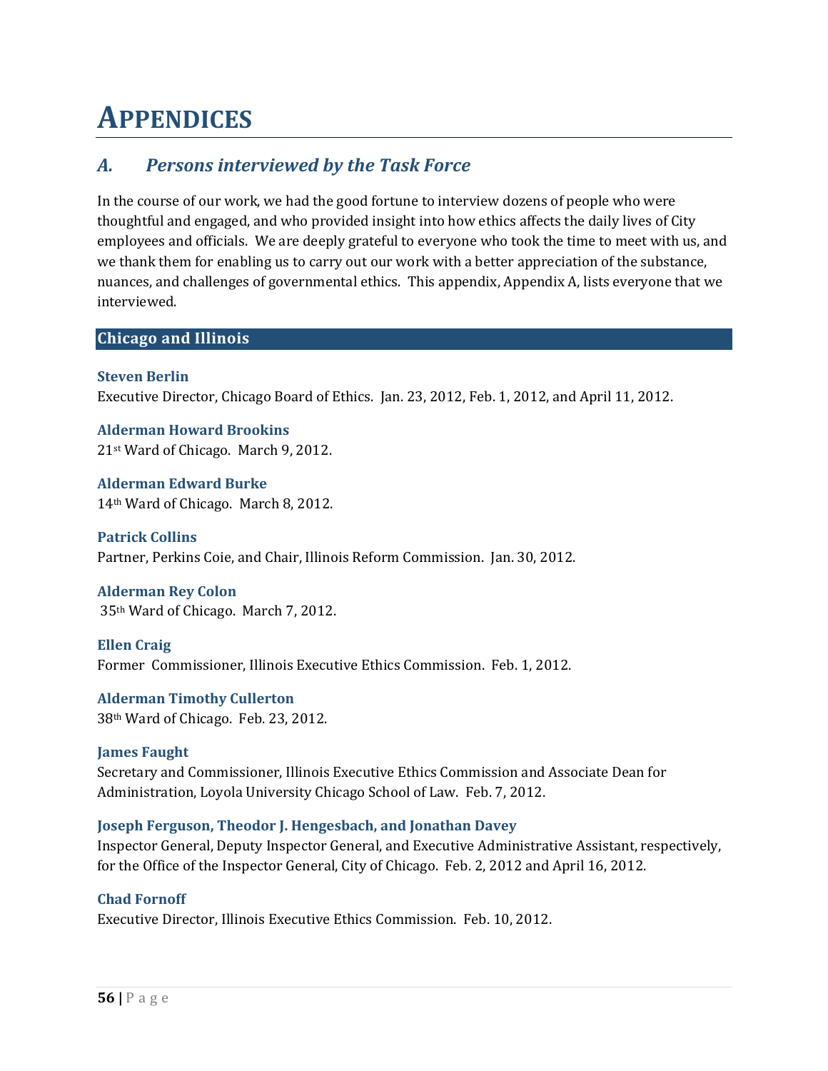# APPENDICES

## *A. Persons interviewed by the Task Force*

In the course of our work, we had the good fortune to interview dozens of people who were thoughtful and engaged, and who provided insight into how ethics affects the daily lives of City employees and officials. We are deeply grateful to everyone who took the time to meet with us, and we thank them for enabling us to carry out our work with a better appreciation of the substance, nuances, and challenges of governmental ethics. This appendix, Appendix A, lists everyone that we interviewed.

### Chicago and Illinois

**Steven Berlin**
Executive Director, Chicago Board of Ethics. Jan. 23, 2012, Feb. 1, 2012, and April 11, 2012.

**Alderman Howard Brookins**
21st Ward of Chicago. March 9, 2012.

**Alderman Edward Burke**
14th Ward of Chicago. March 8, 2012.

**Patrick Collins**
Partner, Perkins Coie, and Chair, Illinois Reform Commission. Jan. 30, 2012.

**Alderman Rey Colon**
35th Ward of Chicago. March 7, 2012.

**Ellen Craig**
Former Commissioner, Illinois Executive Ethics Commission. Feb. 1, 2012.

**Alderman Timothy Cullerton**
38th Ward of Chicago. Feb. 23, 2012.

**James Faught**
Secretary and Commissioner, Illinois Executive Ethics Commission and Associate Dean for Administration, Loyola University Chicago School of Law. Feb. 7, 2012.

**Joseph Ferguson, Theodor J. Hengesbach, and Jonathan Davey**
Inspector General, Deputy Inspector General, and Executive Administrative Assistant, respectively, for the Office of the Inspector General, City of Chicago. Feb. 2, 2012 and April 16, 2012.

**Chad Fornoff**
Executive Director, Illinois Executive Ethics Commission. Feb. 10, 2012.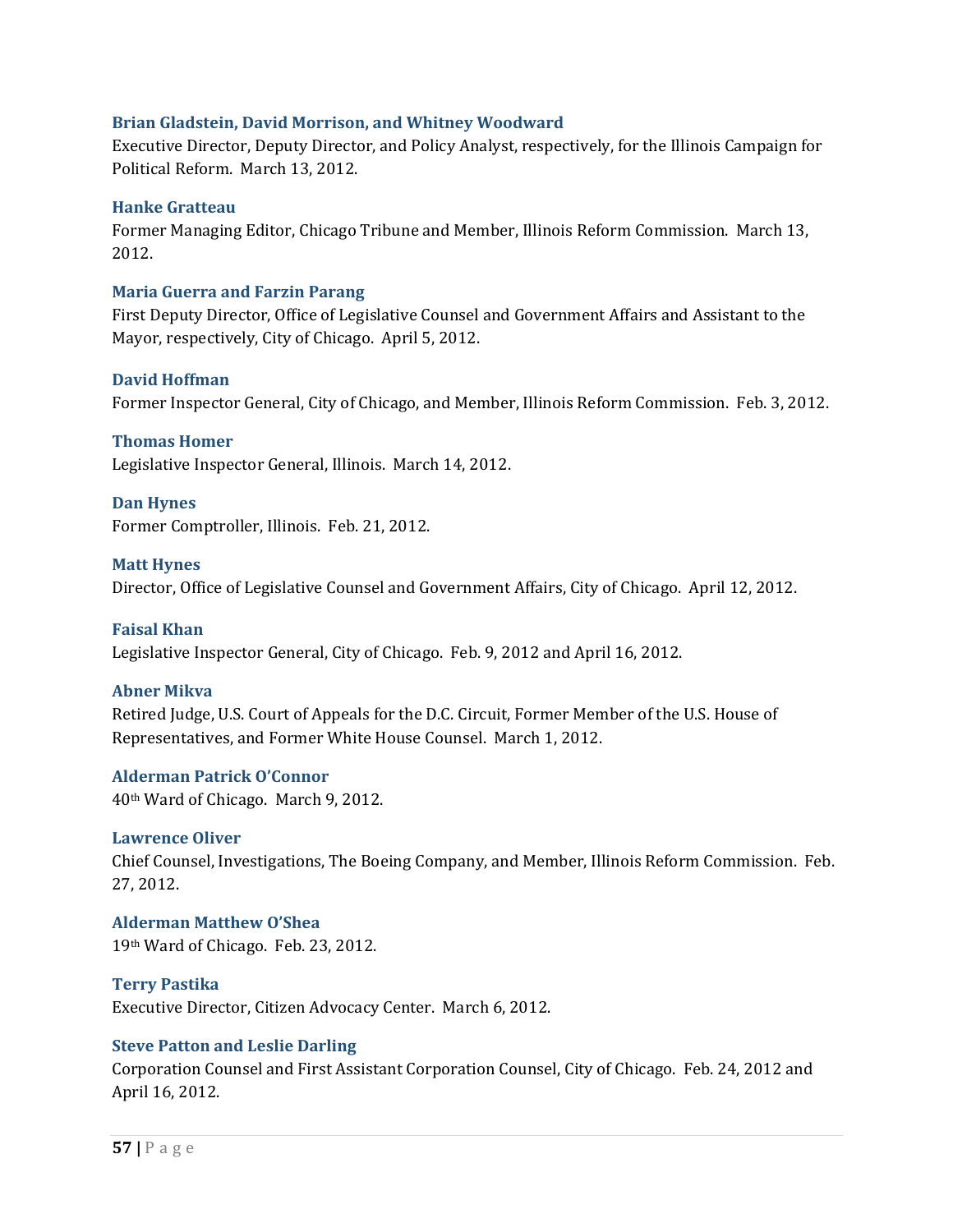**Brian Gladstein, David Morrison, and Whitney Woodward**
Executive Director, Deputy Director, and Policy Analyst, respectively, for the Illinois Campaign for Political Reform. March 13, 2012.

**Hanke Gratteau**
Former Managing Editor, Chicago Tribune and Member, Illinois Reform Commission. March 13, 2012.

**Maria Guerra and Farzin Parang**
First Deputy Director, Office of Legislative Counsel and Government Affairs and Assistant to the Mayor, respectively, City of Chicago. April 5, 2012.

**David Hoffman**
Former Inspector General, City of Chicago, and Member, Illinois Reform Commission. Feb. 3, 2012.

**Thomas Homer**
Legislative Inspector General, Illinois. March 14, 2012.

**Dan Hynes**
Former Comptroller, Illinois. Feb. 21, 2012.

**Matt Hynes**
Director, Office of Legislative Counsel and Government Affairs, City of Chicago. April 12, 2012.

**Faisal Khan**
Legislative Inspector General, City of Chicago. Feb. 9, 2012 and April 16, 2012.

**Abner Mikva**
Retired Judge, U.S. Court of Appeals for the D.C. Circuit, Former Member of the U.S. House of Representatives, and Former White House Counsel. March 1, 2012.

**Alderman Patrick O'Connor**
40th Ward of Chicago. March 9, 2012.

**Lawrence Oliver**
Chief Counsel, Investigations, The Boeing Company, and Member, Illinois Reform Commission. Feb. 27, 2012.

**Alderman Matthew O'Shea**
19th Ward of Chicago. Feb. 23, 2012.

**Terry Pastika**
Executive Director, Citizen Advocacy Center. March 6, 2012.

**Steve Patton and Leslie Darling**
Corporation Counsel and First Assistant Corporation Counsel, City of Chicago. Feb. 24, 2012 and April 16, 2012.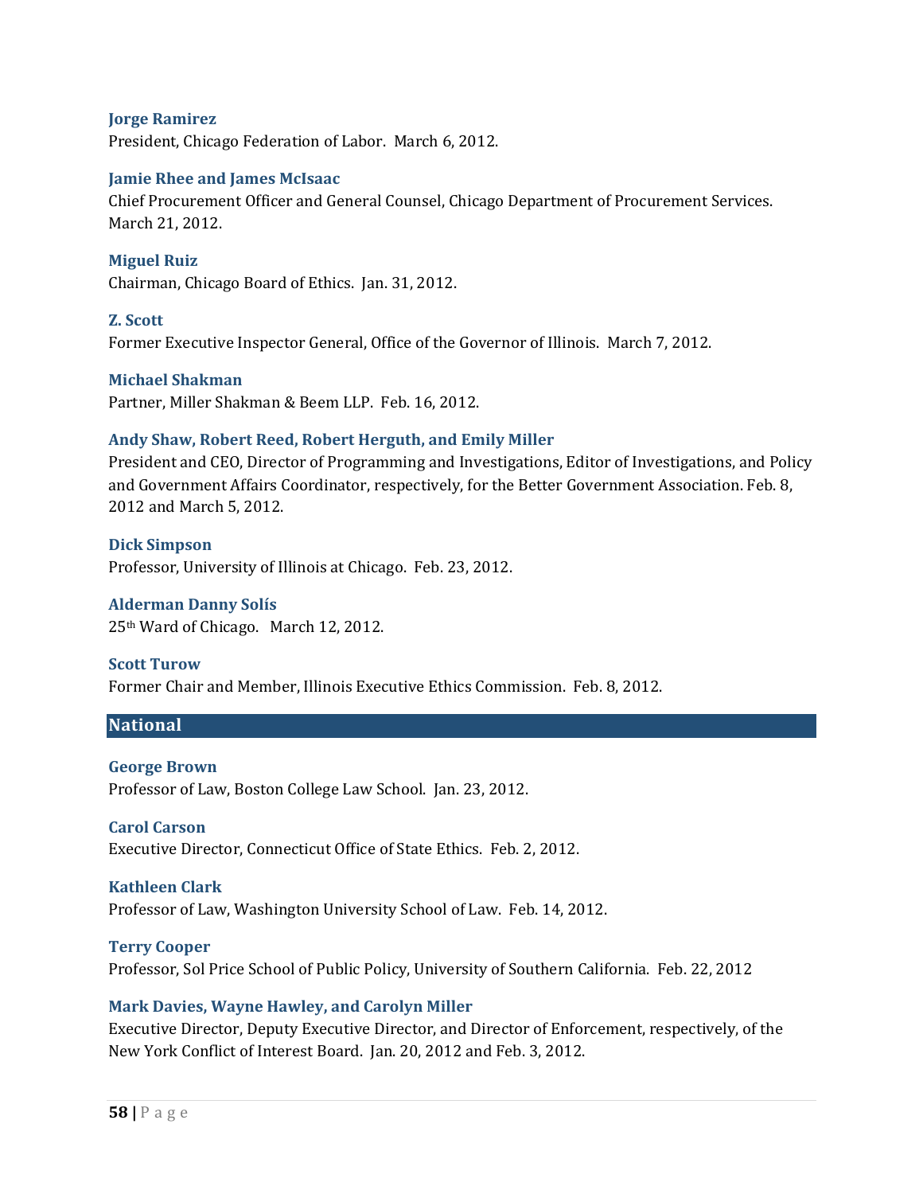**Jorge Ramirez**
President, Chicago Federation of Labor. March 6, 2012.

**Jamie Rhee and James McIsaac**
Chief Procurement Officer and General Counsel, Chicago Department of Procurement Services. March 21, 2012.

**Miguel Ruiz**
Chairman, Chicago Board of Ethics. Jan. 31, 2012.

**Z. Scott**
Former Executive Inspector General, Office of the Governor of Illinois. March 7, 2012.

**Michael Shakman**
Partner, Miller Shakman & Beem LLP. Feb. 16, 2012.

**Andy Shaw, Robert Reed, Robert Herguth, and Emily Miller**
President and CEO, Director of Programming and Investigations, Editor of Investigations, and Policy and Government Affairs Coordinator, respectively, for the Better Government Association. Feb. 8, 2012 and March 5, 2012.

**Dick Simpson**
Professor, University of Illinois at Chicago. Feb. 23, 2012.

**Alderman Danny Solís**
25th Ward of Chicago. March 12, 2012.

**Scott Turow**
Former Chair and Member, Illinois Executive Ethics Commission. Feb. 8, 2012.

## National

**George Brown**
Professor of Law, Boston College Law School. Jan. 23, 2012.

**Carol Carson**
Executive Director, Connecticut Office of State Ethics. Feb. 2, 2012.

**Kathleen Clark**
Professor of Law, Washington University School of Law. Feb. 14, 2012.

**Terry Cooper**
Professor, Sol Price School of Public Policy, University of Southern California. Feb. 22, 2012

**Mark Davies, Wayne Hawley, and Carolyn Miller**
Executive Director, Deputy Executive Director, and Director of Enforcement, respectively, of the New York Conflict of Interest Board. Jan. 20, 2012 and Feb. 3, 2012.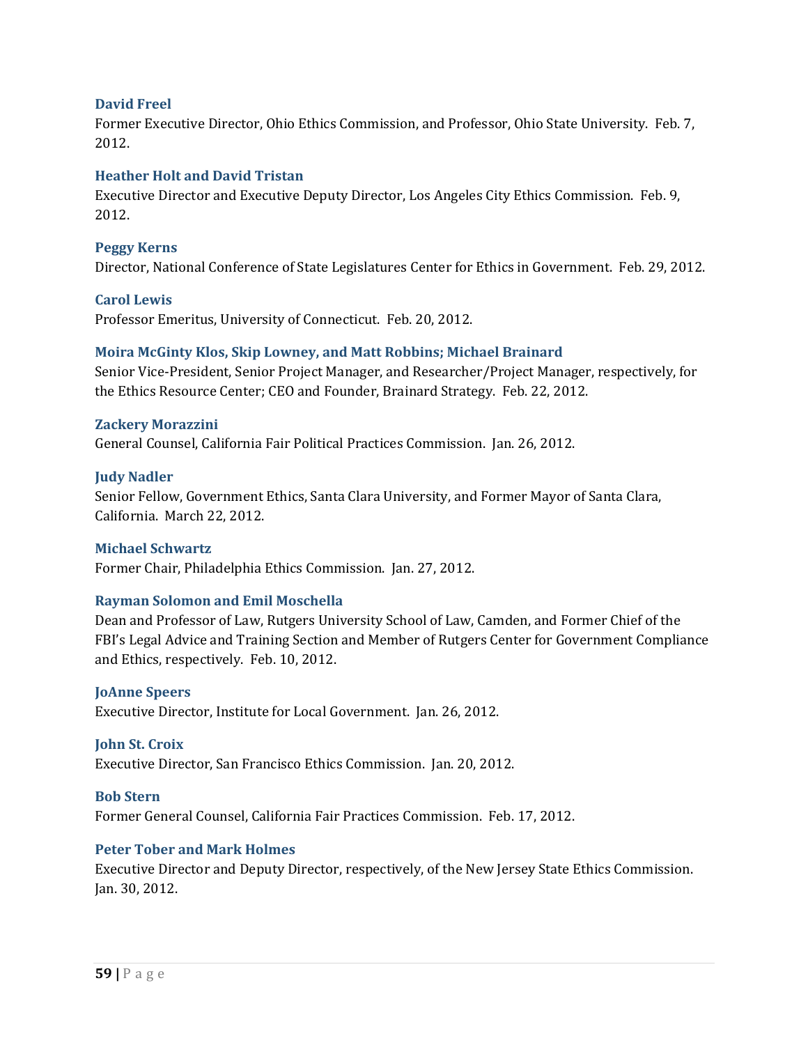**David Freel**
Former Executive Director, Ohio Ethics Commission, and Professor, Ohio State University. Feb. 7, 2012.

**Heather Holt and David Tristan**
Executive Director and Executive Deputy Director, Los Angeles City Ethics Commission. Feb. 9, 2012.

**Peggy Kerns**
Director, National Conference of State Legislatures Center for Ethics in Government. Feb. 29, 2012.

**Carol Lewis**
Professor Emeritus, University of Connecticut. Feb. 20, 2012.

**Moira McGinty Klos, Skip Lowney, and Matt Robbins; Michael Brainard**
Senior Vice-President, Senior Project Manager, and Researcher/Project Manager, respectively, for the Ethics Resource Center; CEO and Founder, Brainard Strategy. Feb. 22, 2012.

**Zackery Morazzini**
General Counsel, California Fair Political Practices Commission. Jan. 26, 2012.

**Judy Nadler**
Senior Fellow, Government Ethics, Santa Clara University, and Former Mayor of Santa Clara, California. March 22, 2012.

**Michael Schwartz**
Former Chair, Philadelphia Ethics Commission. Jan. 27, 2012.

**Rayman Solomon and Emil Moschella**
Dean and Professor of Law, Rutgers University School of Law, Camden, and Former Chief of the FBI's Legal Advice and Training Section and Member of Rutgers Center for Government Compliance and Ethics, respectively. Feb. 10, 2012.

**JoAnne Speers**
Executive Director, Institute for Local Government. Jan. 26, 2012.

**John St. Croix**
Executive Director, San Francisco Ethics Commission. Jan. 20, 2012.

**Bob Stern**
Former General Counsel, California Fair Practices Commission. Feb. 17, 2012.

**Peter Tober and Mark Holmes**
Executive Director and Deputy Director, respectively, of the New Jersey State Ethics Commission. Jan. 30, 2012.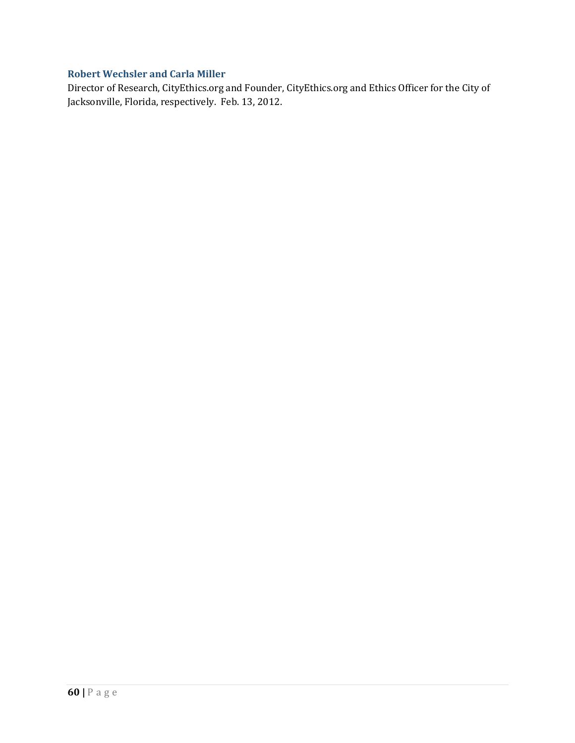### Robert Wechsler and Carla Miller

Director of Research, CityEthics.org and Founder, CityEthics.org and Ethics Officer for the City of Jacksonville, Florida, respectively. Feb. 13, 2012.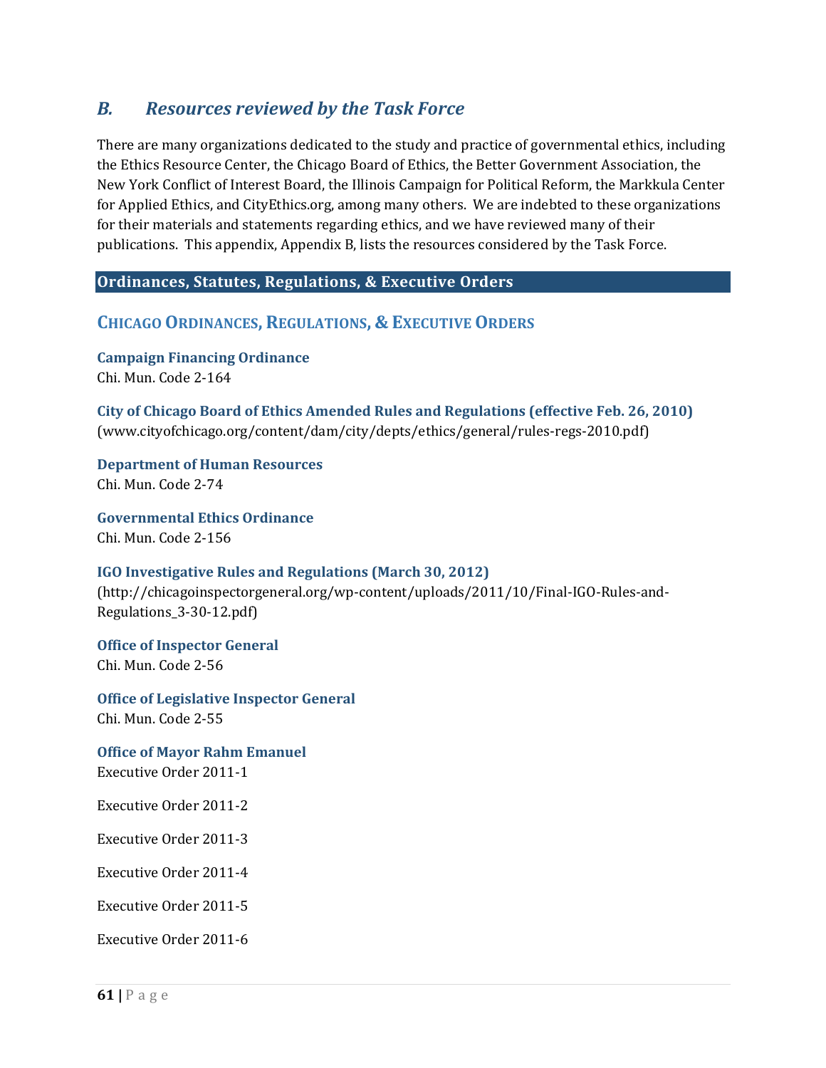## *B. Resources reviewed by the Task Force*

There are many organizations dedicated to the study and practice of governmental ethics, including the Ethics Resource Center, the Chicago Board of Ethics, the Better Government Association, the New York Conflict of Interest Board, the Illinois Campaign for Political Reform, the Markkula Center for Applied Ethics, and CityEthics.org, among many others. We are indebted to these organizations for their materials and statements regarding ethics, and we have reviewed many of their publications. This appendix, Appendix B, lists the resources considered by the Task Force.

### Ordinances, Statutes, Regulations, & Executive Orders

#### CHICAGO ORDINANCES, REGULATIONS, & EXECUTIVE ORDERS

**Campaign Financing Ordinance**
Chi. Mun. Code 2-164

**City of Chicago Board of Ethics Amended Rules and Regulations (effective Feb. 26, 2010)**
(www.cityofchicago.org/content/dam/city/depts/ethics/general/rules-regs-2010.pdf)

**Department of Human Resources**
Chi. Mun. Code 2-74

**Governmental Ethics Ordinance**
Chi. Mun. Code 2-156

**IGO Investigative Rules and Regulations (March 30, 2012)**
(http://chicagoinspectorgeneral.org/wp-content/uploads/2011/10/Final-IGO-Rules-and-Regulations_3-30-12.pdf)

**Office of Inspector General**
Chi. Mun. Code 2-56

**Office of Legislative Inspector General**
Chi. Mun. Code 2-55

**Office of Mayor Rahm Emanuel**
Executive Order 2011-1

Executive Order 2011-2

Executive Order 2011-3

Executive Order 2011-4

Executive Order 2011-5

Executive Order 2011-6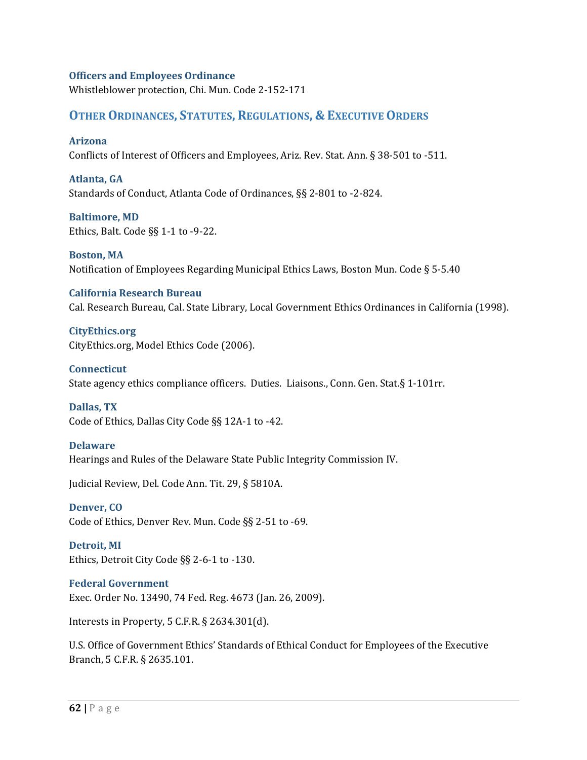### Officers and Employees Ordinance

Whistleblower protection, Chi. Mun. Code 2-152-171

## Other Ordinances, Statutes, Regulations, & Executive Orders

### Arizona

Conflicts of Interest of Officers and Employees, Ariz. Rev. Stat. Ann. § 38-501 to -511.

### Atlanta, GA

Standards of Conduct, Atlanta Code of Ordinances, §§ 2-801 to -2-824.

### Baltimore, MD

Ethics, Balt. Code §§ 1-1 to -9-22.

### Boston, MA

Notification of Employees Regarding Municipal Ethics Laws, Boston Mun. Code § 5-5.40

### California Research Bureau

Cal. Research Bureau, Cal. State Library, Local Government Ethics Ordinances in California (1998).

### CityEthics.org

CityEthics.org, Model Ethics Code (2006).

### Connecticut

State agency ethics compliance officers. Duties. Liaisons., Conn. Gen. Stat.§ 1-101rr.

### Dallas, TX

Code of Ethics, Dallas City Code §§ 12A-1 to -42.

### Delaware

Hearings and Rules of the Delaware State Public Integrity Commission IV.

Judicial Review, Del. Code Ann. Tit. 29, § 5810A.

### Denver, CO

Code of Ethics, Denver Rev. Mun. Code §§ 2-51 to -69.

### Detroit, MI

Ethics, Detroit City Code §§ 2-6-1 to -130.

### Federal Government

Exec. Order No. 13490, 74 Fed. Reg. 4673 (Jan. 26, 2009).

Interests in Property, 5 C.F.R. § 2634.301(d).

U.S. Office of Government Ethics' Standards of Ethical Conduct for Employees of the Executive Branch, 5 C.F.R. § 2635.101.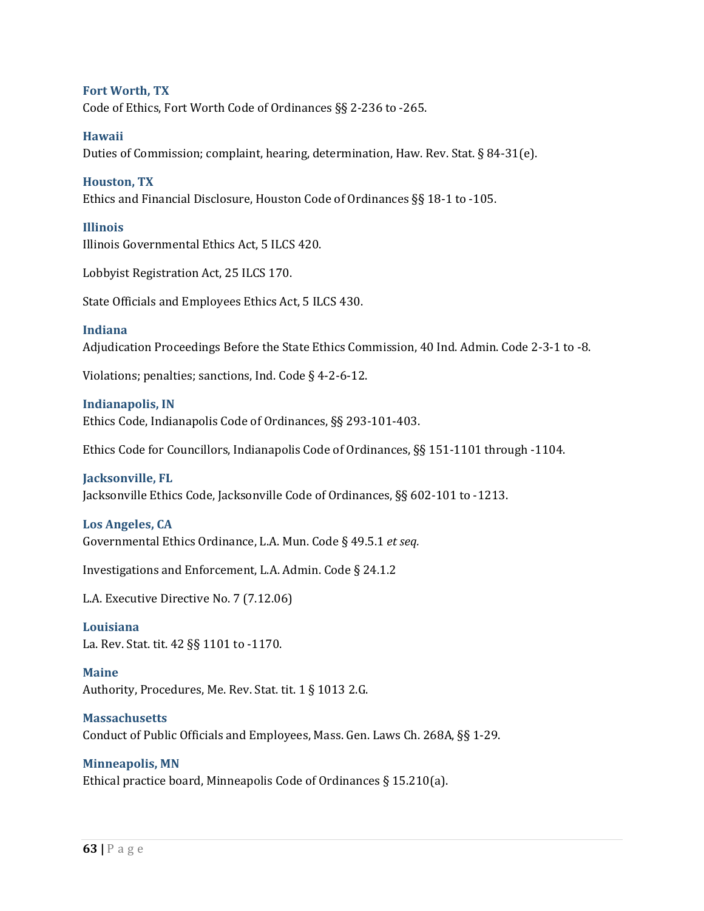**Fort Worth, TX**
Code of Ethics, Fort Worth Code of Ordinances §§ 2-236 to -265.

**Hawaii**
Duties of Commission; complaint, hearing, determination, Haw. Rev. Stat. § 84-31(e).

**Houston, TX**
Ethics and Financial Disclosure, Houston Code of Ordinances §§ 18-1 to -105.

**Illinois**
Illinois Governmental Ethics Act, 5 ILCS 420.

Lobbyist Registration Act, 25 ILCS 170.

State Officials and Employees Ethics Act, 5 ILCS 430.

**Indiana**
Adjudication Proceedings Before the State Ethics Commission, 40 Ind. Admin. Code 2-3-1 to -8.

Violations; penalties; sanctions, Ind. Code § 4-2-6-12.

**Indianapolis, IN**
Ethics Code, Indianapolis Code of Ordinances, §§ 293-101-403.

Ethics Code for Councillors, Indianapolis Code of Ordinances, §§ 151-1101 through -1104.

**Jacksonville, FL**
Jacksonville Ethics Code, Jacksonville Code of Ordinances, §§ 602-101 to -1213.

**Los Angeles, CA**
Governmental Ethics Ordinance, L.A. Mun. Code § 49.5.1 *et seq.*

Investigations and Enforcement, L.A. Admin. Code § 24.1.2

L.A. Executive Directive No. 7 (7.12.06)

**Louisiana**
La. Rev. Stat. tit. 42 §§ 1101 to -1170.

**Maine**
Authority, Procedures, Me. Rev. Stat. tit. 1 § 1013 2.G.

**Massachusetts**
Conduct of Public Officials and Employees, Mass. Gen. Laws Ch. 268A, §§ 1-29.

**Minneapolis, MN**
Ethical practice board, Minneapolis Code of Ordinances § 15.210(a).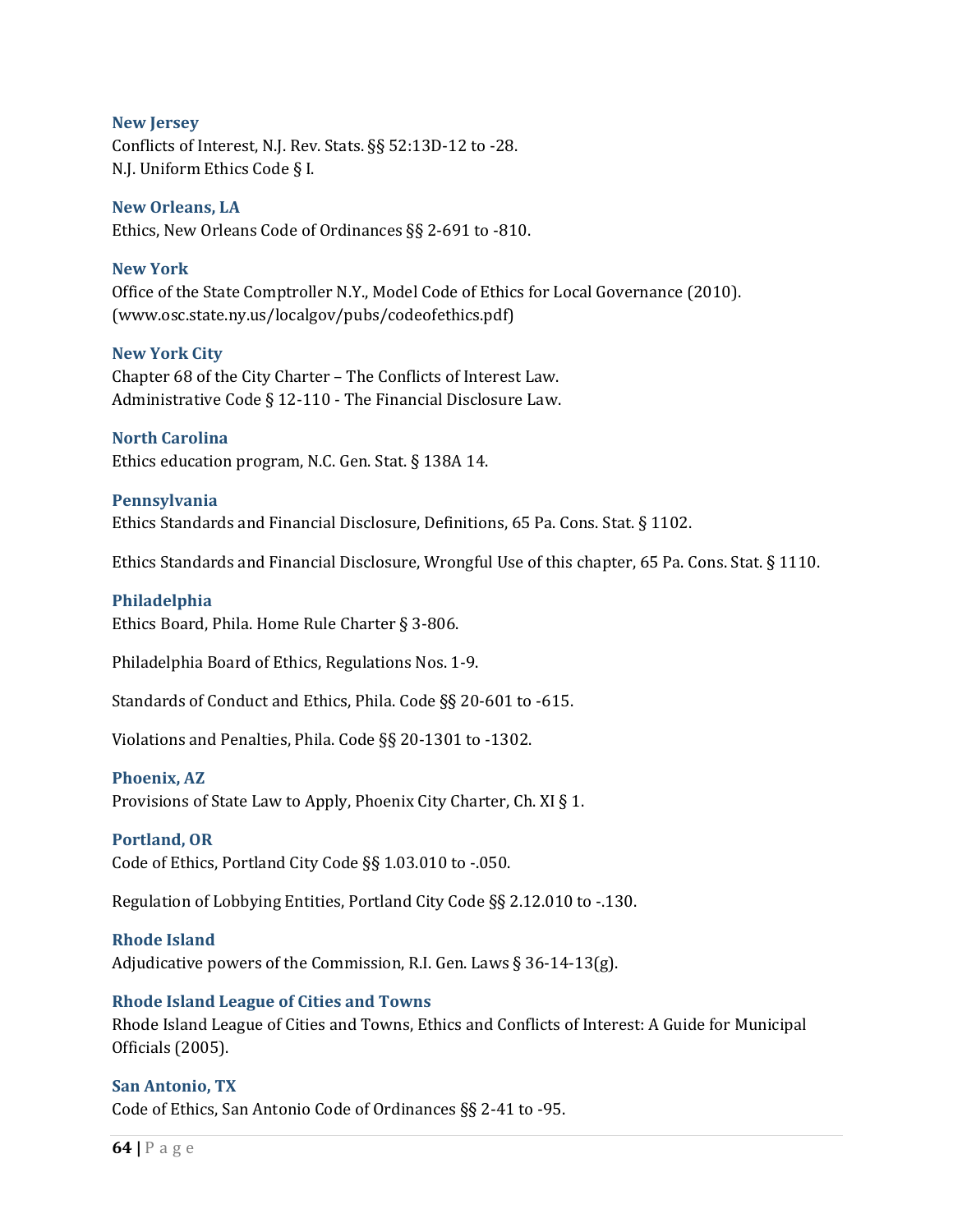**New Jersey**

Conflicts of Interest, N.J. Rev. Stats. §§ 52:13D-12 to -28.
N.J. Uniform Ethics Code § I.

**New Orleans, LA**

Ethics, New Orleans Code of Ordinances §§ 2-691 to -810.

**New York**

Office of the State Comptroller N.Y., Model Code of Ethics for Local Governance (2010). (www.osc.state.ny.us/localgov/pubs/codeofethics.pdf)

**New York City**

Chapter 68 of the City Charter – The Conflicts of Interest Law.
Administrative Code § 12-110 - The Financial Disclosure Law.

**North Carolina**

Ethics education program, N.C. Gen. Stat. § 138A 14.

**Pennsylvania**

Ethics Standards and Financial Disclosure, Definitions, 65 Pa. Cons. Stat. § 1102.

Ethics Standards and Financial Disclosure, Wrongful Use of this chapter, 65 Pa. Cons. Stat. § 1110.

**Philadelphia**

Ethics Board, Phila. Home Rule Charter § 3-806.

Philadelphia Board of Ethics, Regulations Nos. 1-9.

Standards of Conduct and Ethics, Phila. Code §§ 20-601 to -615.

Violations and Penalties, Phila. Code §§ 20-1301 to -1302.

**Phoenix, AZ**

Provisions of State Law to Apply, Phoenix City Charter, Ch. XI § 1.

**Portland, OR**

Code of Ethics, Portland City Code §§ 1.03.010 to -.050.

Regulation of Lobbying Entities, Portland City Code §§ 2.12.010 to -.130.

**Rhode Island**

Adjudicative powers of the Commission, R.I. Gen. Laws § 36-14-13(g).

**Rhode Island League of Cities and Towns**

Rhode Island League of Cities and Towns, Ethics and Conflicts of Interest: A Guide for Municipal Officials (2005).

**San Antonio, TX**

Code of Ethics, San Antonio Code of Ordinances §§ 2-41 to -95.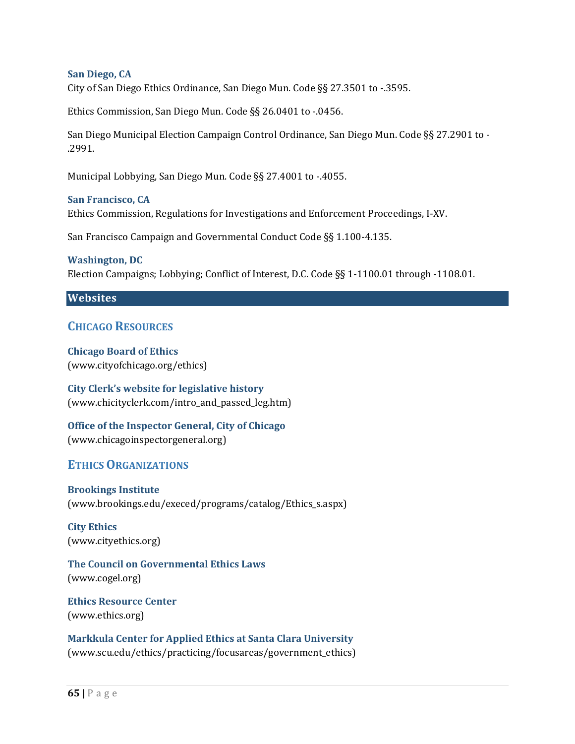### San Diego, CA

City of San Diego Ethics Ordinance, San Diego Mun. Code §§ 27.3501 to -.3595.

Ethics Commission, San Diego Mun. Code §§ 26.0401 to -.0456.

San Diego Municipal Election Campaign Control Ordinance, San Diego Mun. Code §§ 27.2901 to -.2991.

Municipal Lobbying, San Diego Mun. Code §§ 27.4001 to -.4055.

### San Francisco, CA

Ethics Commission, Regulations for Investigations and Enforcement Proceedings, I-XV.

San Francisco Campaign and Governmental Conduct Code §§ 1.100-4.135.

### Washington, DC

Election Campaigns; Lobbying; Conflict of Interest, D.C. Code §§ 1-1100.01 through -1108.01.

## Websites

### Chicago Resources

**Chicago Board of Ethics**
(www.cityofchicago.org/ethics)

**City Clerk's website for legislative history**
(www.chicityclerk.com/intro_and_passed_leg.htm)

**Office of the Inspector General, City of Chicago**
(www.chicagoinspectorgeneral.org)

### Ethics Organizations

**Brookings Institute**
(www.brookings.edu/execed/programs/catalog/Ethics_s.aspx)

**City Ethics**
(www.cityethics.org)

**The Council on Governmental Ethics Laws**
(www.cogel.org)

**Ethics Resource Center**
(www.ethics.org)

**Markkula Center for Applied Ethics at Santa Clara University**
(www.scu.edu/ethics/practicing/focusareas/government_ethics)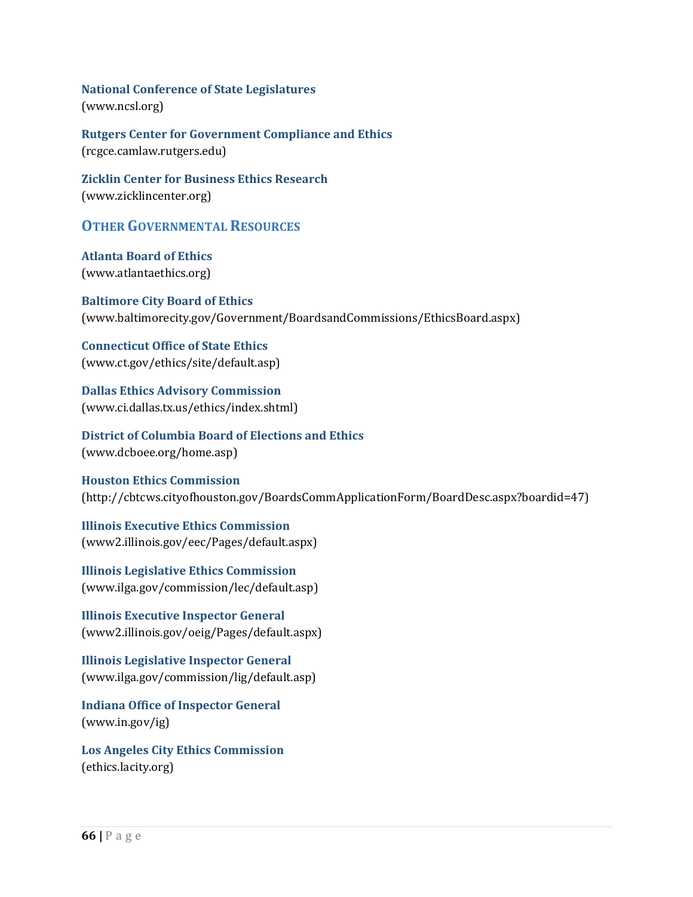**National Conference of State Legislatures**
(www.ncsl.org)

**Rutgers Center for Government Compliance and Ethics**
(rcgce.camlaw.rutgers.edu)

**Zicklin Center for Business Ethics Research**
(www.zicklincenter.org)

## OTHER GOVERNMENTAL RESOURCES

**Atlanta Board of Ethics**
(www.atlantaethics.org)

**Baltimore City Board of Ethics**
(www.baltimorecity.gov/Government/BoardsandCommissions/EthicsBoard.aspx)

**Connecticut Office of State Ethics**
(www.ct.gov/ethics/site/default.asp)

**Dallas Ethics Advisory Commission**
(www.ci.dallas.tx.us/ethics/index.shtml)

**District of Columbia Board of Elections and Ethics**
(www.dcboee.org/home.asp)

**Houston Ethics Commission**
(http://cbtcws.cityofhouston.gov/BoardsCommApplicationForm/BoardDesc.aspx?boardid=47)

**Illinois Executive Ethics Commission**
(www2.illinois.gov/eec/Pages/default.aspx)

**Illinois Legislative Ethics Commission**
(www.ilga.gov/commission/lec/default.asp)

**Illinois Executive Inspector General**
(www2.illinois.gov/oeig/Pages/default.aspx)

**Illinois Legislative Inspector General**
(www.ilga.gov/commission/lig/default.asp)

**Indiana Office of Inspector General**
(www.in.gov/ig)

**Los Angeles City Ethics Commission**
(ethics.lacity.org)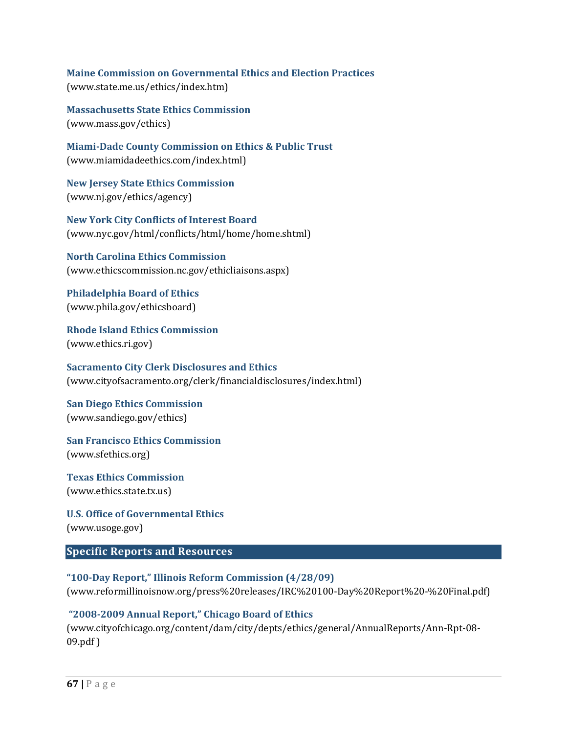**Maine Commission on Governmental Ethics and Election Practices**
(www.state.me.us/ethics/index.htm)

**Massachusetts State Ethics Commission**
(www.mass.gov/ethics)

**Miami-Dade County Commission on Ethics & Public Trust**
(www.miamidadeethics.com/index.html)

**New Jersey State Ethics Commission**
(www.nj.gov/ethics/agency)

**New York City Conflicts of Interest Board**
(www.nyc.gov/html/conflicts/html/home/home.shtml)

**North Carolina Ethics Commission**
(www.ethicscommission.nc.gov/ethicliaisons.aspx)

**Philadelphia Board of Ethics**
(www.phila.gov/ethicsboard)

**Rhode Island Ethics Commission**
(www.ethics.ri.gov)

**Sacramento City Clerk Disclosures and Ethics**
(www.cityofsacramento.org/clerk/financialdisclosures/index.html)

**San Diego Ethics Commission**
(www.sandiego.gov/ethics)

**San Francisco Ethics Commission**
(www.sfethics.org)

**Texas Ethics Commission**
(www.ethics.state.tx.us)

**U.S. Office of Governmental Ethics**
(www.usoge.gov)

## Specific Reports and Resources

**"100-Day Report," Illinois Reform Commission (4/28/09)**
(www.reformillinoisnow.org/press%20releases/IRC%20100-Day%20Report%20-%20Final.pdf)

**"2008-2009 Annual Report," Chicago Board of Ethics**
(www.cityofchicago.org/content/dam/city/depts/ethics/general/AnnualReports/Ann-Rpt-08-09.pdf )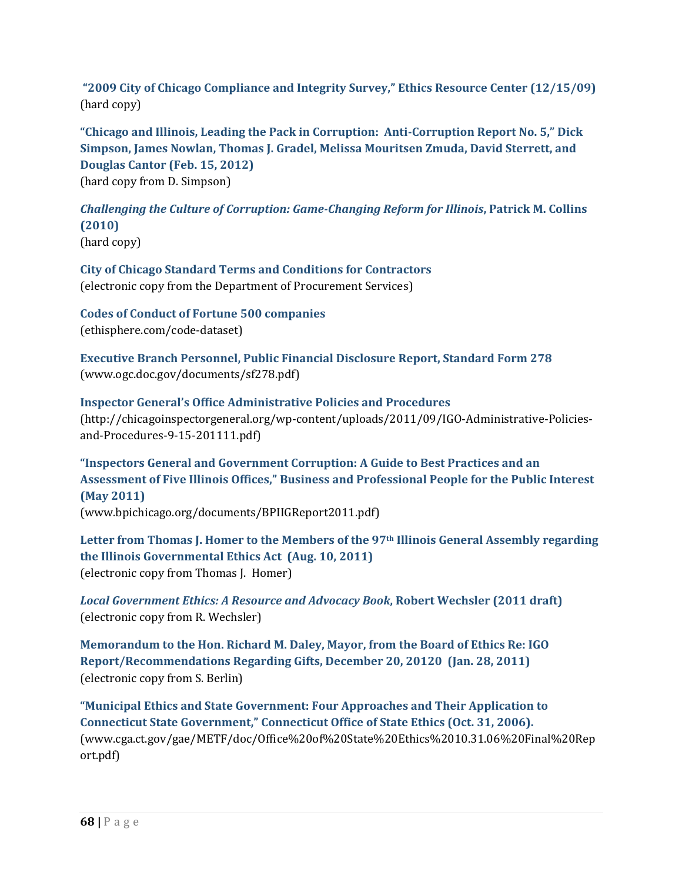**"2009 City of Chicago Compliance and Integrity Survey," Ethics Resource Center (12/15/09)**
(hard copy)

**"Chicago and Illinois, Leading the Pack in Corruption: Anti-Corruption Report No. 5," Dick Simpson, James Nowlan, Thomas J. Gradel, Melissa Mouritsen Zmuda, David Sterrett, and Douglas Cantor (Feb. 15, 2012)**
(hard copy from D. Simpson)

***Challenging the Culture of Corruption: Game-Changing Reform for Illinois*, Patrick M. Collins (2010)**
(hard copy)

**City of Chicago Standard Terms and Conditions for Contractors**
(electronic copy from the Department of Procurement Services)

**Codes of Conduct of Fortune 500 companies**
(ethisphere.com/code-dataset)

**Executive Branch Personnel, Public Financial Disclosure Report, Standard Form 278**
(www.ogc.doc.gov/documents/sf278.pdf)

**Inspector General's Office Administrative Policies and Procedures**
(http://chicagoinspectorgeneral.org/wp-content/uploads/2011/09/IGO-Administrative-Policies-and-Procedures-9-15-201111.pdf)

**"Inspectors General and Government Corruption: A Guide to Best Practices and an Assessment of Five Illinois Offices," Business and Professional People for the Public Interest (May 2011)**
(www.bpichicago.org/documents/BPIIGReport2011.pdf)

**Letter from Thomas J. Homer to the Members of the 97th Illinois General Assembly regarding the Illinois Governmental Ethics Act (Aug. 10, 2011)**
(electronic copy from Thomas J. Homer)

***Local Government Ethics: A Resource and Advocacy Book*, Robert Wechsler (2011 draft)**
(electronic copy from R. Wechsler)

**Memorandum to the Hon. Richard M. Daley, Mayor, from the Board of Ethics Re: IGO Report/Recommendations Regarding Gifts, December 20, 20120 (Jan. 28, 2011)**
(electronic copy from S. Berlin)

**"Municipal Ethics and State Government: Four Approaches and Their Application to Connecticut State Government," Connecticut Office of State Ethics (Oct. 31, 2006).**
(www.cga.ct.gov/gae/METF/doc/Office%20of%20State%20Ethics%2010.31.06%20Final%20Report.pdf)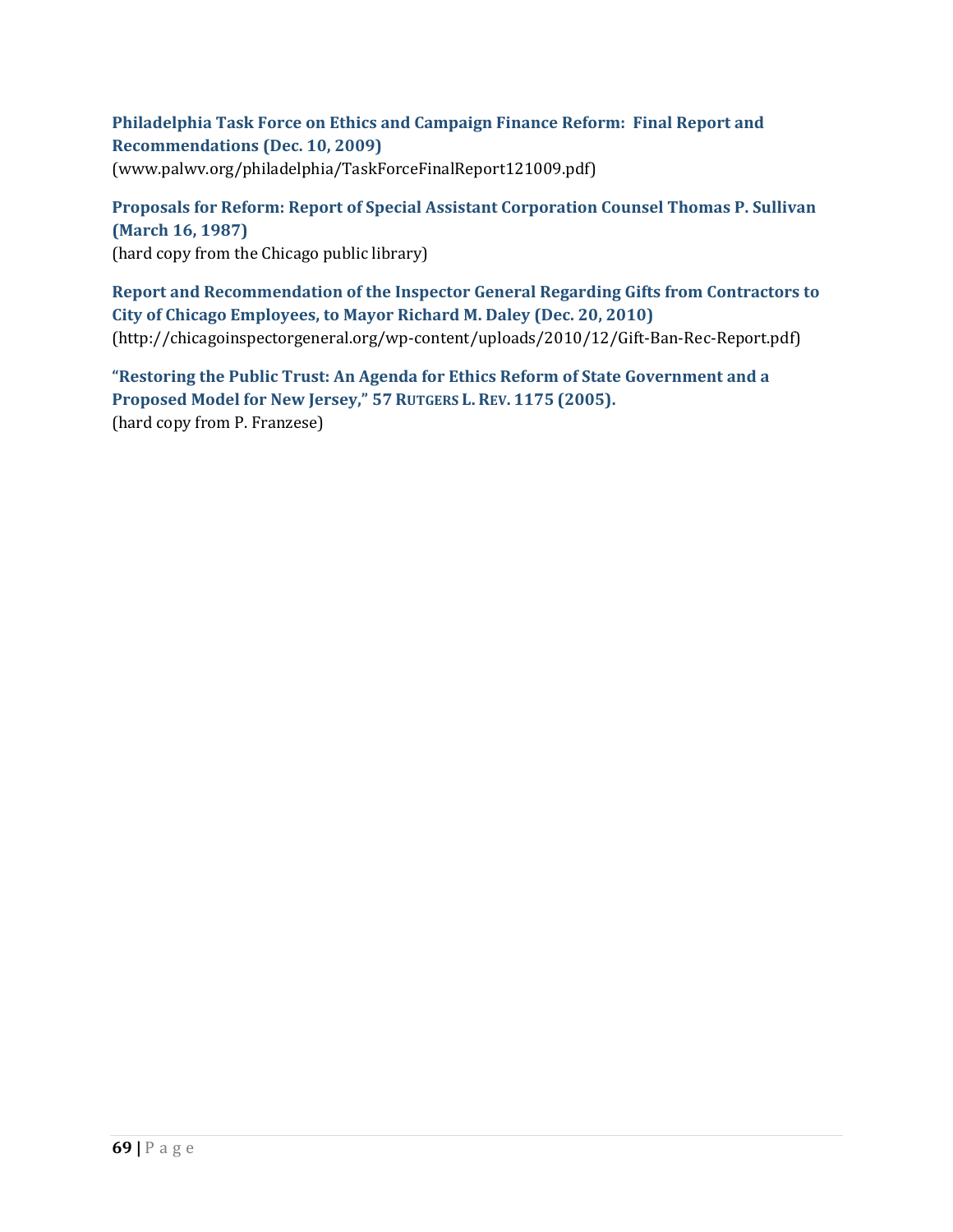**Philadelphia Task Force on Ethics and Campaign Finance Reform: Final Report and Recommendations (Dec. 10, 2009)**
(www.palwv.org/philadelphia/TaskForceFinalReport121009.pdf)

**Proposals for Reform: Report of Special Assistant Corporation Counsel Thomas P. Sullivan (March 16, 1987)**
(hard copy from the Chicago public library)

**Report and Recommendation of the Inspector General Regarding Gifts from Contractors to City of Chicago Employees, to Mayor Richard M. Daley (Dec. 20, 2010)**
(http://chicagoinspectorgeneral.org/wp-content/uploads/2010/12/Gift-Ban-Rec-Report.pdf)

**"Restoring the Public Trust: An Agenda for Ethics Reform of State Government and a Proposed Model for New Jersey," 57 RUTGERS L. REV. 1175 (2005).**
(hard copy from P. Franzese)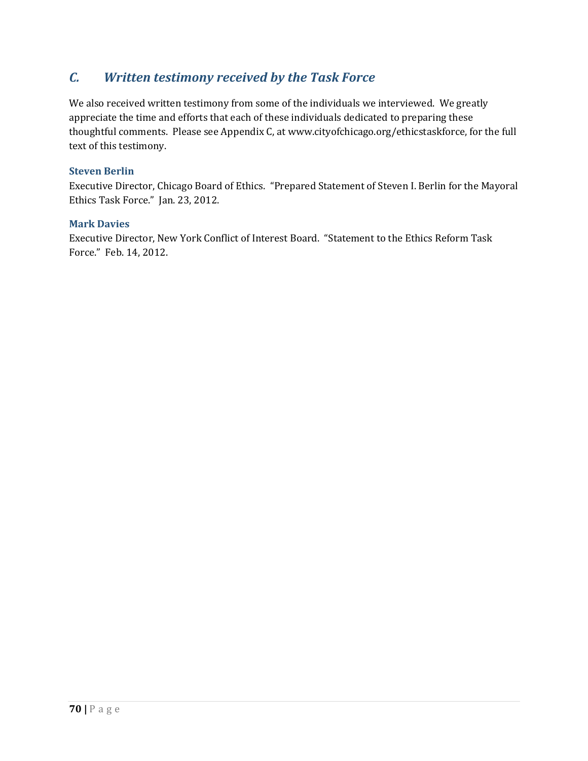## *C. Written testimony received by the Task Force*

We also received written testimony from some of the individuals we interviewed. We greatly appreciate the time and efforts that each of these individuals dedicated to preparing these thoughtful comments. Please see Appendix C, at www.cityofchicago.org/ethicstaskforce, for the full text of this testimony.

**Steven Berlin**
Executive Director, Chicago Board of Ethics. "Prepared Statement of Steven I. Berlin for the Mayoral Ethics Task Force." Jan. 23, 2012.

**Mark Davies**
Executive Director, New York Conflict of Interest Board. "Statement to the Ethics Reform Task Force." Feb. 14, 2012.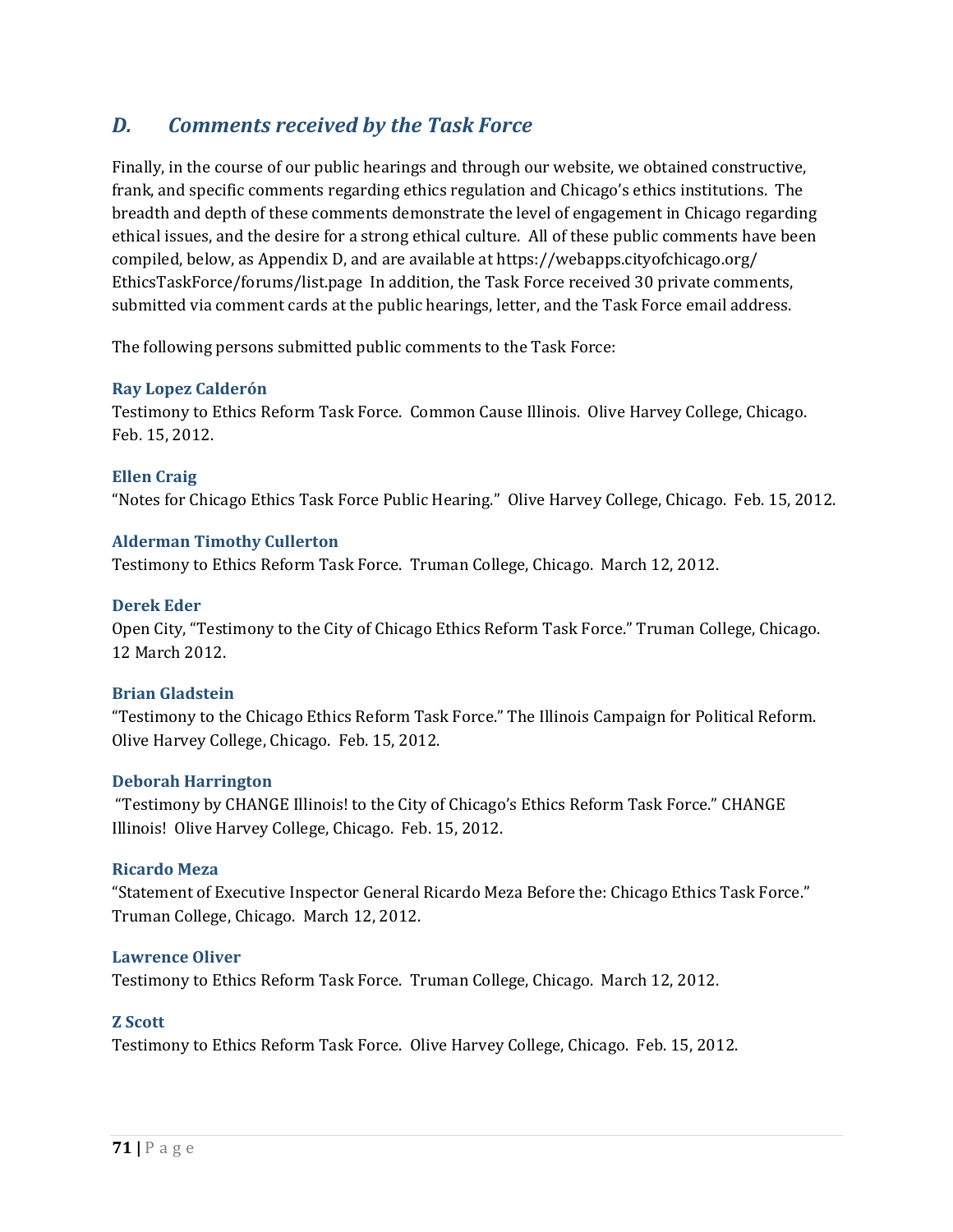## *D. Comments received by the Task Force*

Finally, in the course of our public hearings and through our website, we obtained constructive, frank, and specific comments regarding ethics regulation and Chicago's ethics institutions. The breadth and depth of these comments demonstrate the level of engagement in Chicago regarding ethical issues, and the desire for a strong ethical culture. All of these public comments have been compiled, below, as Appendix D, and are available at https://webapps.cityofchicago.org/EthicsTaskForce/forums/list.page In addition, the Task Force received 30 private comments, submitted via comment cards at the public hearings, letter, and the Task Force email address.

The following persons submitted public comments to the Task Force:

**Ray Lopez Calderón**
Testimony to Ethics Reform Task Force. Common Cause Illinois. Olive Harvey College, Chicago. Feb. 15, 2012.

**Ellen Craig**
"Notes for Chicago Ethics Task Force Public Hearing." Olive Harvey College, Chicago. Feb. 15, 2012.

**Alderman Timothy Cullerton**
Testimony to Ethics Reform Task Force. Truman College, Chicago. March 12, 2012.

**Derek Eder**
Open City, "Testimony to the City of Chicago Ethics Reform Task Force." Truman College, Chicago. 12 March 2012.

**Brian Gladstein**
"Testimony to the Chicago Ethics Reform Task Force." The Illinois Campaign for Political Reform. Olive Harvey College, Chicago. Feb. 15, 2012.

**Deborah Harrington**
"Testimony by CHANGE Illinois! to the City of Chicago's Ethics Reform Task Force." CHANGE Illinois! Olive Harvey College, Chicago. Feb. 15, 2012.

**Ricardo Meza**
"Statement of Executive Inspector General Ricardo Meza Before the: Chicago Ethics Task Force." Truman College, Chicago. March 12, 2012.

**Lawrence Oliver**
Testimony to Ethics Reform Task Force. Truman College, Chicago. March 12, 2012.

**Z Scott**
Testimony to Ethics Reform Task Force. Olive Harvey College, Chicago. Feb. 15, 2012.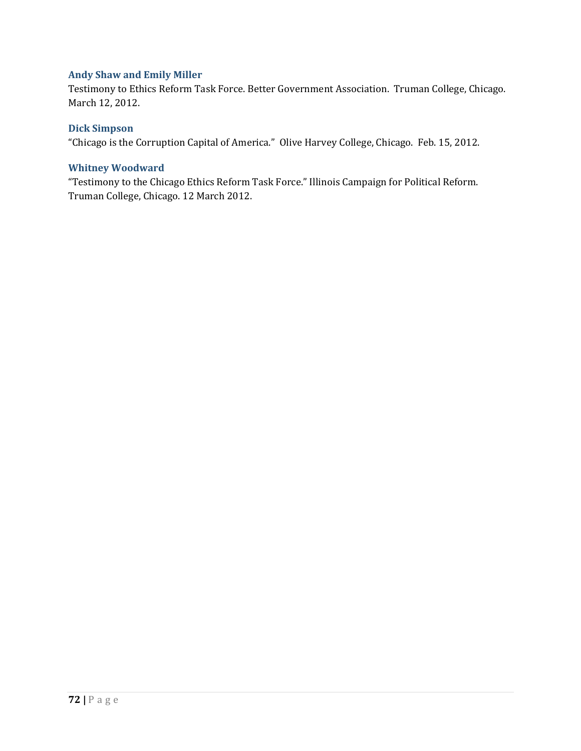### Andy Shaw and Emily Miller

Testimony to Ethics Reform Task Force. Better Government Association. Truman College, Chicago. March 12, 2012.

### Dick Simpson

"Chicago is the Corruption Capital of America." Olive Harvey College, Chicago. Feb. 15, 2012.

### Whitney Woodward

"Testimony to the Chicago Ethics Reform Task Force." Illinois Campaign for Political Reform. Truman College, Chicago. 12 March 2012.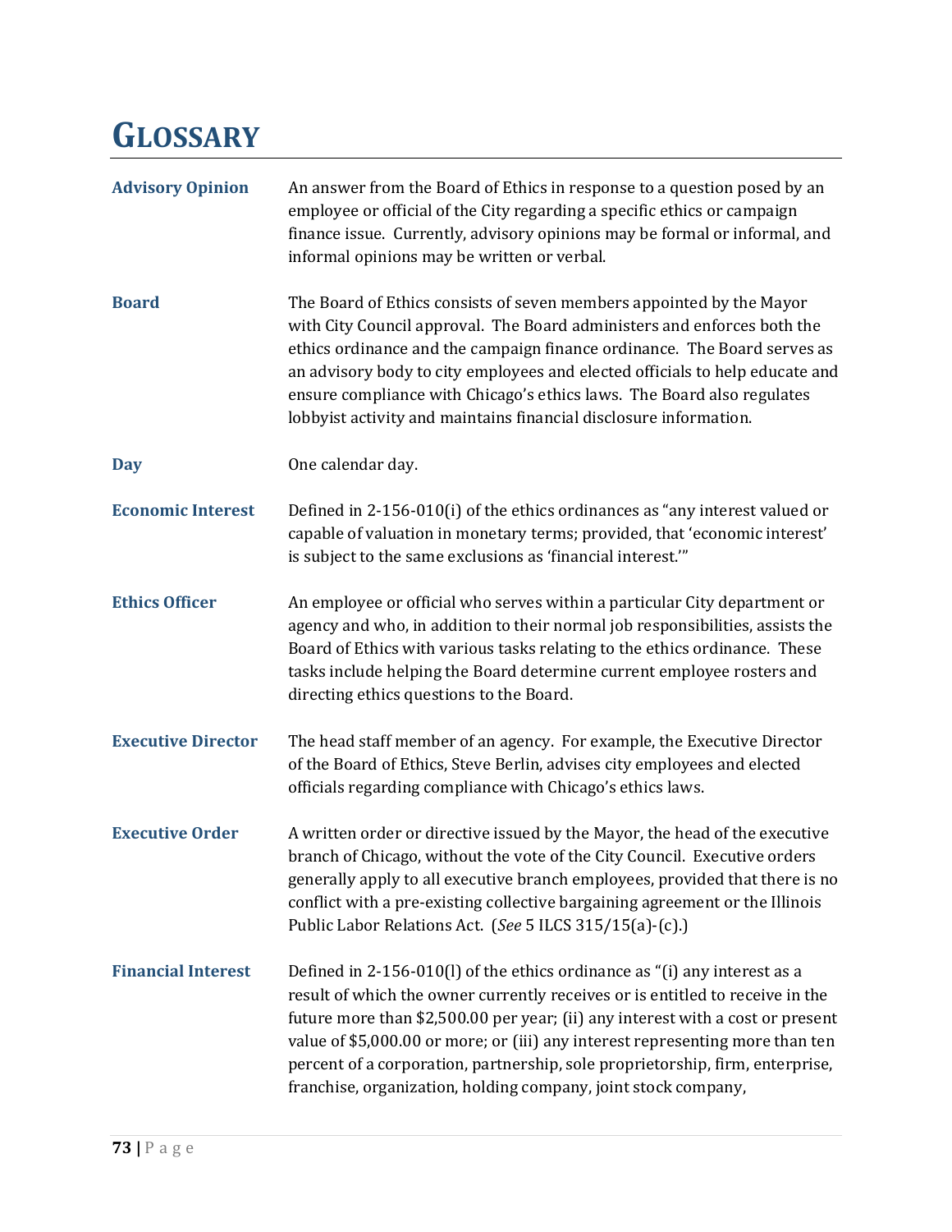# GLOSSARY

**Advisory Opinion** — An answer from the Board of Ethics in response to a question posed by an employee or official of the City regarding a specific ethics or campaign finance issue. Currently, advisory opinions may be formal or informal, and informal opinions may be written or verbal.

**Board** — The Board of Ethics consists of seven members appointed by the Mayor with City Council approval. The Board administers and enforces both the ethics ordinance and the campaign finance ordinance. The Board serves as an advisory body to city employees and elected officials to help educate and ensure compliance with Chicago's ethics laws. The Board also regulates lobbyist activity and maintains financial disclosure information.

**Day** — One calendar day.

**Economic Interest** — Defined in 2-156-010(i) of the ethics ordinances as "any interest valued or capable of valuation in monetary terms; provided, that 'economic interest' is subject to the same exclusions as 'financial interest.'"

**Ethics Officer** — An employee or official who serves within a particular City department or agency and who, in addition to their normal job responsibilities, assists the Board of Ethics with various tasks relating to the ethics ordinance. These tasks include helping the Board determine current employee rosters and directing ethics questions to the Board.

**Executive Director** — The head staff member of an agency. For example, the Executive Director of the Board of Ethics, Steve Berlin, advises city employees and elected officials regarding compliance with Chicago's ethics laws.

**Executive Order** — A written order or directive issued by the Mayor, the head of the executive branch of Chicago, without the vote of the City Council. Executive orders generally apply to all executive branch employees, provided that there is no conflict with a pre-existing collective bargaining agreement or the Illinois Public Labor Relations Act. (*See* 5 ILCS 315/15(a)-(c).)

**Financial Interest** — Defined in 2-156-010(l) of the ethics ordinance as "(i) any interest as a result of which the owner currently receives or is entitled to receive in the future more than $2,500.00 per year; (ii) any interest with a cost or present value of $5,000.00 or more; or (iii) any interest representing more than ten percent of a corporation, partnership, sole proprietorship, firm, enterprise, franchise, organization, holding company, joint stock company,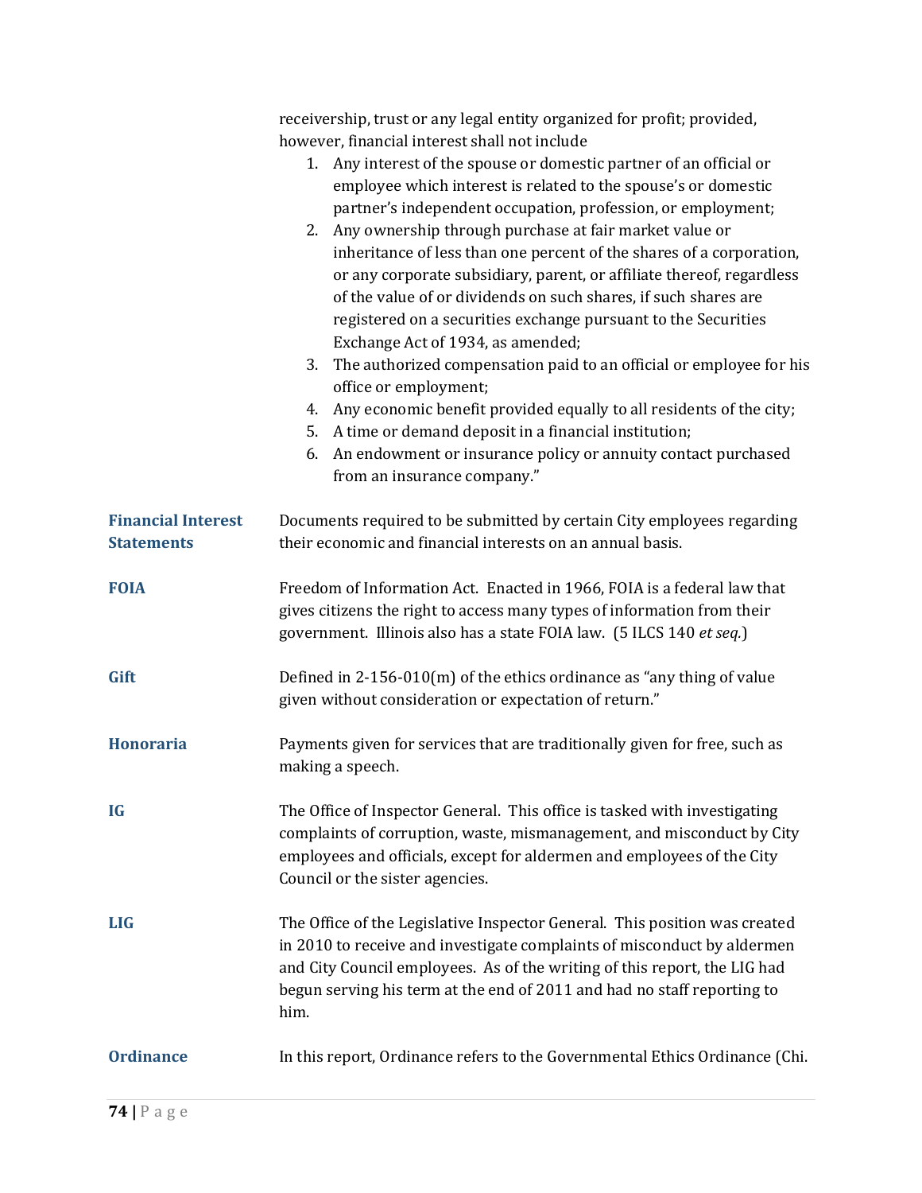receivership, trust or any legal entity organized for profit; provided, however, financial interest shall not include

1. Any interest of the spouse or domestic partner of an official or employee which interest is related to the spouse's or domestic partner's independent occupation, profession, or employment;
2. Any ownership through purchase at fair market value or inheritance of less than one percent of the shares of a corporation, or any corporate subsidiary, parent, or affiliate thereof, regardless of the value of or dividends on such shares, if such shares are registered on a securities exchange pursuant to the Securities Exchange Act of 1934, as amended;
3. The authorized compensation paid to an official or employee for his office or employment;
4. Any economic benefit provided equally to all residents of the city;
5. A time or demand deposit in a financial institution;
6. An endowment or insurance policy or annuity contact purchased from an insurance company."

**Financial Interest Statements** — Documents required to be submitted by certain City employees regarding their economic and financial interests on an annual basis.

**FOIA** — Freedom of Information Act. Enacted in 1966, FOIA is a federal law that gives citizens the right to access many types of information from their government. Illinois also has a state FOIA law. (5 ILCS 140 *et seq.*)

**Gift** — Defined in 2-156-010(m) of the ethics ordinance as "any thing of value given without consideration or expectation of return."

**Honoraria** — Payments given for services that are traditionally given for free, such as making a speech.

**IG** — The Office of Inspector General. This office is tasked with investigating complaints of corruption, waste, mismanagement, and misconduct by City employees and officials, except for aldermen and employees of the City Council or the sister agencies.

**LIG** — The Office of the Legislative Inspector General. This position was created in 2010 to receive and investigate complaints of misconduct by aldermen and City Council employees. As of the writing of this report, the LIG had begun serving his term at the end of 2011 and had no staff reporting to him.

**Ordinance** — In this report, Ordinance refers to the Governmental Ethics Ordinance (Chi.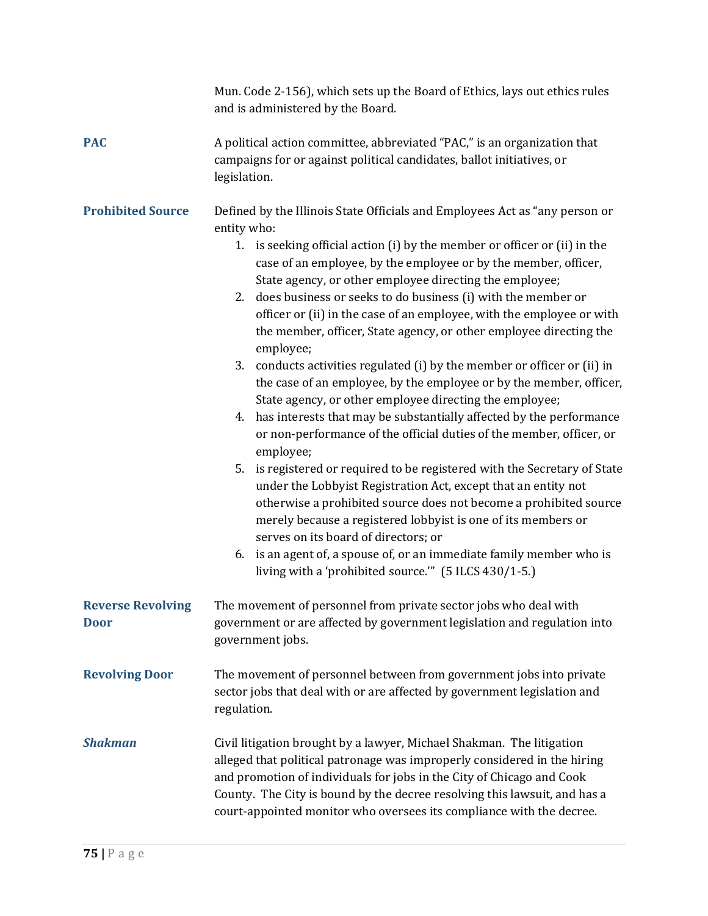Mun. Code 2-156), which sets up the Board of Ethics, lays out ethics rules and is administered by the Board.

**PAC** A political action committee, abbreviated "PAC," is an organization that campaigns for or against political candidates, ballot initiatives, or legislation.

**Prohibited Source** Defined by the Illinois State Officials and Employees Act as "any person or entity who:

1. is seeking official action (i) by the member or officer or (ii) in the case of an employee, by the employee or by the member, officer, State agency, or other employee directing the employee;
2. does business or seeks to do business (i) with the member or officer or (ii) in the case of an employee, with the employee or with the member, officer, State agency, or other employee directing the employee;
3. conducts activities regulated (i) by the member or officer or (ii) in the case of an employee, by the employee or by the member, officer, State agency, or other employee directing the employee;
4. has interests that may be substantially affected by the performance or non-performance of the official duties of the member, officer, or employee;
5. is registered or required to be registered with the Secretary of State under the Lobbyist Registration Act, except that an entity not otherwise a prohibited source does not become a prohibited source merely because a registered lobbyist is one of its members or serves on its board of directors; or
6. is an agent of, a spouse of, or an immediate family member who is living with a 'prohibited source.'" (5 ILCS 430/1-5.)

**Reverse Revolving Door** The movement of personnel from private sector jobs who deal with government or are affected by government legislation and regulation into government jobs.

**Revolving Door** The movement of personnel between from government jobs into private sector jobs that deal with or are affected by government legislation and regulation.

***Shakman*** Civil litigation brought by a lawyer, Michael Shakman. The litigation alleged that political patronage was improperly considered in the hiring and promotion of individuals for jobs in the City of Chicago and Cook County. The City is bound by the decree resolving this lawsuit, and has a court-appointed monitor who oversees its compliance with the decree.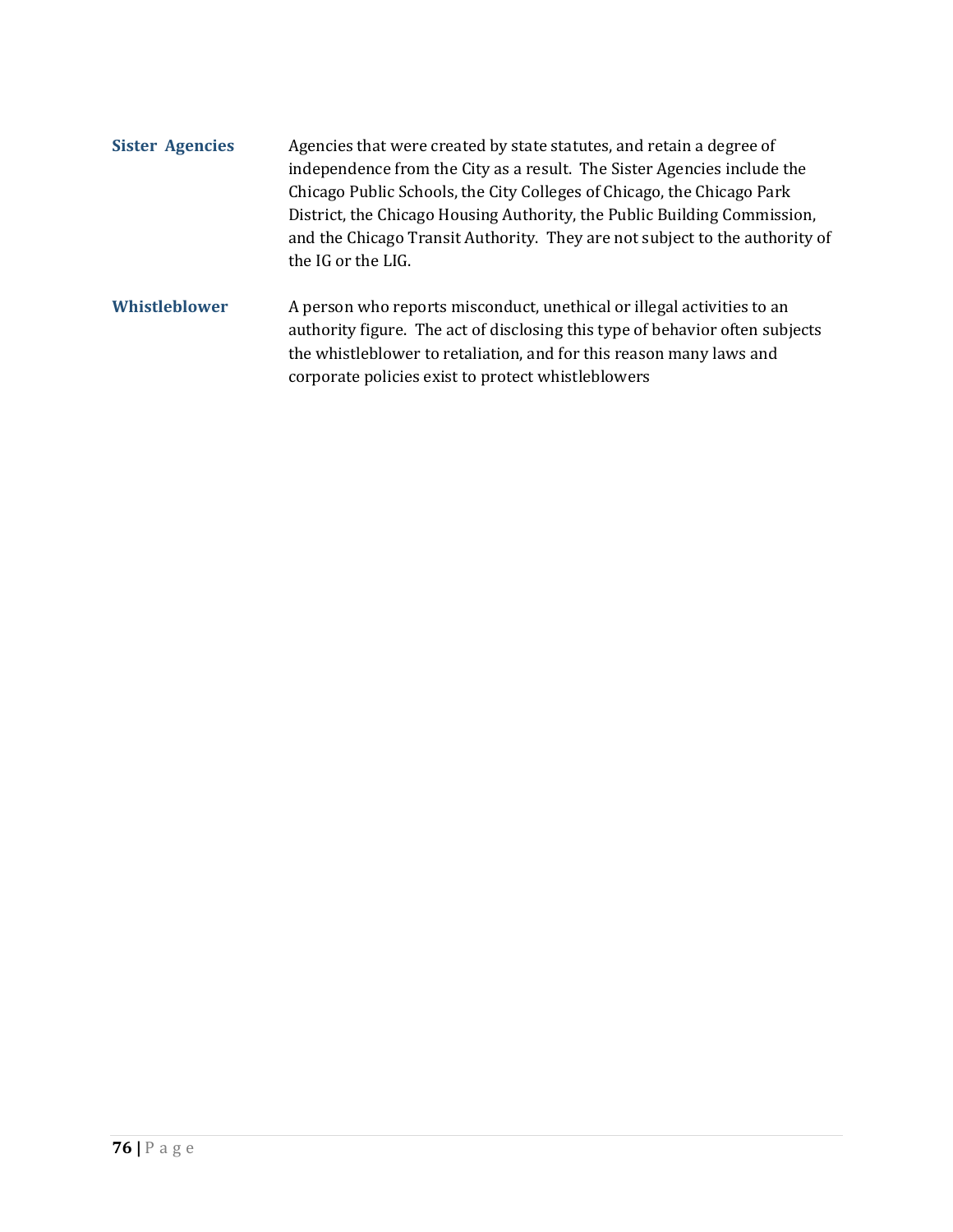**Sister Agencies** Agencies that were created by state statutes, and retain a degree of independence from the City as a result. The Sister Agencies include the Chicago Public Schools, the City Colleges of Chicago, the Chicago Park District, the Chicago Housing Authority, the Public Building Commission, and the Chicago Transit Authority. They are not subject to the authority of the IG or the LIG.

**Whistleblower** A person who reports misconduct, unethical or illegal activities to an authority figure. The act of disclosing this type of behavior often subjects the whistleblower to retaliation, and for this reason many laws and corporate policies exist to protect whistleblowers